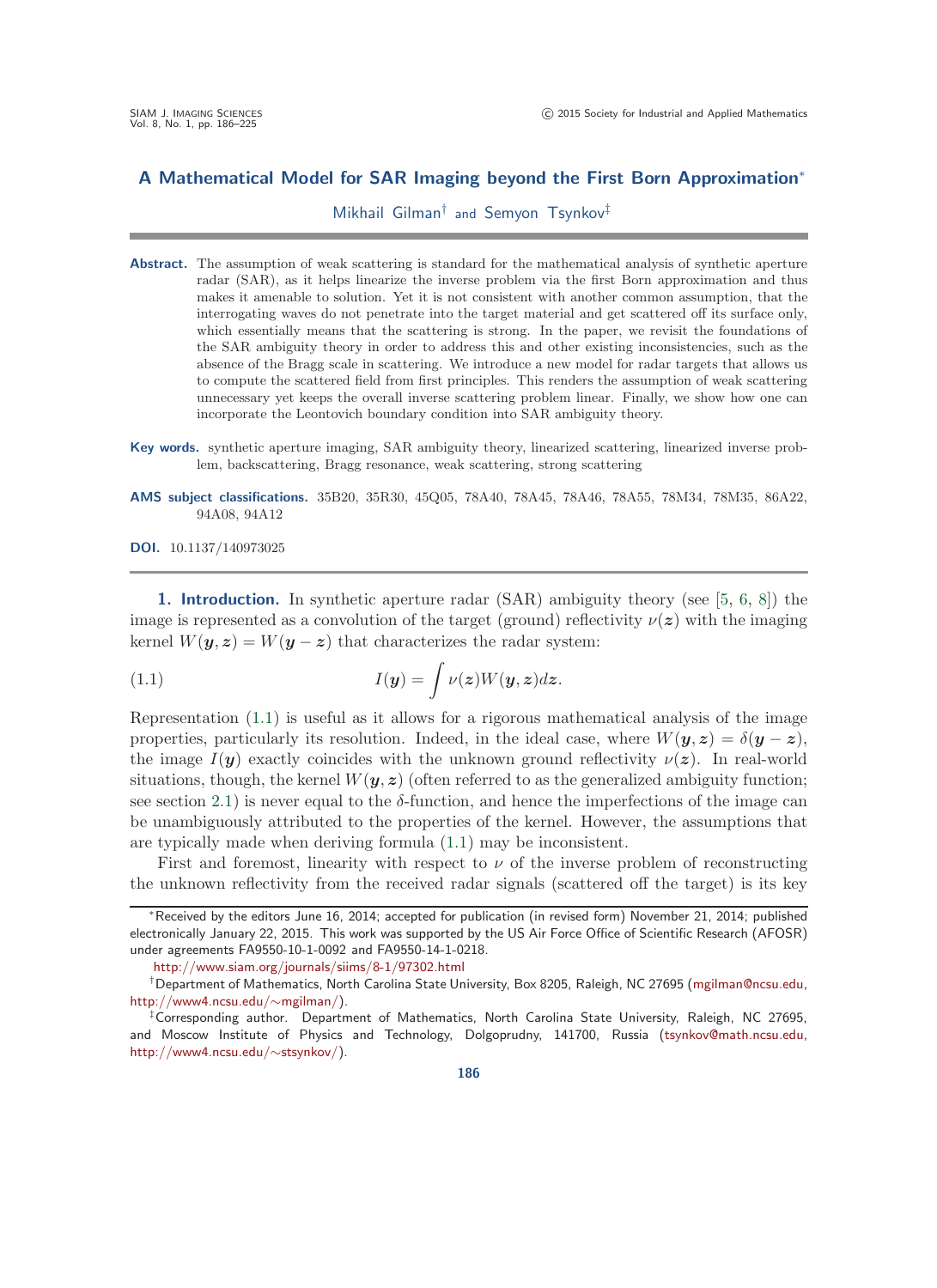# A Mathematical Model for SAR Imaging beyond the First Born Approximation*

Mikhail Gilman[†] and Semyon Tsynkov[‡]

**Abstract.** The assumption of weak scattering is standard for the mathematical analysis of synthetic aperture radar (SAR), as it helps linearize the inverse problem via the first Born approximation and thus makes it amenable to solution. Yet it is not consistent with another common assumption, that the interrogating waves do not penetrate into the target material and get scattered off its surface only, which essentially means that the scattering is strong. In the paper, we revisit the foundations of the SAR ambiguity theory in order to address this and other existing inconsistencies, such as the absence of the Bragg scale in scattering. We introduce a new model for radar targets that allows us to compute the scattered field from first principles. This renders the assumption of weak scattering unnecessary yet keeps the overall inverse scattering problem linear. Finally, we show how one can incorporate the Leontovich boundary condition into SAR ambiguity theory.

**Key words.** synthetic aperture imaging, SAR ambiguity theory, linearized scattering, linearized inverse problem, backscattering, Bragg resonance, weak scattering, strong scattering

**AMS subject classifications.** 35B20, 35R30, 45Q05, 78A40, 78A45, 78A46, 78A55, 78M34, 78M35, 86A22, 94A08, 94A12

**DOI.** 10.1137/140973025

## 1. Introduction.

In synthetic aperture radar (SAR) ambiguity theory (see [5, 6, 8]) the image is represented as a convolution of the target (ground) reflectivity $\nu(\boldsymbol{z})$ with the imaging kernel $W(\boldsymbol{y}, \boldsymbol{z}) = W(\boldsymbol{y} - \boldsymbol{z})$ that characterizes the radar system:

$$I(\boldsymbol{y}) = \int \nu(\boldsymbol{z}) W(\boldsymbol{y}, \boldsymbol{z}) d\boldsymbol{z}. \tag{1.1}$$

Representation (1.1) is useful as it allows for a rigorous mathematical analysis of the image properties, particularly its resolution. Indeed, in the ideal case, where $W(\boldsymbol{y}, \boldsymbol{z}) = \delta(\boldsymbol{y} - \boldsymbol{z})$, the image $I(\boldsymbol{y})$ exactly coincides with the unknown ground reflectivity $\nu(\boldsymbol{z})$. In real-world situations, though, the kernel $W(\boldsymbol{y}, \boldsymbol{z})$ (often referred to as the generalized ambiguity function; see section 2.1) is never equal to the $\delta$-function, and hence the imperfections of the image can be unambiguously attributed to the properties of the kernel. However, the assumptions that are typically made when deriving formula (1.1) may be inconsistent.

First and foremost, linearity with respect to $\nu$ of the inverse problem of reconstructing the unknown reflectivity from the received radar signals (scattered off the target) is its key

---

*Received by the editors June 16, 2014; accepted for publication (in revised form) November 21, 2014; published electronically January 22, 2015. This work was supported by the US Air Force Office of Scientific Research (AFOSR) under agreements FA9550-10-1-0092 and FA9550-14-1-0218.

http://www.siam.org/journals/siims/8-1/97302.html

[†]Department of Mathematics, North Carolina State University, Box 8205, Raleigh, NC 27695 (mgilman@ncsu.edu, http://www4.ncsu.edu/~mgilman/).

[‡]Corresponding author. Department of Mathematics, North Carolina State University, Raleigh, NC 27695, and Moscow Institute of Physics and Technology, Dolgoprudny, 141700, Russia (tsynkov@math.ncsu.edu, http://www4.ncsu.edu/~stsynkov/).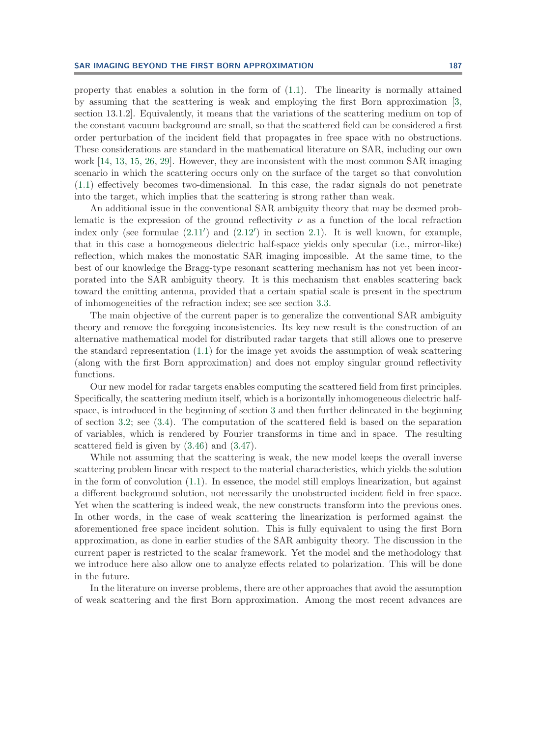property that enables a solution in the form of (1.1). The linearity is normally attained by assuming that the scattering is weak and employing the first Born approximation [3, section 13.1.2]. Equivalently, it means that the variations of the scattering medium on top of the constant vacuum background are small, so that the scattered field can be considered a first order perturbation of the incident field that propagates in free space with no obstructions. These considerations are standard in the mathematical literature on SAR, including our own work [14, 13, 15, 26, 29]. However, they are inconsistent with the most common SAR imaging scenario in which the scattering occurs only on the surface of the target so that convolution (1.1) effectively becomes two-dimensional. In this case, the radar signals do not penetrate into the target, which implies that the scattering is strong rather than weak.

An additional issue in the conventional SAR ambiguity theory that may be deemed problematic is the expression of the ground reflectivity $\nu$ as a function of the local refraction index only (see formulae (2.11′) and (2.12′) in section 2.1). It is well known, for example, that in this case a homogeneous dielectric half-space yields only specular (i.e., mirror-like) reflection, which makes the monostatic SAR imaging impossible. At the same time, to the best of our knowledge the Bragg-type resonant scattering mechanism has not yet been incorporated into the SAR ambiguity theory. It is this mechanism that enables scattering back toward the emitting antenna, provided that a certain spatial scale is present in the spectrum of inhomogeneities of the refraction index; see see section 3.3.

The main objective of the current paper is to generalize the conventional SAR ambiguity theory and remove the foregoing inconsistencies. Its key new result is the construction of an alternative mathematical model for distributed radar targets that still allows one to preserve the standard representation (1.1) for the image yet avoids the assumption of weak scattering (along with the first Born approximation) and does not employ singular ground reflectivity functions.

Our new model for radar targets enables computing the scattered field from first principles. Specifically, the scattering medium itself, which is a horizontally inhomogeneous dielectric half-space, is introduced in the beginning of section 3 and then further delineated in the beginning of section 3.2; see (3.4). The computation of the scattered field is based on the separation of variables, which is rendered by Fourier transforms in time and in space. The resulting scattered field is given by (3.46) and (3.47).

While not assuming that the scattering is weak, the new model keeps the overall inverse scattering problem linear with respect to the material characteristics, which yields the solution in the form of convolution (1.1). In essence, the model still employs linearization, but against a different background solution, not necessarily the unobstructed incident field in free space. Yet when the scattering is indeed weak, the new constructs transform into the previous ones. In other words, in the case of weak scattering the linearization is performed against the aforementioned free space incident solution. This is fully equivalent to using the first Born approximation, as done in earlier studies of the SAR ambiguity theory. The discussion in the current paper is restricted to the scalar framework. Yet the model and the methodology that we introduce here also allow one to analyze effects related to polarization. This will be done in the future.

In the literature on inverse problems, there are other approaches that avoid the assumption of weak scattering and the first Born approximation. Among the most recent advances are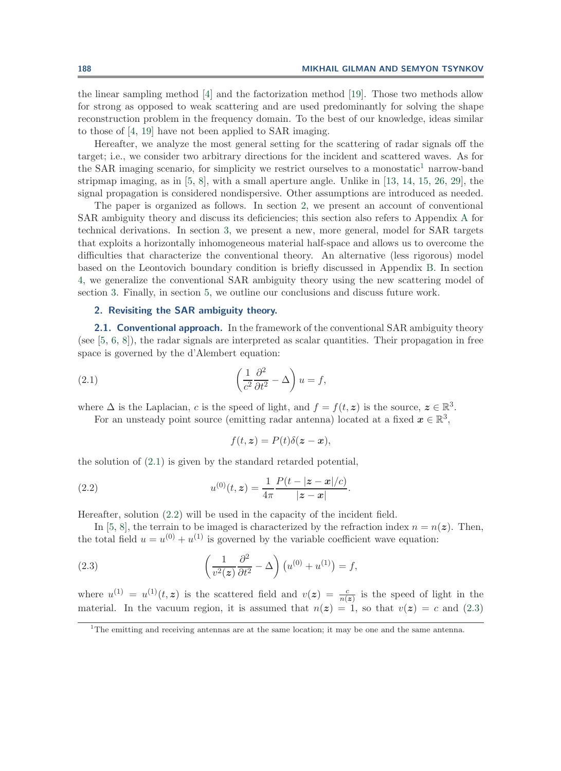the linear sampling method [4] and the factorization method [19]. Those two methods allow for strong as opposed to weak scattering and are used predominantly for solving the shape reconstruction problem in the frequency domain. To the best of our knowledge, ideas similar to those of [4, 19] have not been applied to SAR imaging.

Hereafter, we analyze the most general setting for the scattering of radar signals off the target; i.e., we consider two arbitrary directions for the incident and scattered waves. As for the SAR imaging scenario, for simplicity we restrict ourselves to a monostatic[1] narrow-band stripmap imaging, as in [5, 8], with a small aperture angle. Unlike in [13, 14, 15, 26, 29], the signal propagation is considered nondispersive. Other assumptions are introduced as needed.

The paper is organized as follows. In section 2, we present an account of conventional SAR ambiguity theory and discuss its deficiencies; this section also refers to Appendix A for technical derivations. In section 3, we present a new, more general, model for SAR targets that exploits a horizontally inhomogeneous material half-space and allows us to overcome the difficulties that characterize the conventional theory. An alternative (less rigorous) model based on the Leontovich boundary condition is briefly discussed in Appendix B. In section 4, we generalize the conventional SAR ambiguity theory using the new scattering model of section 3. Finally, in section 5, we outline our conclusions and discuss future work.

## 2. Revisiting the SAR ambiguity theory.

**2.1. Conventional approach.** In the framework of the conventional SAR ambiguity theory (see [5, 6, 8]), the radar signals are interpreted as scalar quantities. Their propagation in free space is governed by the d'Alembert equation:

$$\left(\frac{1}{c^2}\frac{\partial^2}{\partial t^2} - \Delta\right) u = f, \tag{2.1}$$

where $\Delta$ is the Laplacian, $c$ is the speed of light, and $f = f(t, \boldsymbol{z})$ is the source, $\boldsymbol{z} \in \mathbb{R}^3$.

For an unsteady point source (emitting radar antenna) located at a fixed $\boldsymbol{x} \in \mathbb{R}^3$,

$$f(t, \boldsymbol{z}) = P(t)\delta(\boldsymbol{z} - \boldsymbol{x}),$$

the solution of (2.1) is given by the standard retarded potential,

$$u^{(0)}(t, \boldsymbol{z}) = \frac{1}{4\pi}\frac{P(t - |\boldsymbol{z} - \boldsymbol{x}|/c)}{|\boldsymbol{z} - \boldsymbol{x}|}. \tag{2.2}$$

Hereafter, solution (2.2) will be used in the capacity of the incident field.

In [5, 8], the terrain to be imaged is characterized by the refraction index $n = n(\boldsymbol{z})$. Then, the total field $u = u^{(0)} + u^{(1)}$ is governed by the variable coefficient wave equation:

$$\left(\frac{1}{v^2(\boldsymbol{z})}\frac{\partial^2}{\partial t^2} - \Delta\right) \left(u^{(0)} + u^{(1)}\right) = f, \tag{2.3}$$

where $u^{(1)} = u^{(1)}(t, \boldsymbol{z})$ is the scattered field and $v(\boldsymbol{z}) = \frac{c}{n(\boldsymbol{z})}$ is the speed of light in the material. In the vacuum region, it is assumed that $n(\boldsymbol{z}) = 1$, so that $v(\boldsymbol{z}) = c$ and (2.3)

[1] The emitting and receiving antennas are at the same location; it may be one and the same antenna.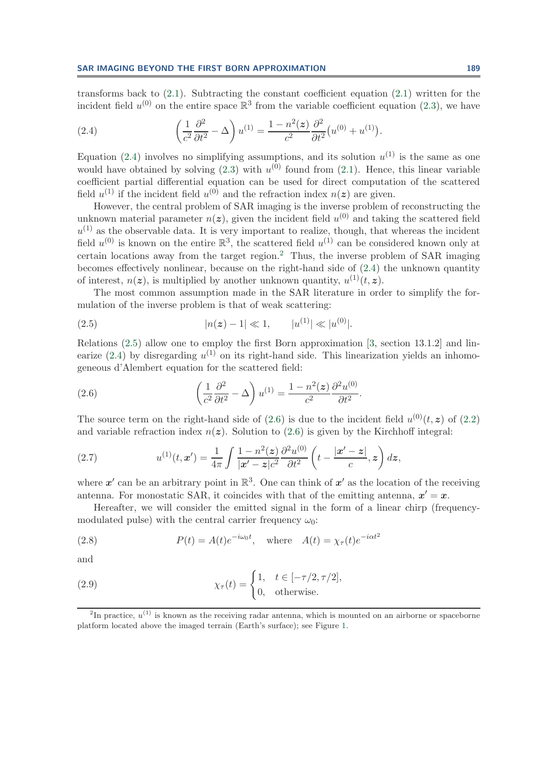transforms back to (2.1). Subtracting the constant coefficient equation (2.1) written for the incident field $u^{(0)}$ on the entire space $\mathbb{R}^3$ from the variable coefficient equation (2.3), we have

$$\left(\frac{1}{c^2}\frac{\partial^2}{\partial t^2} - \Delta\right) u^{(1)} = \frac{1-n^2(\boldsymbol{z})}{c^2}\frac{\partial^2}{\partial t^2}\big(u^{(0)} + u^{(1)}\big). \tag{2.4}$$

Equation (2.4) involves no simplifying assumptions, and its solution $u^{(1)}$ is the same as one would have obtained by solving (2.3) with $u^{(0)}$ found from (2.1). Hence, this linear variable coefficient partial differential equation can be used for direct computation of the scattered field $u^{(1)}$ if the incident field $u^{(0)}$ and the refraction index $n(\boldsymbol{z})$ are given.

However, the central problem of SAR imaging is the inverse problem of reconstructing the unknown material parameter $n(\boldsymbol{z})$, given the incident field $u^{(0)}$ and taking the scattered field $u^{(1)}$ as the observable data. It is very important to realize, though, that whereas the incident field $u^{(0)}$ is known on the entire $\mathbb{R}^3$, the scattered field $u^{(1)}$ can be considered known only at certain locations away from the target region.[2] Thus, the inverse problem of SAR imaging becomes effectively nonlinear, because on the right-hand side of (2.4) the unknown quantity of interest, $n(\boldsymbol{z})$, is multiplied by another unknown quantity, $u^{(1)}(t, \boldsymbol{z})$.

The most common assumption made in the SAR literature in order to simplify the formulation of the inverse problem is that of weak scattering:

$$|n(\boldsymbol{z}) - 1| \ll 1, \qquad |u^{(1)}| \ll |u^{(0)}|. \tag{2.5}$$

Relations (2.5) allow one to employ the first Born approximation [3, section 13.1.2] and linearize (2.4) by disregarding $u^{(1)}$ on its right-hand side. This linearization yields an inhomogeneous d'Alembert equation for the scattered field:

$$\left(\frac{1}{c^2}\frac{\partial^2}{\partial t^2} - \Delta\right) u^{(1)} = \frac{1-n^2(\boldsymbol{z})}{c^2}\frac{\partial^2 u^{(0)}}{\partial t^2}. \tag{2.6}$$

The source term on the right-hand side of (2.6) is due to the incident field $u^{(0)}(t, \boldsymbol{z})$ of (2.2) and variable refraction index $n(\boldsymbol{z})$. Solution to (2.6) is given by the Kirchhoff integral:

$$u^{(1)}(t, \boldsymbol{x}') = \frac{1}{4\pi}\int \frac{1-n^2(\boldsymbol{z})}{|\boldsymbol{x}' - \boldsymbol{z}|c^2}\frac{\partial^2 u^{(0)}}{\partial t^2}\left(t - \frac{|\boldsymbol{x}' - \boldsymbol{z}|}{c}, \boldsymbol{z}\right) d\boldsymbol{z}, \tag{2.7}$$

where $\boldsymbol{x}'$ can be an arbitrary point in $\mathbb{R}^3$. One can think of $\boldsymbol{x}'$ as the location of the receiving antenna. For monostatic SAR, it coincides with that of the emitting antenna, $\boldsymbol{x}' = \boldsymbol{x}$.

Hereafter, we will consider the emitted signal in the form of a linear chirp (frequency-modulated pulse) with the central carrier frequency $\omega_0$:

$$P(t) = A(t)e^{-i\omega_0 t}, \quad \text{where} \quad A(t) = \chi_\tau(t)e^{-i\alpha t^2} \tag{2.8}$$

and

$$\chi_\tau(t) = \begin{cases} 1, & t \in [-\tau/2, \tau/2], \\ 0, & \text{otherwise.} \end{cases} \tag{2.9}$$

[2] In practice, $u^{(1)}$ is known as the receiving radar antenna, which is mounted on an airborne or spaceborne platform located above the imaged terrain (Earth's surface); see Figure 1.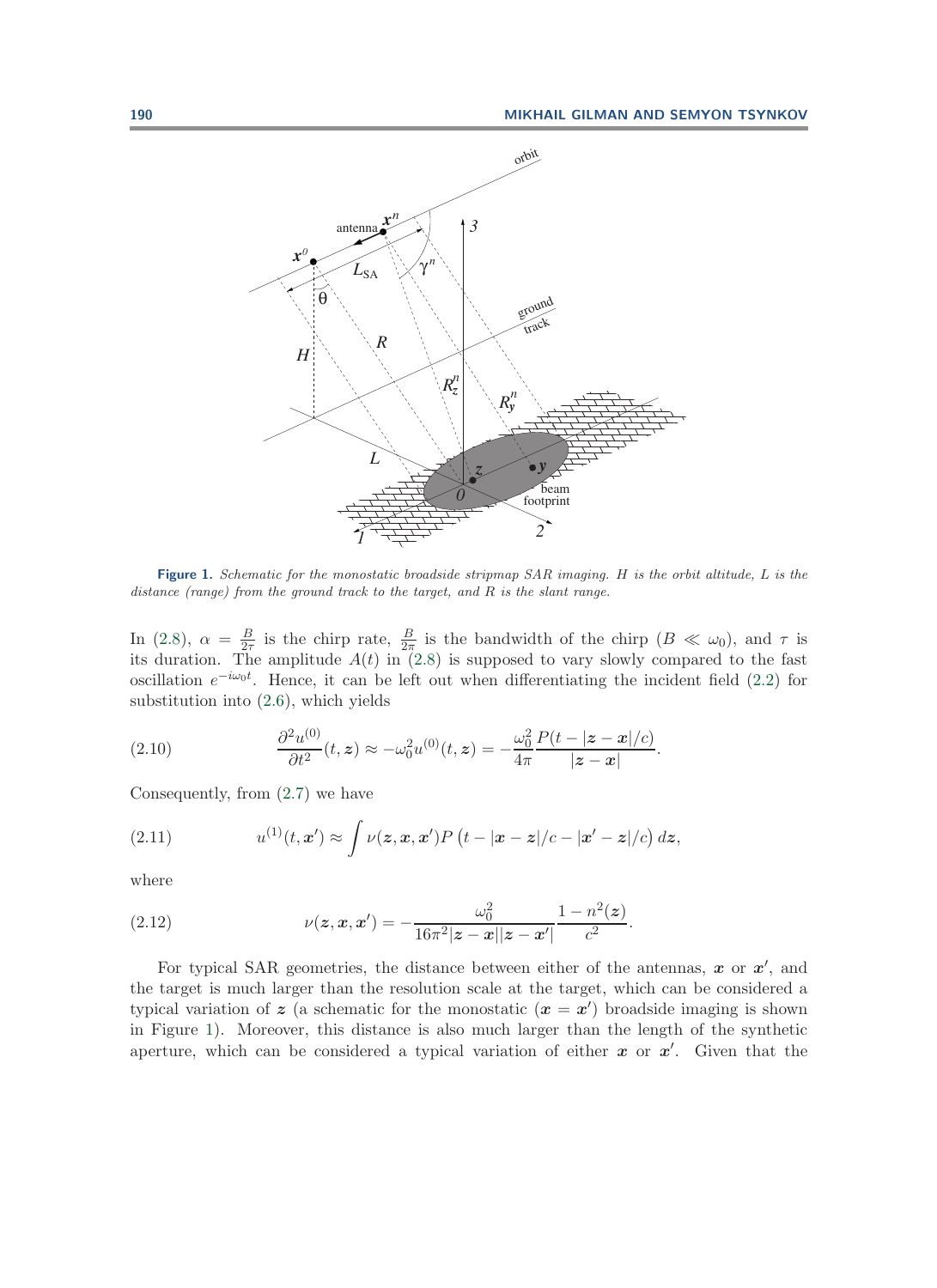**Figure 1.** *Schematic for the monostatic broadside stripmap SAR imaging. $H$ is the orbit altitude, $L$ is the distance (range) from the ground track to the target, and $R$ is the slant range.*

In (2.8), $\alpha = \frac{B}{2\tau}$ is the chirp rate, $\frac{B}{2\pi}$ is the bandwidth of the chirp ($B \ll \omega_0$), and $\tau$ is its duration. The amplitude $A(t)$ in (2.8) is supposed to vary slowly compared to the fast oscillation $e^{-i\omega_0 t}$. Hence, it can be left out when differentiating the incident field (2.2) for substitution into (2.6), which yields

$$\frac{\partial^2 u^{(0)}}{\partial t^2}(t, \boldsymbol{z}) \approx -\omega_0^2 u^{(0)}(t, \boldsymbol{z}) = -\frac{\omega_0^2}{4\pi} \frac{P(t - |\boldsymbol{z} - \boldsymbol{x}|/c)}{|\boldsymbol{z} - \boldsymbol{x}|}. \tag{2.10}$$

Consequently, from (2.7) we have

$$u^{(1)}(t, \boldsymbol{x}') \approx \int \nu(\boldsymbol{z}, \boldsymbol{x}, \boldsymbol{x}') P\left(t - |\boldsymbol{x} - \boldsymbol{z}|/c - |\boldsymbol{x}' - \boldsymbol{z}|/c\right) d\boldsymbol{z}, \tag{2.11}$$

where

$$\nu(\boldsymbol{z}, \boldsymbol{x}, \boldsymbol{x}') = -\frac{\omega_0^2}{16\pi^2 |\boldsymbol{z} - \boldsymbol{x}||\boldsymbol{z} - \boldsymbol{x}'|} \frac{1 - n^2(\boldsymbol{z})}{c^2}. \tag{2.12}$$

For typical SAR geometries, the distance between either of the antennas, $\boldsymbol{x}$ or $\boldsymbol{x}'$, and the target is much larger than the resolution scale at the target, which can be considered a typical variation of $\boldsymbol{z}$ (a schematic for the monostatic ($\boldsymbol{x} = \boldsymbol{x}'$) broadside imaging is shown in Figure 1). Moreover, this distance is also much larger than the length of the synthetic aperture, which can be considered a typical variation of either $\boldsymbol{x}$ or $\boldsymbol{x}'$. Given that the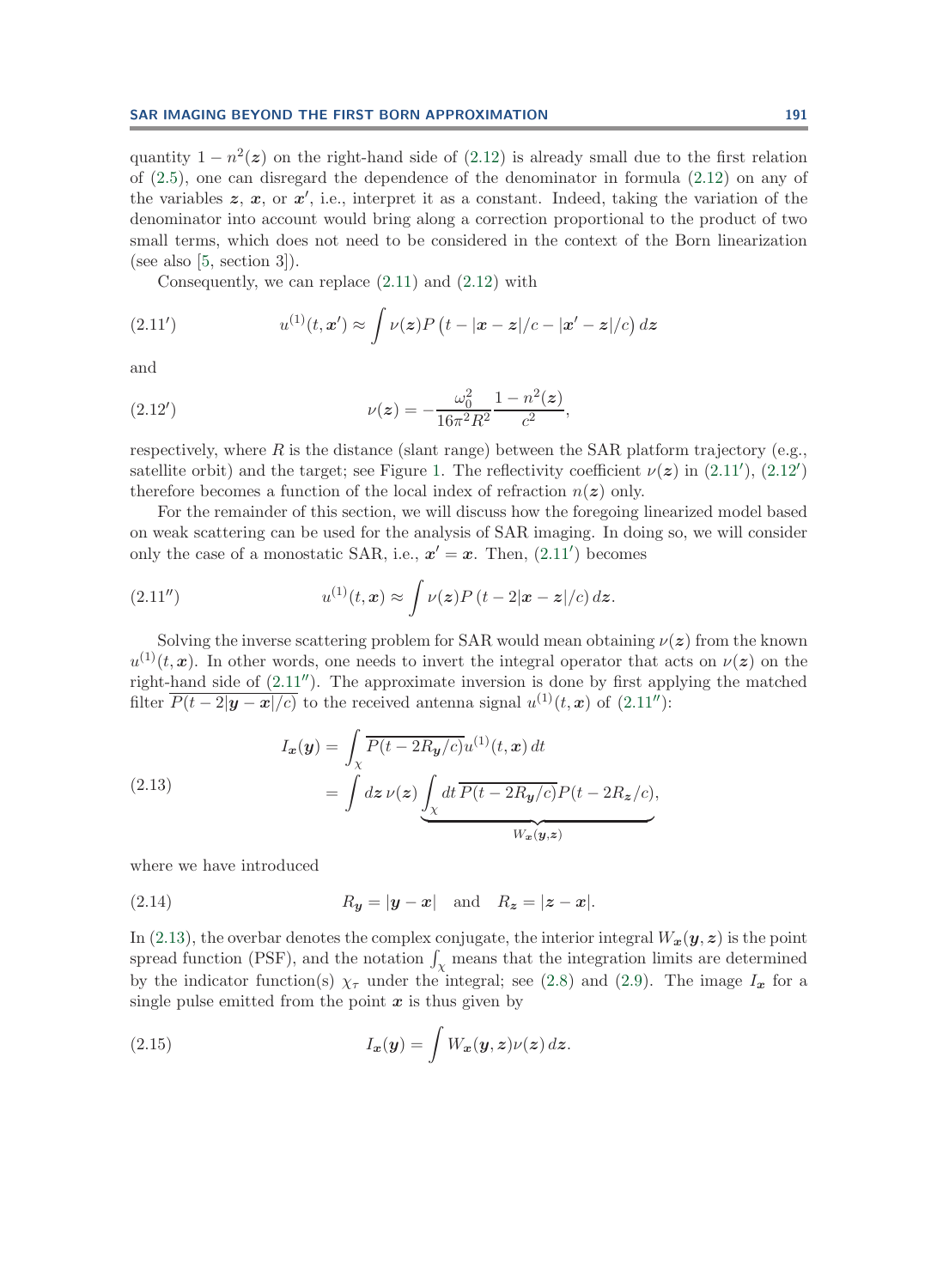quantity $1 - n^2(\boldsymbol{z})$ on the right-hand side of (2.12) is already small due to the first relation of (2.5), one can disregard the dependence of the denominator in formula (2.12) on any of the variables $\boldsymbol{z}$, $\boldsymbol{x}$, or $\boldsymbol{x}'$, i.e., interpret it as a constant. Indeed, taking the variation of the denominator into account would bring along a correction proportional to the product of two small terms, which does not need to be considered in the context of the Born linearization (see also [5, section 3]).

Consequently, we can replace (2.11) and (2.12) with

$$u^{(1)}(t, \boldsymbol{x}') \approx \int \nu(\boldsymbol{z}) P\left(t - |\boldsymbol{x} - \boldsymbol{z}|/c - |\boldsymbol{x}' - \boldsymbol{z}|/c\right) d\boldsymbol{z} \tag{2.11$'$}$$

and

$$\nu(\boldsymbol{z}) = -\frac{\omega_0^2}{16\pi^2 R^2} \frac{1 - n^2(\boldsymbol{z})}{c^2}, \tag{2.12$'$}$$

respectively, where $R$ is the distance (slant range) between the SAR platform trajectory (e.g., satellite orbit) and the target; see Figure 1. The reflectivity coefficient $\nu(\boldsymbol{z})$ in (2.11′), (2.12′) therefore becomes a function of the local index of refraction $n(\boldsymbol{z})$ only.

For the remainder of this section, we will discuss how the foregoing linearized model based on weak scattering can be used for the analysis of SAR imaging. In doing so, we will consider only the case of a monostatic SAR, i.e., $\boldsymbol{x}' = \boldsymbol{x}$. Then, (2.11′) becomes

$$u^{(1)}(t, \boldsymbol{x}) \approx \int \nu(\boldsymbol{z}) P\left(t - 2|\boldsymbol{x} - \boldsymbol{z}|/c\right) d\boldsymbol{z}. \tag{2.11$''$}$$

Solving the inverse scattering problem for SAR would mean obtaining $\nu(\boldsymbol{z})$ from the known $u^{(1)}(t, \boldsymbol{x})$. In other words, one needs to invert the integral operator that acts on $\nu(\boldsymbol{z})$ on the right-hand side of (2.11″). The approximate inversion is done by first applying the matched filter $\overline{P(t - 2|\boldsymbol{y} - \boldsymbol{x}|/c)}$ to the received antenna signal $u^{(1)}(t, \boldsymbol{x})$ of (2.11″):

$$\begin{aligned} I_{\boldsymbol{x}}(\boldsymbol{y}) &= \int_{\chi} \overline{P(t - 2R_{\boldsymbol{y}}/c)} u^{(1)}(t, \boldsymbol{x})\, dt \\ &= \int d\boldsymbol{z}\, \nu(\boldsymbol{z}) \underbrace{\int_{\chi} dt\, \overline{P(t - 2R_{\boldsymbol{y}}/c)} P(t - 2R_{\boldsymbol{z}}/c)}_{W_{\boldsymbol{x}}(\boldsymbol{y}, \boldsymbol{z})}, \end{aligned} \tag{2.13}$$

where we have introduced

$$R_{\boldsymbol{y}} = |\boldsymbol{y} - \boldsymbol{x}| \quad \text{and} \quad R_{\boldsymbol{z}} = |\boldsymbol{z} - \boldsymbol{x}|. \tag{2.14}$$

In (2.13), the overbar denotes the complex conjugate, the interior integral $W_{\boldsymbol{x}}(\boldsymbol{y}, \boldsymbol{z})$ is the point spread function (PSF), and the notation $\int_{\chi}$ means that the integration limits are determined by the indicator function(s) $\chi_{\tau}$ under the integral; see (2.8) and (2.9). The image $I_{\boldsymbol{x}}$ for a single pulse emitted from the point $\boldsymbol{x}$ is thus given by

$$I_{\boldsymbol{x}}(\boldsymbol{y}) = \int W_{\boldsymbol{x}}(\boldsymbol{y}, \boldsymbol{z}) \nu(\boldsymbol{z})\, d\boldsymbol{z}. \tag{2.15}$$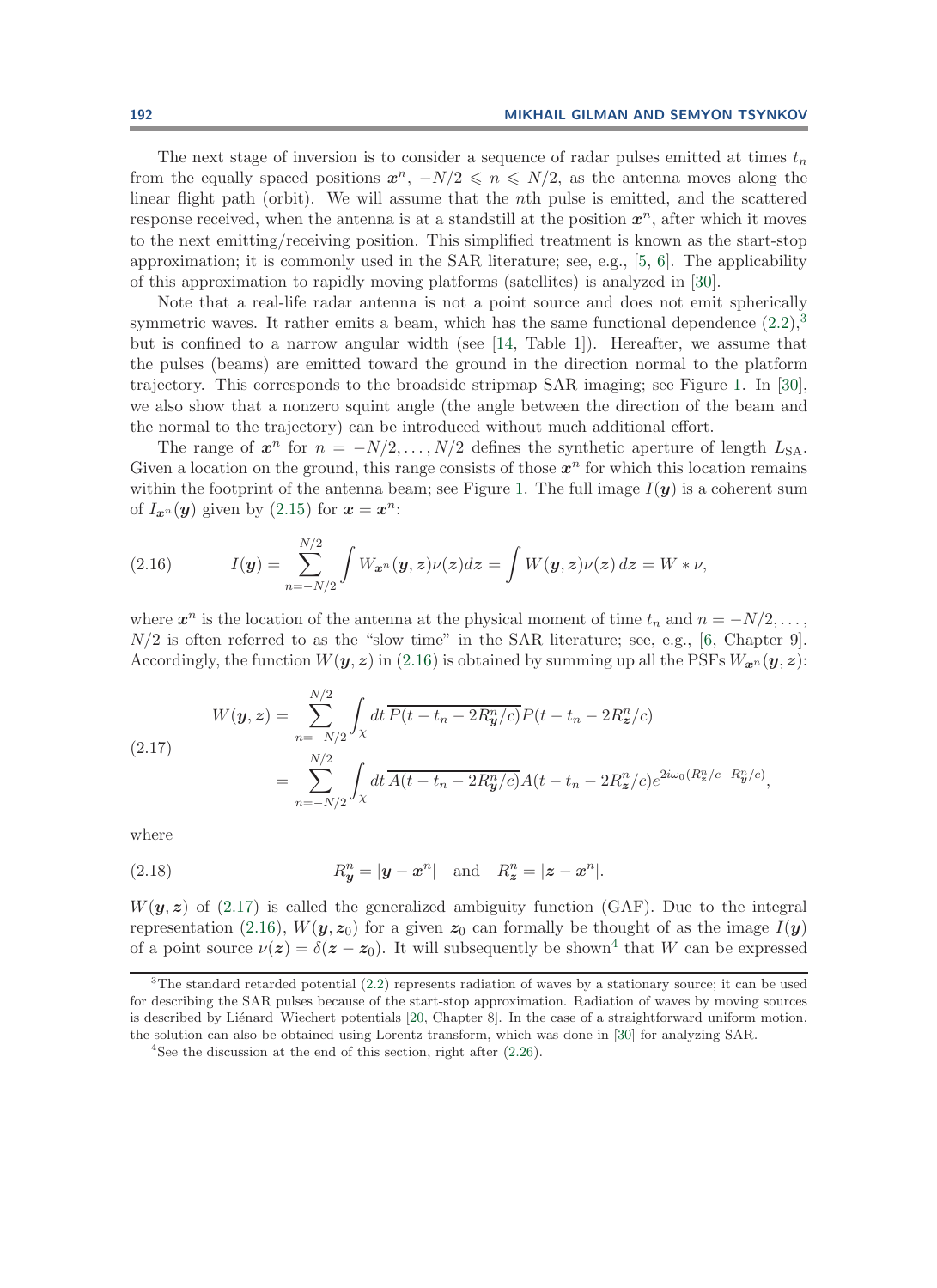The next stage of inversion is to consider a sequence of radar pulses emitted at times $t_n$ from the equally spaced positions $\boldsymbol{x}^n$, $-N/2 \leqslant n \leqslant N/2$, as the antenna moves along the linear flight path (orbit). We will assume that the $n$th pulse is emitted, and the scattered response received, when the antenna is at a standstill at the position $\boldsymbol{x}^n$, after which it moves to the next emitting/receiving position. This simplified treatment is known as the start-stop approximation; it is commonly used in the SAR literature; see, e.g., [5, 6]. The applicability of this approximation to rapidly moving platforms (satellites) is analyzed in [30].

Note that a real-life radar antenna is not a point source and does not emit spherically symmetric waves. It rather emits a beam, which has the same functional dependence (2.2),[3] but is confined to a narrow angular width (see [14, Table 1]). Hereafter, we assume that the pulses (beams) are emitted toward the ground in the direction normal to the platform trajectory. This corresponds to the broadside stripmap SAR imaging; see Figure 1. In [30], we also show that a nonzero squint angle (the angle between the direction of the beam and the normal to the trajectory) can be introduced without much additional effort.

The range of $\boldsymbol{x}^n$ for $n = -N/2, \dots, N/2$ defines the synthetic aperture of length $L_{\text{SA}}$. Given a location on the ground, this range consists of those $\boldsymbol{x}^n$ for which this location remains within the footprint of the antenna beam; see Figure 1. The full image $I(\boldsymbol{y})$ is a coherent sum of $I_{\boldsymbol{x}^n}(\boldsymbol{y})$ given by (2.15) for $\boldsymbol{x} = \boldsymbol{x}^n$:

$$
I(\boldsymbol{y}) = \sum_{n=-N/2}^{N/2} \int W_{\boldsymbol{x}^n}(\boldsymbol{y}, \boldsymbol{z}) \nu(\boldsymbol{z}) d\boldsymbol{z} = \int W(\boldsymbol{y}, \boldsymbol{z}) \nu(\boldsymbol{z})\, d\boldsymbol{z} = W * \nu, \tag{2.16}
$$

where $\boldsymbol{x}^n$ is the location of the antenna at the physical moment of time $t_n$ and $n = -N/2, \dots, N/2$ is often referred to as the "slow time" in the SAR literature; see, e.g., [6, Chapter 9]. Accordingly, the function $W(\boldsymbol{y}, \boldsymbol{z})$ in (2.16) is obtained by summing up all the PSFs $W_{\boldsymbol{x}^n}(\boldsymbol{y}, \boldsymbol{z})$:

$$
\begin{aligned}
W(\boldsymbol{y}, \boldsymbol{z}) &= \sum_{n=-N/2}^{N/2} \int_{\chi} dt\, \overline{P(t - t_n - 2R_{\boldsymbol{y}}^n/c)} P(t - t_n - 2R_{\boldsymbol{z}}^n/c) \\
&= \sum_{n=-N/2}^{N/2} \int_{\chi} dt\, \overline{A(t - t_n - 2R_{\boldsymbol{y}}^n/c)} A(t - t_n - 2R_{\boldsymbol{z}}^n/c) e^{2i\omega_0 (R_{\boldsymbol{z}}^n/c - R_{\boldsymbol{y}}^n/c)},
\end{aligned} \tag{2.17}
$$

where

$$
R_{\boldsymbol{y}}^n = |\boldsymbol{y} - \boldsymbol{x}^n| \quad \text{and} \quad R_{\boldsymbol{z}}^n = |\boldsymbol{z} - \boldsymbol{x}^n|. \tag{2.18}
$$

$W(\boldsymbol{y}, \boldsymbol{z})$ of (2.17) is called the generalized ambiguity function (GAF). Due to the integral representation (2.16), $W(\boldsymbol{y}, \boldsymbol{z}_0)$ for a given $\boldsymbol{z}_0$ can formally be thought of as the image $I(\boldsymbol{y})$ of a point source $\nu(\boldsymbol{z}) = \delta(\boldsymbol{z} - \boldsymbol{z}_0)$. It will subsequently be shown[4] that $W$ can be expressed

---

[3] The standard retarded potential (2.2) represents radiation of waves by a stationary source; it can be used for describing the SAR pulses because of the start-stop approximation. Radiation of waves by moving sources is described by Liénard–Wiechert potentials [20, Chapter 8]. In the case of a straightforward uniform motion, the solution can also be obtained using Lorentz transform, which was done in [30] for analyzing SAR.

[4] See the discussion at the end of this section, right after (2.26).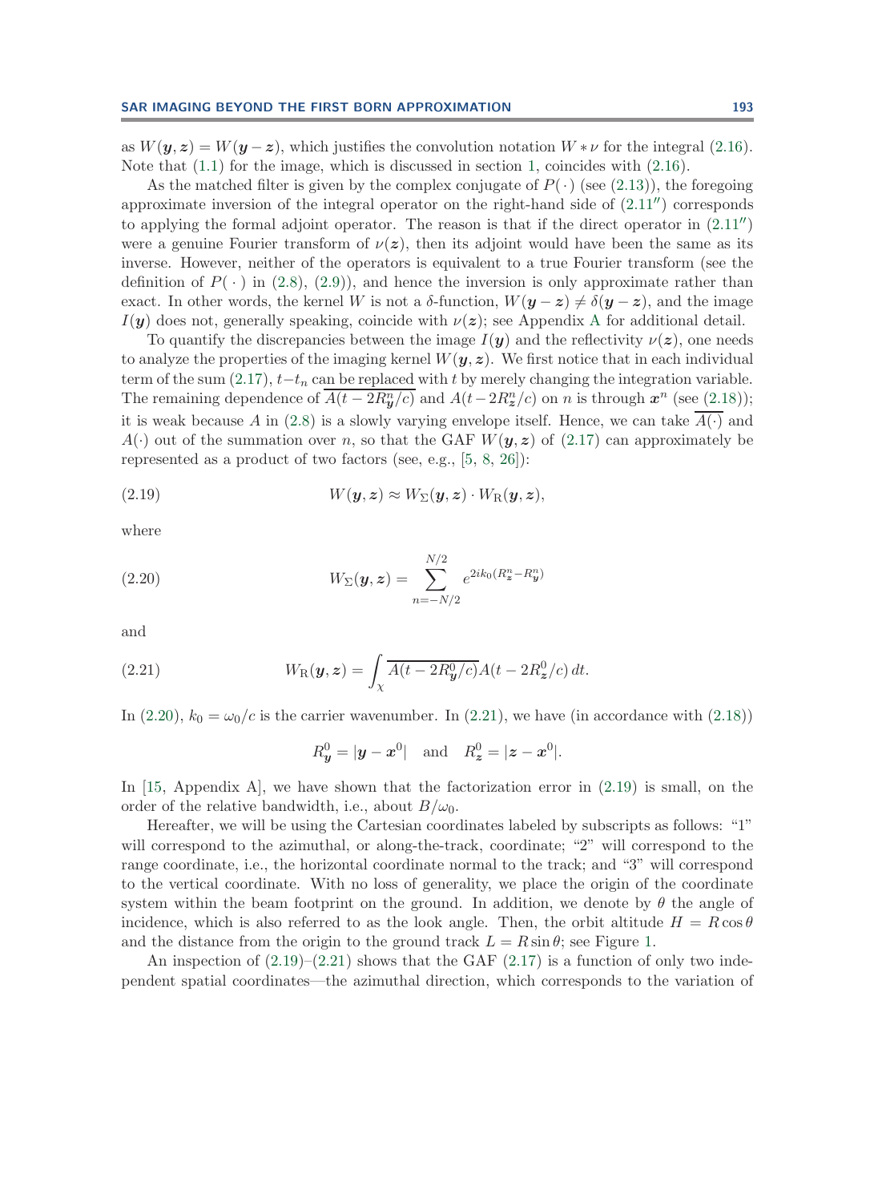as $W(\boldsymbol{y}, \boldsymbol{z}) = W(\boldsymbol{y} - \boldsymbol{z})$, which justifies the convolution notation $W * \nu$ for the integral (2.16). Note that (1.1) for the image, which is discussed in section 1, coincides with (2.16).

As the matched filter is given by the complex conjugate of $P(\cdot)$ (see (2.13)), the foregoing approximate inversion of the integral operator on the right-hand side of $(2.11'')$ corresponds to applying the formal adjoint operator. The reason is that if the direct operator in $(2.11'')$ were a genuine Fourier transform of $\nu(\boldsymbol{z})$, then its adjoint would have been the same as its inverse. However, neither of the operators is equivalent to a true Fourier transform (see the definition of $P(\cdot)$ in (2.8), (2.9)), and hence the inversion is only approximate rather than exact. In other words, the kernel $W$ is not a $\delta$-function, $W(\boldsymbol{y} - \boldsymbol{z}) \neq \delta(\boldsymbol{y} - \boldsymbol{z})$, and the image $I(\boldsymbol{y})$ does not, generally speaking, coincide with $\nu(\boldsymbol{z})$; see Appendix A for additional detail.

To quantify the discrepancies between the image $I(\boldsymbol{y})$ and the reflectivity $\nu(\boldsymbol{z})$, one needs to analyze the properties of the imaging kernel $W(\boldsymbol{y}, \boldsymbol{z})$. We first notice that in each individual term of the sum (2.17), $t - t_n$ can be replaced with $t$ by merely changing the integration variable. The remaining dependence of $\overline{A(t - 2R^n_{\boldsymbol{y}}/c)}$ and $A(t - 2R^n_{\boldsymbol{z}}/c)$ on $n$ is through $\boldsymbol{x}^n$ (see (2.18)); it is weak because $A$ in (2.8) is a slowly varying envelope itself. Hence, we can take $\overline{A(\cdot)}$ and $A(\cdot)$ out of the summation over $n$, so that the GAF $W(\boldsymbol{y}, \boldsymbol{z})$ of (2.17) can approximately be represented as a product of two factors (see, e.g., [5, 8, 26]):

$$W(\boldsymbol{y}, \boldsymbol{z}) \approx W_\Sigma(\boldsymbol{y}, \boldsymbol{z}) \cdot W_{\mathrm{R}}(\boldsymbol{y}, \boldsymbol{z}), \tag{2.19}$$

where

$$W_\Sigma(\boldsymbol{y}, \boldsymbol{z}) = \sum_{n=-N/2}^{N/2} e^{2ik_0(R^n_{\boldsymbol{z}} - R^n_{\boldsymbol{y}})} \tag{2.20}$$

and

$$W_{\mathrm{R}}(\boldsymbol{y}, \boldsymbol{z}) = \int_\chi \overline{A(t - 2R^0_{\boldsymbol{y}}/c)} A(t - 2R^0_{\boldsymbol{z}}/c)\, dt. \tag{2.21}$$

In (2.20), $k_0 = \omega_0/c$ is the carrier wavenumber. In (2.21), we have (in accordance with (2.18))

$$R^0_{\boldsymbol{y}} = |\boldsymbol{y} - \boldsymbol{x}^0| \quad \text{and} \quad R^0_{\boldsymbol{z}} = |\boldsymbol{z} - \boldsymbol{x}^0|.$$

In [15, Appendix A], we have shown that the factorization error in (2.19) is small, on the order of the relative bandwidth, i.e., about $B/\omega_0$.

Hereafter, we will be using the Cartesian coordinates labeled by subscripts as follows: "1" will correspond to the azimuthal, or along-the-track, coordinate; "2" will correspond to the range coordinate, i.e., the horizontal coordinate normal to the track; and "3" will correspond to the vertical coordinate. With no loss of generality, we place the origin of the coordinate system within the beam footprint on the ground. In addition, we denote by $\theta$ the angle of incidence, which is also referred to as the look angle. Then, the orbit altitude $H = R\cos\theta$ and the distance from the origin to the ground track $L = R\sin\theta$; see Figure 1.

An inspection of (2.19)–(2.21) shows that the GAF (2.17) is a function of only two independent spatial coordinates—the azimuthal direction, which corresponds to the variation of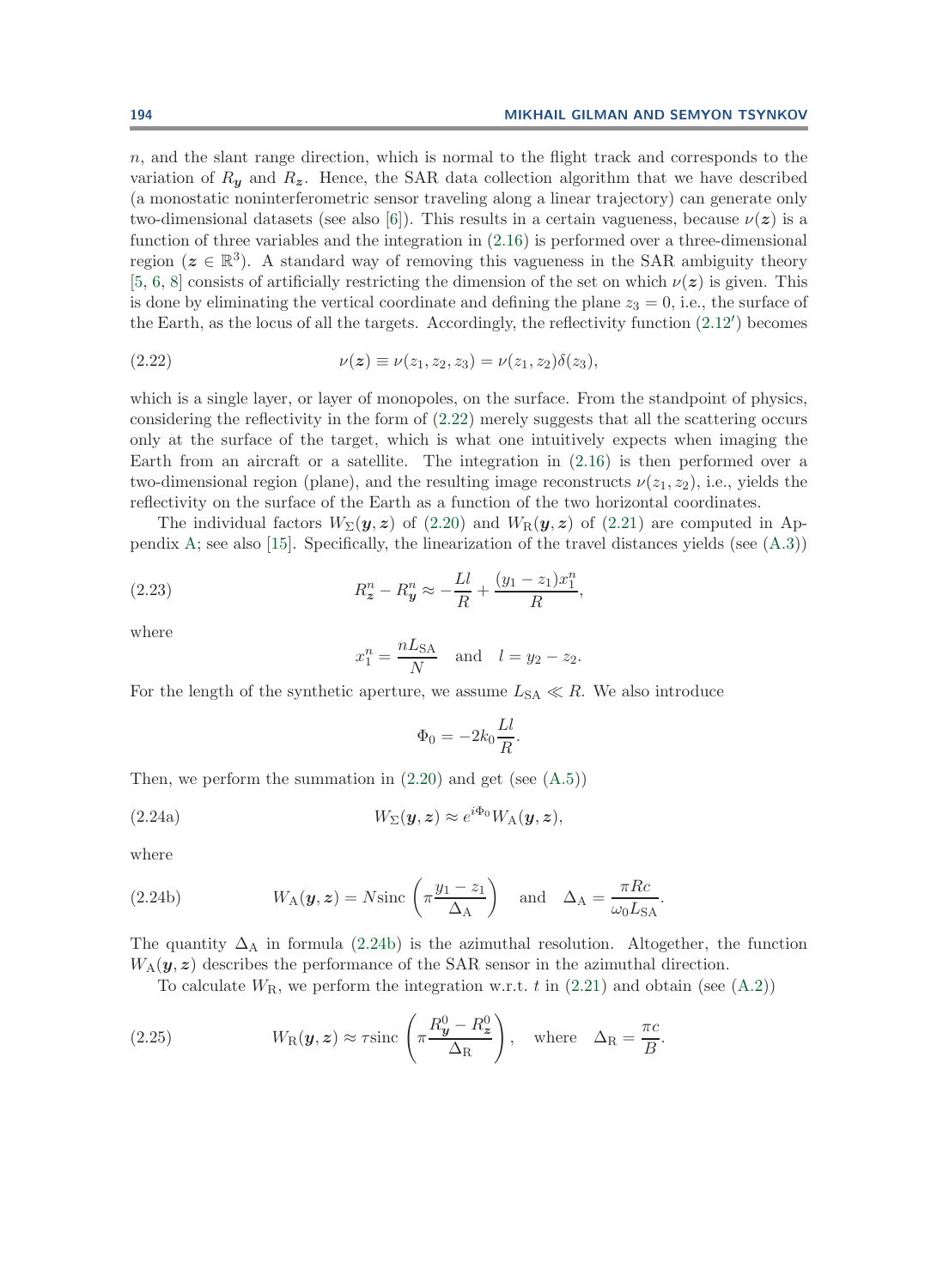$n$, and the slant range direction, which is normal to the flight track and corresponds to the variation of $R_{\boldsymbol{y}}$ and $R_{\boldsymbol{z}}$. Hence, the SAR data collection algorithm that we have described (a monostatic noninterferometric sensor traveling along a linear trajectory) can generate only two-dimensional datasets (see also [6]). This results in a certain vagueness, because $\nu(\boldsymbol{z})$ is a function of three variables and the integration in (2.16) is performed over a three-dimensional region ($\boldsymbol{z} \in \mathbb{R}^3$). A standard way of removing this vagueness in the SAR ambiguity theory [5, 6, 8] consists of artificially restricting the dimension of the set on which $\nu(\boldsymbol{z})$ is given. This is done by eliminating the vertical coordinate and defining the plane $z_3 = 0$, i.e., the surface of the Earth, as the locus of all the targets. Accordingly, the reflectivity function (2.12′) becomes

$$\nu(\boldsymbol{z}) \equiv \nu(z_1, z_2, z_3) = \nu(z_1, z_2)\delta(z_3), \tag{2.22}$$

which is a single layer, or layer of monopoles, on the surface. From the standpoint of physics, considering the reflectivity in the form of (2.22) merely suggests that all the scattering occurs only at the surface of the target, which is what one intuitively expects when imaging the Earth from an aircraft or a satellite. The integration in (2.16) is then performed over a two-dimensional region (plane), and the resulting image reconstructs $\nu(z_1, z_2)$, i.e., yields the reflectivity on the surface of the Earth as a function of the two horizontal coordinates.

The individual factors $W_\Sigma(\boldsymbol{y}, \boldsymbol{z})$ of (2.20) and $W_\mathrm{R}(\boldsymbol{y}, \boldsymbol{z})$ of (2.21) are computed in Appendix A; see also [15]. Specifically, the linearization of the travel distances yields (see (A.3))

$$R^n_{\boldsymbol{z}} - R^n_{\boldsymbol{y}} \approx -\frac{Ll}{R} + \frac{(y_1 - z_1)x^n_1}{R}, \tag{2.23}$$

where

$$x^n_1 = \frac{nL_\mathrm{SA}}{N} \quad \text{and} \quad l = y_2 - z_2.$$

For the length of the synthetic aperture, we assume $L_\mathrm{SA} \ll R$. We also introduce

$$\Phi_0 = -2k_0\frac{Ll}{R}.$$

Then, we perform the summation in (2.20) and get (see (A.5))

$$W_\Sigma(\boldsymbol{y}, \boldsymbol{z}) \approx e^{i\Phi_0} W_\mathrm{A}(\boldsymbol{y}, \boldsymbol{z}), \tag{2.24a}$$

where

$$W_\mathrm{A}(\boldsymbol{y}, \boldsymbol{z}) = N\mathrm{sinc}\left(\pi\frac{y_1 - z_1}{\Delta_\mathrm{A}}\right) \quad \text{and} \quad \Delta_\mathrm{A} = \frac{\pi Rc}{\omega_0 L_\mathrm{SA}}. \tag{2.24b}$$

The quantity $\Delta_\mathrm{A}$ in formula (2.24b) is the azimuthal resolution. Altogether, the function $W_\mathrm{A}(\boldsymbol{y}, \boldsymbol{z})$ describes the performance of the SAR sensor in the azimuthal direction.

To calculate $W_\mathrm{R}$, we perform the integration w.r.t. $t$ in (2.21) and obtain (see (A.2))

$$W_\mathrm{R}(\boldsymbol{y}, \boldsymbol{z}) \approx \tau\mathrm{sinc}\left(\pi\frac{R^0_{\boldsymbol{y}} - R^0_{\boldsymbol{z}}}{\Delta_\mathrm{R}}\right), \quad \text{where} \quad \Delta_\mathrm{R} = \frac{\pi c}{B}. \tag{2.25}$$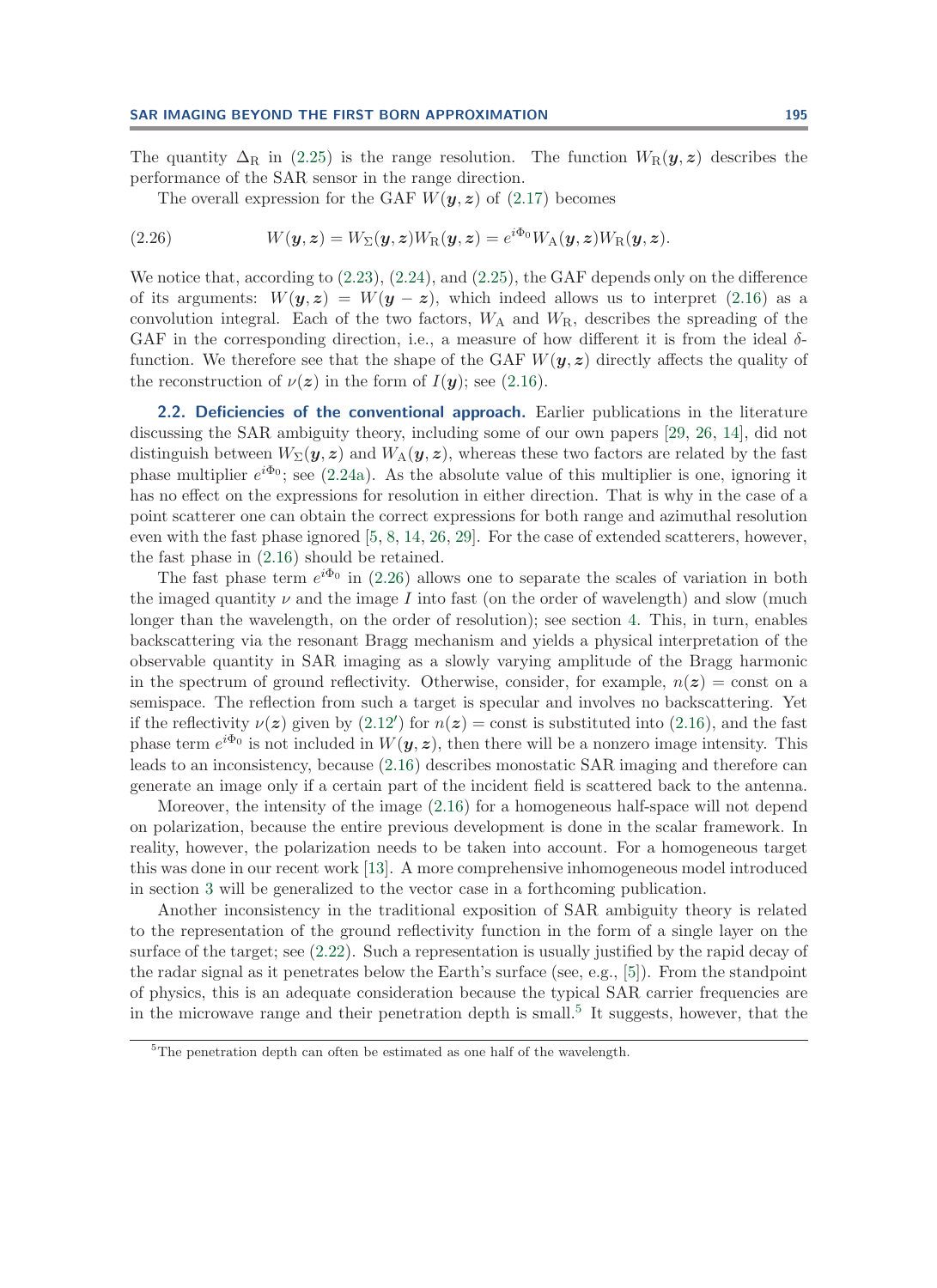The quantity $\Delta_R$ in (2.25) is the range resolution. The function $W_R(\boldsymbol{y}, \boldsymbol{z})$ describes the performance of the SAR sensor in the range direction.

The overall expression for the GAF $W(\boldsymbol{y}, \boldsymbol{z})$ of (2.17) becomes

$$W(\boldsymbol{y}, \boldsymbol{z}) = W_\Sigma(\boldsymbol{y}, \boldsymbol{z}) W_R(\boldsymbol{y}, \boldsymbol{z}) = e^{i\Phi_0} W_A(\boldsymbol{y}, \boldsymbol{z}) W_R(\boldsymbol{y}, \boldsymbol{z}). \tag{2.26}$$

We notice that, according to (2.23), (2.24), and (2.25), the GAF depends only on the difference of its arguments: $W(\boldsymbol{y}, \boldsymbol{z}) = W(\boldsymbol{y} - \boldsymbol{z})$, which indeed allows us to interpret (2.16) as a convolution integral. Each of the two factors, $W_A$ and $W_R$, describes the spreading of the GAF in the corresponding direction, i.e., a measure of how different it is from the ideal $\delta$-function. We therefore see that the shape of the GAF $W(\boldsymbol{y}, \boldsymbol{z})$ directly affects the quality of the reconstruction of $\nu(\boldsymbol{z})$ in the form of $I(\boldsymbol{y})$; see (2.16).

**2.2. Deficiencies of the conventional approach.** Earlier publications in the literature discussing the SAR ambiguity theory, including some of our own papers [29, 26, 14], did not distinguish between $W_\Sigma(\boldsymbol{y}, \boldsymbol{z})$ and $W_A(\boldsymbol{y}, \boldsymbol{z})$, whereas these two factors are related by the fast phase multiplier $e^{i\Phi_0}$; see (2.24a). As the absolute value of this multiplier is one, ignoring it has no effect on the expressions for resolution in either direction. That is why in the case of a point scatterer one can obtain the correct expressions for both range and azimuthal resolution even with the fast phase ignored [5, 8, 14, 26, 29]. For the case of extended scatterers, however, the fast phase in (2.16) should be retained.

The fast phase term $e^{i\Phi_0}$ in (2.26) allows one to separate the scales of variation in both the imaged quantity $\nu$ and the image $I$ into fast (on the order of wavelength) and slow (much longer than the wavelength, on the order of resolution); see section 4. This, in turn, enables backscattering via the resonant Bragg mechanism and yields a physical interpretation of the observable quantity in SAR imaging as a slowly varying amplitude of the Bragg harmonic in the spectrum of ground reflectivity. Otherwise, consider, for example, $n(\boldsymbol{z}) = \text{const}$ on a semispace. The reflection from such a target is specular and involves no backscattering. Yet if the reflectivity $\nu(\boldsymbol{z})$ given by (2.12′) for $n(\boldsymbol{z}) = \text{const}$ is substituted into (2.16), and the fast phase term $e^{i\Phi_0}$ is not included in $W(\boldsymbol{y}, \boldsymbol{z})$, then there will be a nonzero image intensity. This leads to an inconsistency, because (2.16) describes monostatic SAR imaging and therefore can generate an image only if a certain part of the incident field is scattered back to the antenna.

Moreover, the intensity of the image (2.16) for a homogeneous half-space will not depend on polarization, because the entire previous development is done in the scalar framework. In reality, however, the polarization needs to be taken into account. For a homogeneous target this was done in our recent work [13]. A more comprehensive inhomogeneous model introduced in section 3 will be generalized to the vector case in a forthcoming publication.

Another inconsistency in the traditional exposition of SAR ambiguity theory is related to the representation of the ground reflectivity function in the form of a single layer on the surface of the target; see (2.22). Such a representation is usually justified by the rapid decay of the radar signal as it penetrates below the Earth's surface (see, e.g., [5]). From the standpoint of physics, this is an adequate consideration because the typical SAR carrier frequencies are in the microwave range and their penetration depth is small.[5] It suggests, however, that the

[5]The penetration depth can often be estimated as one half of the wavelength.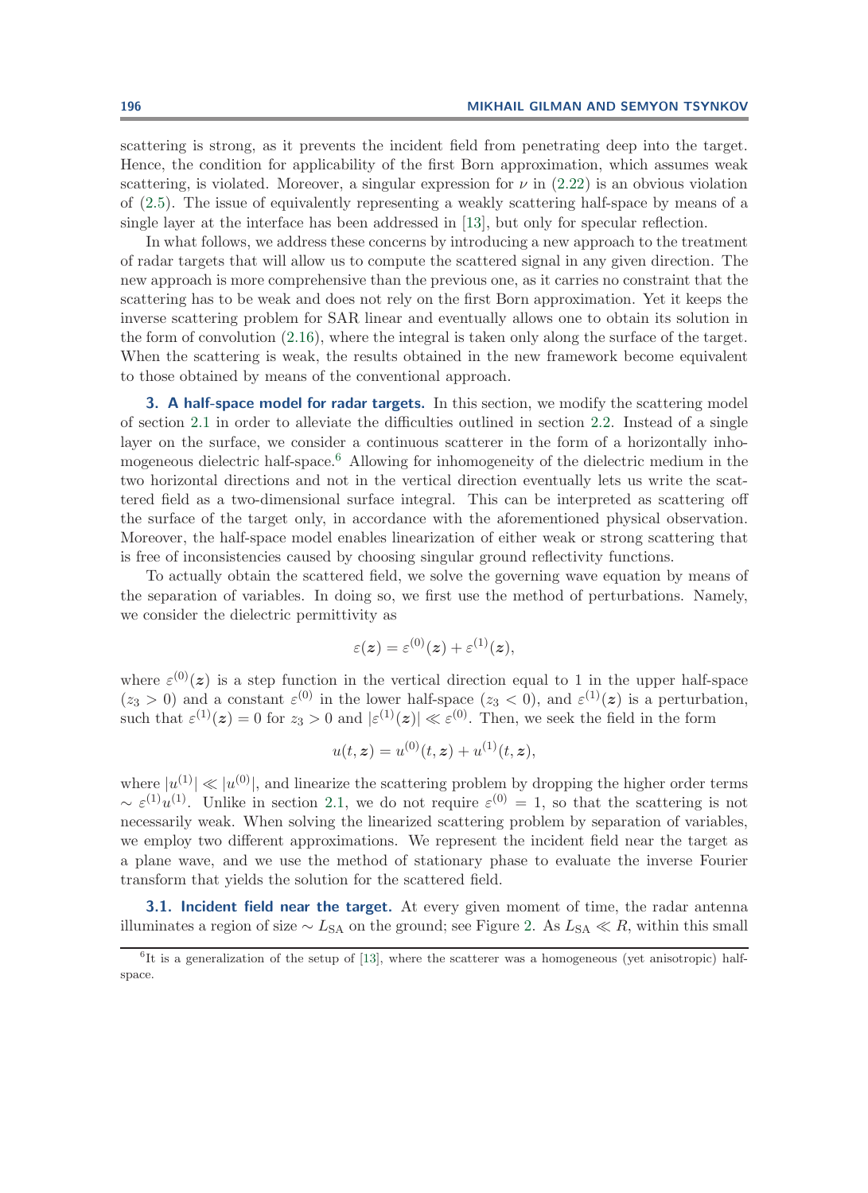scattering is strong, as it prevents the incident field from penetrating deep into the target. Hence, the condition for applicability of the first Born approximation, which assumes weak scattering, is violated. Moreover, a singular expression for $\nu$ in (2.22) is an obvious violation of (2.5). The issue of equivalently representing a weakly scattering half-space by means of a single layer at the interface has been addressed in [13], but only for specular reflection.

In what follows, we address these concerns by introducing a new approach to the treatment of radar targets that will allow us to compute the scattered signal in any given direction. The new approach is more comprehensive than the previous one, as it carries no constraint that the scattering has to be weak and does not rely on the first Born approximation. Yet it keeps the inverse scattering problem for SAR linear and eventually allows one to obtain its solution in the form of convolution (2.16), where the integral is taken only along the surface of the target. When the scattering is weak, the results obtained in the new framework become equivalent to those obtained by means of the conventional approach.

## 3. A half-space model for radar targets.

In this section, we modify the scattering model of section 2.1 in order to alleviate the difficulties outlined in section 2.2. Instead of a single layer on the surface, we consider a continuous scatterer in the form of a horizontally inhomogeneous dielectric half-space.[6] Allowing for inhomogeneity of the dielectric medium in the two horizontal directions and not in the vertical direction eventually lets us write the scattered field as a two-dimensional surface integral. This can be interpreted as scattering off the surface of the target only, in accordance with the aforementioned physical observation. Moreover, the half-space model enables linearization of either weak or strong scattering that is free of inconsistencies caused by choosing singular ground reflectivity functions.

To actually obtain the scattered field, we solve the governing wave equation by means of the separation of variables. In doing so, we first use the method of perturbations. Namely, we consider the dielectric permittivity as

$$\varepsilon(\boldsymbol{z}) = \varepsilon^{(0)}(\boldsymbol{z}) + \varepsilon^{(1)}(\boldsymbol{z}),$$

where $\varepsilon^{(0)}(\boldsymbol{z})$ is a step function in the vertical direction equal to 1 in the upper half-space ($z_3 > 0$) and a constant $\varepsilon^{(0)}$ in the lower half-space ($z_3 < 0$), and $\varepsilon^{(1)}(\boldsymbol{z})$ is a perturbation, such that $\varepsilon^{(1)}(\boldsymbol{z}) = 0$ for $z_3 > 0$ and $|\varepsilon^{(1)}(\boldsymbol{z})| \ll \varepsilon^{(0)}$. Then, we seek the field in the form

$$u(t, \boldsymbol{z}) = u^{(0)}(t, \boldsymbol{z}) + u^{(1)}(t, \boldsymbol{z}),$$

where $|u^{(1)}| \ll |u^{(0)}|$, and linearize the scattering problem by dropping the higher order terms $\sim \varepsilon^{(1)}u^{(1)}$. Unlike in section 2.1, we do not require $\varepsilon^{(0)} = 1$, so that the scattering is not necessarily weak. When solving the linearized scattering problem by separation of variables, we employ two different approximations. We represent the incident field near the target as a plane wave, and we use the method of stationary phase to evaluate the inverse Fourier transform that yields the solution for the scattered field.

### 3.1. Incident field near the target.

At every given moment of time, the radar antenna illuminates a region of size $\sim L_{\text{SA}}$ on the ground; see Figure 2. As $L_{\text{SA}} \ll R$, within this small

[6] It is a generalization of the setup of [13], where the scatterer was a homogeneous (yet anisotropic) half-space.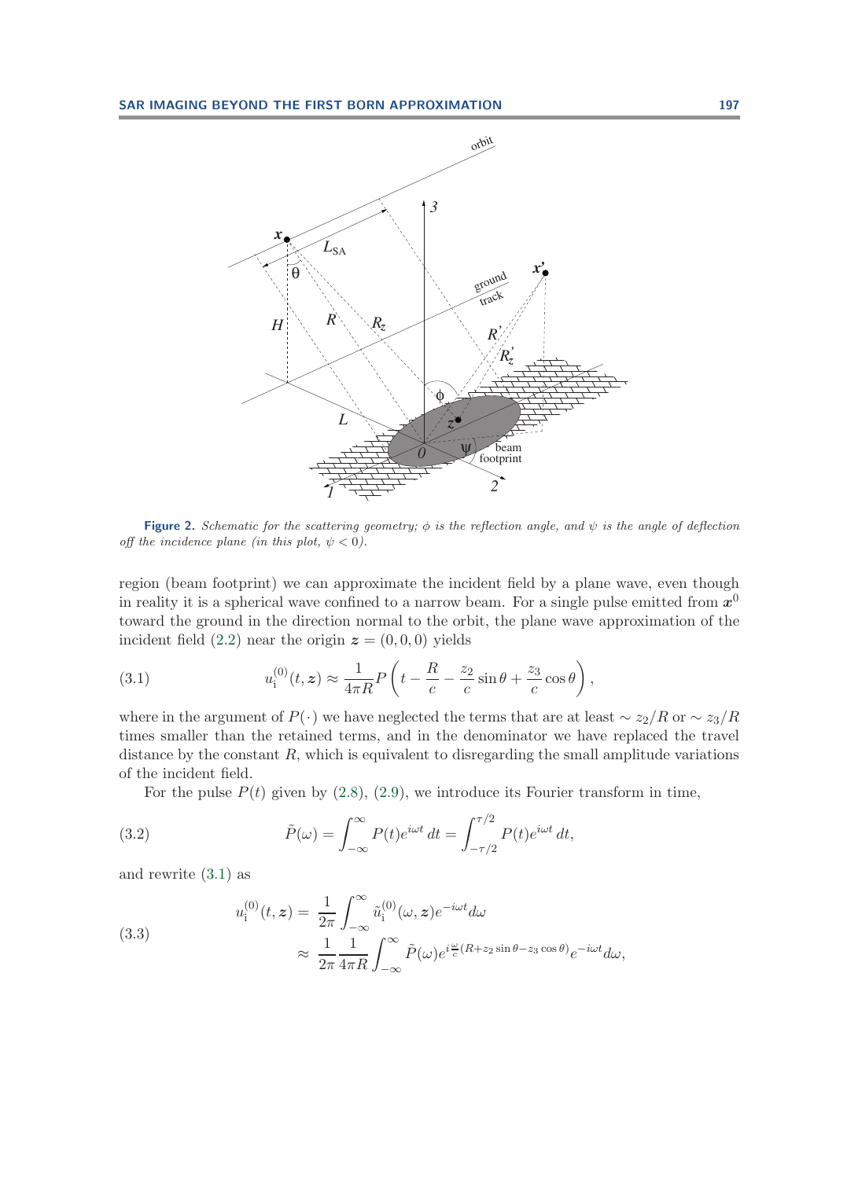**Figure 2.** *Schematic for the scattering geometry; $\phi$ is the reflection angle, and $\psi$ is the angle of deflection off the incidence plane (in this plot, $\psi < 0$).*

region (beam footprint) we can approximate the incident field by a plane wave, even though in reality it is a spherical wave confined to a narrow beam. For a single pulse emitted from $\boldsymbol{x}^0$ toward the ground in the direction normal to the orbit, the plane wave approximation of the incident field (2.2) near the origin $\boldsymbol{z} = (0, 0, 0)$ yields

$$u_{\mathrm{i}}^{(0)}(t, \boldsymbol{z}) \approx \frac{1}{4\pi R} P\left(t - \frac{R}{c} - \frac{z_2}{c}\sin\theta + \frac{z_3}{c}\cos\theta\right), \tag{3.1}$$

where in the argument of $P(\cdot)$ we have neglected the terms that are at least $\sim z_2/R$ or $\sim z_3/R$ times smaller than the retained terms, and in the denominator we have replaced the travel distance by the constant $R$, which is equivalent to disregarding the small amplitude variations of the incident field.

For the pulse $P(t)$ given by (2.8), (2.9), we introduce its Fourier transform in time,

$$\tilde{P}(\omega) = \int_{-\infty}^{\infty} P(t) e^{i\omega t}\, dt = \int_{-\tau/2}^{\tau/2} P(t) e^{i\omega t}\, dt, \tag{3.2}$$

and rewrite (3.1) as

$$\begin{aligned} u_{\mathrm{i}}^{(0)}(t, \boldsymbol{z}) &= \frac{1}{2\pi} \int_{-\infty}^{\infty} \tilde{u}_{\mathrm{i}}^{(0)}(\omega, \boldsymbol{z}) e^{-i\omega t} d\omega \\ &\approx \frac{1}{2\pi} \frac{1}{4\pi R} \int_{-\infty}^{\infty} \tilde{P}(\omega) e^{i\frac{\omega}{c}(R + z_2 \sin\theta - z_3 \cos\theta)} e^{-i\omega t} d\omega, \end{aligned} \tag{3.3}$$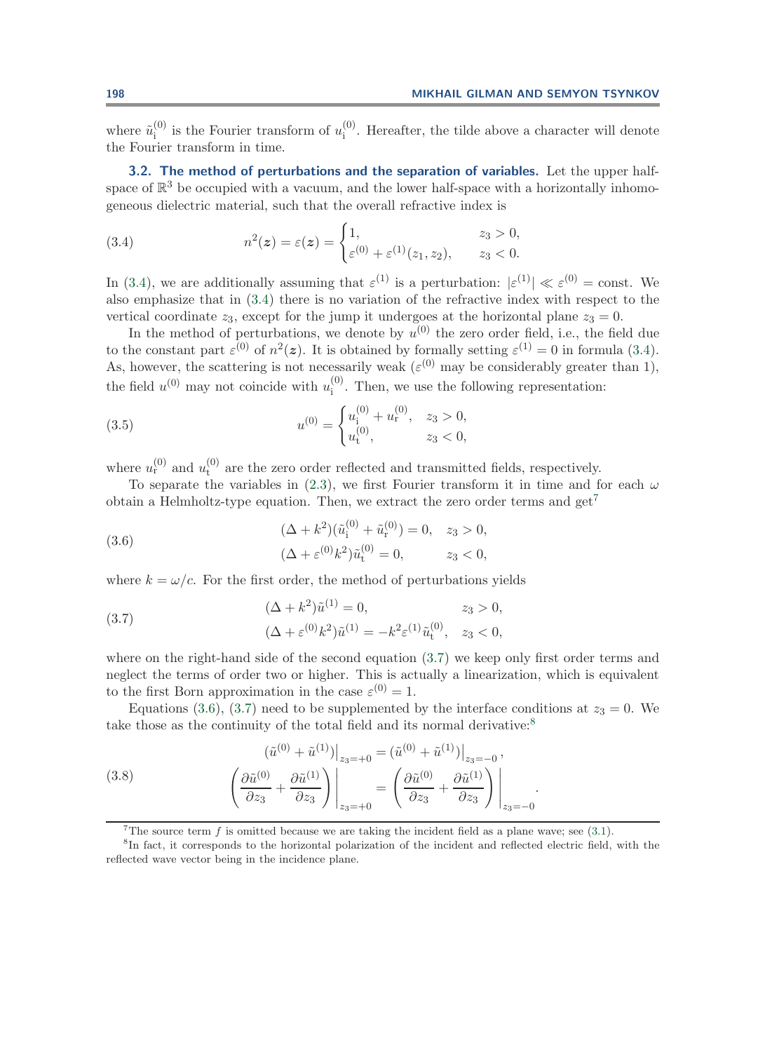where $\tilde{u}_{\rm i}^{(0)}$ is the Fourier transform of $u_{\rm i}^{(0)}$. Hereafter, the tilde above a character will denote the Fourier transform in time.

### 3.2. The method of perturbations and the separation of variables.

Let the upper half-space of $\mathbb{R}^3$ be occupied with a vacuum, and the lower half-space with a horizontally inhomogeneous dielectric material, such that the overall refractive index is

$$n^2(\boldsymbol{z}) = \varepsilon(\boldsymbol{z}) = \begin{cases} 1, & z_3 > 0, \\ \varepsilon^{(0)} + \varepsilon^{(1)}(z_1, z_2), & z_3 < 0. \end{cases} \tag{3.4}$$

In (3.4), we are additionally assuming that $\varepsilon^{(1)}$ is a perturbation: $|\varepsilon^{(1)}| \ll \varepsilon^{(0)} = \text{const}$. We also emphasize that in (3.4) there is no variation of the refractive index with respect to the vertical coordinate $z_3$, except for the jump it undergoes at the horizontal plane $z_3 = 0$.

In the method of perturbations, we denote by $u^{(0)}$ the zero order field, i.e., the field due to the constant part $\varepsilon^{(0)}$ of $n^2(\boldsymbol{z})$. It is obtained by formally setting $\varepsilon^{(1)} = 0$ in formula (3.4). As, however, the scattering is not necessarily weak ($\varepsilon^{(0)}$ may be considerably greater than 1), the field $u^{(0)}$ may not coincide with $u_{\rm i}^{(0)}$. Then, we use the following representation:

$$u^{(0)} = \begin{cases} u_{\rm i}^{(0)} + u_{\rm r}^{(0)}, & z_3 > 0, \\ u_{\rm t}^{(0)}, & z_3 < 0, \end{cases} \tag{3.5}$$

where $u_{\rm r}^{(0)}$ and $u_{\rm t}^{(0)}$ are the zero order reflected and transmitted fields, respectively.

To separate the variables in (2.3), we first Fourier transform it in time and for each $\omega$ obtain a Helmholtz-type equation. Then, we extract the zero order terms and get[7]

$$\begin{aligned} &(\Delta + k^2)(\tilde{u}_{\rm i}^{(0)} + \tilde{u}_{\rm r}^{(0)}) = 0, \quad z_3 > 0, \\ &(\Delta + \varepsilon^{(0)} k^2)\tilde{u}_{\rm t}^{(0)} = 0, \qquad\quad z_3 < 0, \end{aligned} \tag{3.6}$$

where $k = \omega / c$. For the first order, the method of perturbations yields

$$\begin{aligned} &(\Delta + k^2)\tilde{u}^{(1)} = 0, \qquad\qquad\qquad\quad z_3 > 0, \\ &(\Delta + \varepsilon^{(0)} k^2)\tilde{u}^{(1)} = -k^2 \varepsilon^{(1)} \tilde{u}_{\rm t}^{(0)}, \quad z_3 < 0, \end{aligned} \tag{3.7}$$

where on the right-hand side of the second equation (3.7) we keep only first order terms and neglect the terms of order two or higher. This is actually a linearization, which is equivalent to the first Born approximation in the case $\varepsilon^{(0)} = 1$.

Equations (3.6), (3.7) need to be supplemented by the interface conditions at $z_3 = 0$. We take those as the continuity of the total field and its normal derivative:[8]

$$\begin{aligned} (\tilde{u}^{(0)} + \tilde{u}^{(1)})\big|_{z_3 = +0} &= (\tilde{u}^{(0)} + \tilde{u}^{(1)})\big|_{z_3 = -0}, \\ \left( \frac{\partial \tilde{u}^{(0)}}{\partial z_3} + \frac{\partial \tilde{u}^{(1)}}{\partial z_3} \right)\bigg|_{z_3 = +0} &= \left( \frac{\partial \tilde{u}^{(0)}}{\partial z_3} + \frac{\partial \tilde{u}^{(1)}}{\partial z_3} \right)\bigg|_{z_3 = -0}. \end{aligned} \tag{3.8}$$

---

[7] The source term $f$ is omitted because we are taking the incident field as a plane wave; see (3.1).

[8] In fact, it corresponds to the horizontal polarization of the incident and reflected electric field, with the reflected wave vector being in the incidence plane.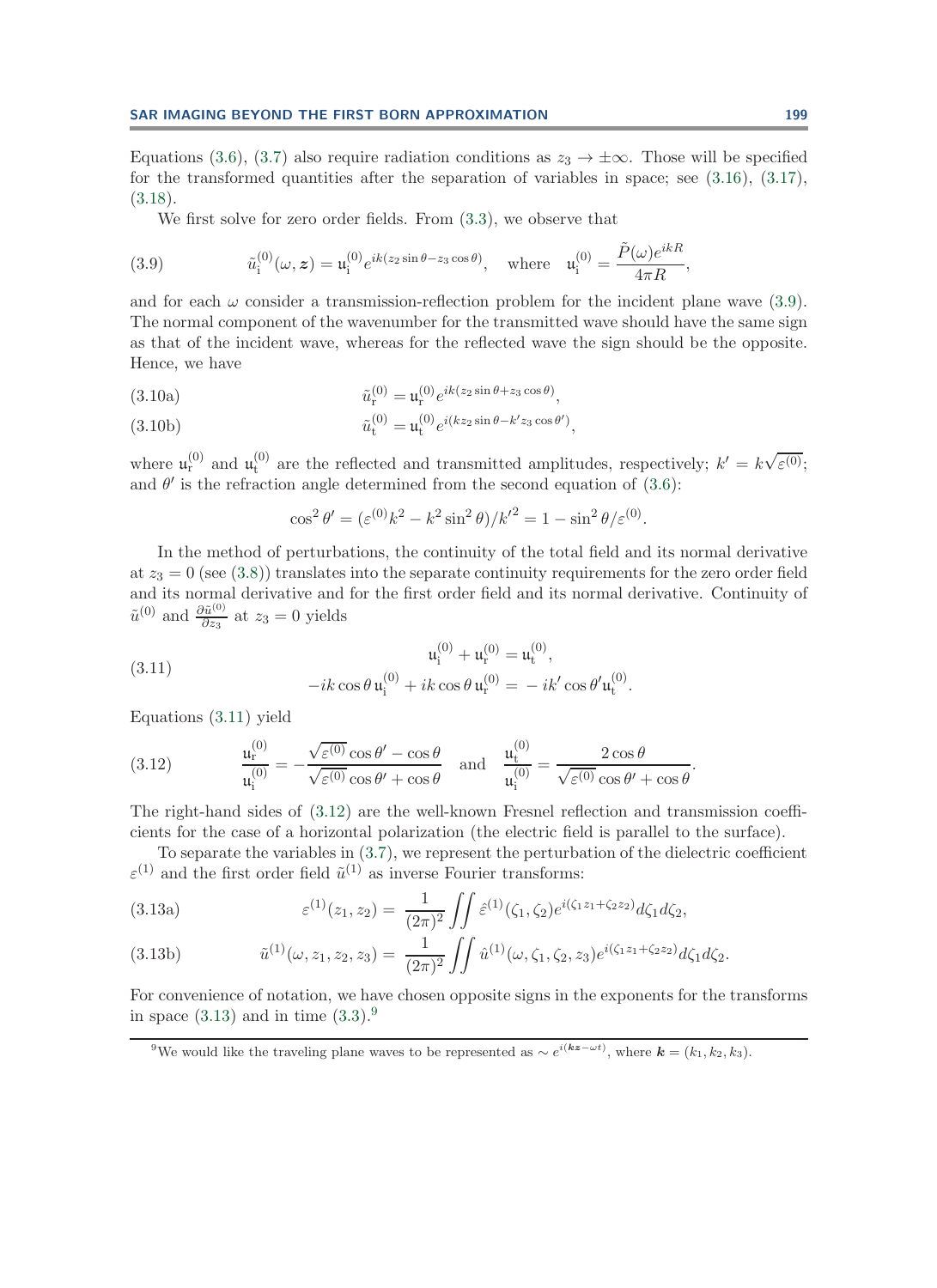Equations (3.6), (3.7) also require radiation conditions as $z_3 \to \pm\infty$. Those will be specified for the transformed quantities after the separation of variables in space; see (3.16), (3.17), (3.18).

We first solve for zero order fields. From (3.3), we observe that

$$\tilde{u}_{\mathrm{i}}^{(0)}(\omega, \boldsymbol{z}) = \mathfrak{u}_{\mathrm{i}}^{(0)} e^{ik(z_2 \sin\theta - z_3 \cos\theta)}, \quad \text{where} \quad \mathfrak{u}_{\mathrm{i}}^{(0)} = \frac{\tilde{P}(\omega) e^{ikR}}{4\pi R}, \tag{3.9}$$

and for each $\omega$ consider a transmission-reflection problem for the incident plane wave (3.9). The normal component of the wavenumber for the transmitted wave should have the same sign as that of the incident wave, whereas for the reflected wave the sign should be the opposite. Hence, we have

$$\tilde{u}_{\mathrm{r}}^{(0)} = \mathfrak{u}_{\mathrm{r}}^{(0)} e^{ik(z_2 \sin\theta + z_3 \cos\theta)}, \tag{3.10a}$$

$$\tilde{u}_{\mathrm{t}}^{(0)} = \mathfrak{u}_{\mathrm{t}}^{(0)} e^{i(kz_2 \sin\theta - k' z_3 \cos\theta')}, \tag{3.10b}$$

where $\mathfrak{u}_{\mathrm{r}}^{(0)}$ and $\mathfrak{u}_{\mathrm{t}}^{(0)}$ are the reflected and transmitted amplitudes, respectively; $k' = k\sqrt{\varepsilon^{(0)}}$; and $\theta'$ is the refraction angle determined from the second equation of (3.6):

$$\cos^2\theta' = (\varepsilon^{(0)} k^2 - k^2 \sin^2\theta)/k'^2 = 1 - \sin^2\theta/\varepsilon^{(0)}.$$

In the method of perturbations, the continuity of the total field and its normal derivative at $z_3 = 0$ (see (3.8)) translates into the separate continuity requirements for the zero order field and its normal derivative and for the first order field and its normal derivative. Continuity of $\tilde{u}^{(0)}$ and $\frac{\partial \tilde{u}^{(0)}}{\partial z_3}$ at $z_3 = 0$ yields

$$\begin{aligned} \mathfrak{u}_{\mathrm{i}}^{(0)} + \mathfrak{u}_{\mathrm{r}}^{(0)} &= \mathfrak{u}_{\mathrm{t}}^{(0)}, \\ -ik\cos\theta\, \mathfrak{u}_{\mathrm{i}}^{(0)} + ik\cos\theta\, \mathfrak{u}_{\mathrm{r}}^{(0)} &= -ik'\cos\theta' \mathfrak{u}_{\mathrm{t}}^{(0)}. \end{aligned} \tag{3.11}$$

Equations (3.11) yield

$$\frac{\mathfrak{u}_{\mathrm{r}}^{(0)}}{\mathfrak{u}_{\mathrm{i}}^{(0)}} = -\frac{\sqrt{\varepsilon^{(0)}}\cos\theta' - \cos\theta}{\sqrt{\varepsilon^{(0)}}\cos\theta' + \cos\theta} \quad \text{and} \quad \frac{\mathfrak{u}_{\mathrm{t}}^{(0)}}{\mathfrak{u}_{\mathrm{i}}^{(0)}} = \frac{2\cos\theta}{\sqrt{\varepsilon^{(0)}}\cos\theta' + \cos\theta}. \tag{3.12}$$

The right-hand sides of (3.12) are the well-known Fresnel reflection and transmission coefficients for the case of a horizontal polarization (the electric field is parallel to the surface).

To separate the variables in (3.7), we represent the perturbation of the dielectric coefficient $\varepsilon^{(1)}$ and the first order field $\tilde{u}^{(1)}$ as inverse Fourier transforms:

$$\varepsilon^{(1)}(z_1, z_2) = \frac{1}{(2\pi)^2} \iint \hat{\varepsilon}^{(1)}(\zeta_1, \zeta_2) e^{i(\zeta_1 z_1 + \zeta_2 z_2)} d\zeta_1 d\zeta_2, \tag{3.13a}$$

$$\tilde{u}^{(1)}(\omega, z_1, z_2, z_3) = \frac{1}{(2\pi)^2} \iint \hat{u}^{(1)}(\omega, \zeta_1, \zeta_2, z_3) e^{i(\zeta_1 z_1 + \zeta_2 z_2)} d\zeta_1 d\zeta_2. \tag{3.13b}$$

For convenience of notation, we have chosen opposite signs in the exponents for the transforms in space (3.13) and in time (3.3).[9]

[9] We would like the traveling plane waves to be represented as $\sim e^{i(\boldsymbol{k}\boldsymbol{z} - \omega t)}$, where $\boldsymbol{k} = (k_1, k_2, k_3)$.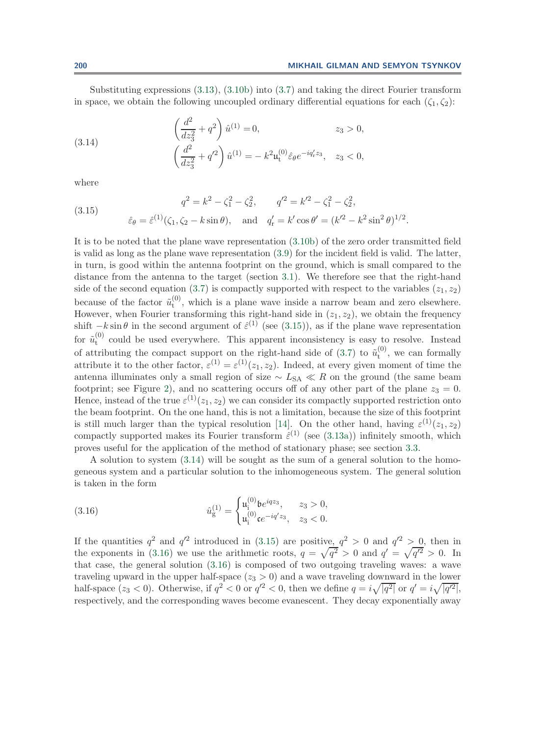Substituting expressions (3.13), (3.10b) into (3.7) and taking the direct Fourier transform in space, we obtain the following uncoupled ordinary differential equations for each $(\zeta_1, \zeta_2)$:

$$
\begin{aligned}
&\left(\frac{d^2}{dz_3^2} + q^2\right)\hat{u}^{(1)} = 0, && z_3 > 0,\\
&\left(\frac{d^2}{dz_3^2} + q'^2\right)\hat{u}^{(1)} = -\,k^2 \mathfrak{u}_{\mathrm{t}}^{(0)} \hat{\varepsilon}_\theta e^{-iq'_{\mathrm{r}} z_3}, && z_3 < 0,
\end{aligned}
\tag{3.14}
$$

where

$$
\begin{aligned}
&q^2 = k^2 - \zeta_1^2 - \zeta_2^2, \qquad q'^2 = k'^2 - \zeta_1^2 - \zeta_2^2,\\
&\hat{\varepsilon}_\theta = \hat{\varepsilon}^{(1)}(\zeta_1, \zeta_2 - k\sin\theta), \quad \text{and} \quad q'_{\mathrm{r}} = k'\cos\theta' = (k'^2 - k^2\sin^2\theta)^{1/2}.
\end{aligned}
\tag{3.15}
$$

It is to be noted that the plane wave representation (3.10b) of the zero order transmitted field is valid as long as the plane wave representation (3.9) for the incident field is valid. The latter, in turn, is good within the antenna footprint on the ground, which is small compared to the distance from the antenna to the target (section 3.1). We therefore see that the right-hand side of the second equation (3.7) is compactly supported with respect to the variables $(z_1, z_2)$ because of the factor $\tilde{u}_{\mathrm{t}}^{(0)}$, which is a plane wave inside a narrow beam and zero elsewhere. However, when Fourier transforming this right-hand side in $(z_1, z_2)$, we obtain the frequency shift $-k\sin\theta$ in the second argument of $\hat{\varepsilon}^{(1)}$ (see (3.15)), as if the plane wave representation for $\tilde{u}_{\mathrm{t}}^{(0)}$ could be used everywhere. This apparent inconsistency is easy to resolve. Instead of attributing the compact support on the right-hand side of (3.7) to $\tilde{u}_{\mathrm{t}}^{(0)}$, we can formally attribute it to the other factor, $\varepsilon^{(1)} = \varepsilon^{(1)}(z_1, z_2)$. Indeed, at every given moment of time the antenna illuminates only a small region of size $\sim L_{\mathrm{SA}} \ll R$ on the ground (the same beam footprint; see Figure 2), and no scattering occurs off of any other part of the plane $z_3 = 0$. Hence, instead of the true $\varepsilon^{(1)}(z_1, z_2)$ we can consider its compactly supported restriction onto the beam footprint. On the one hand, this is not a limitation, because the size of this footprint is still much larger than the typical resolution [14]. On the other hand, having $\varepsilon^{(1)}(z_1, z_2)$ compactly supported makes its Fourier transform $\hat{\varepsilon}^{(1)}$ (see (3.13a)) infinitely smooth, which proves useful for the application of the method of stationary phase; see section 3.3.

A solution to system (3.14) will be sought as the sum of a general solution to the homogeneous system and a particular solution to the inhomogeneous system. The general solution is taken in the form

$$
\hat{u}_{\mathrm{g}}^{(1)} = \begin{cases} \mathfrak{u}_{\mathrm{i}}^{(0)} \mathfrak{b} e^{iqz_3}, & z_3 > 0,\\ \mathfrak{u}_{\mathrm{i}}^{(0)} \mathfrak{c} e^{-iq'z_3}, & z_3 < 0. \end{cases}
\tag{3.16}
$$

If the quantities $q^2$ and $q'^2$ introduced in (3.15) are positive, $q^2 > 0$ and $q'^2 > 0$, then in the exponents in (3.16) we use the arithmetic roots, $q = \sqrt{q^2} > 0$ and $q' = \sqrt{q'^2} > 0$. In that case, the general solution (3.16) is composed of two outgoing traveling waves: a wave traveling upward in the upper half-space ($z_3 > 0$) and a wave traveling downward in the lower half-space ($z_3 < 0$). Otherwise, if $q^2 < 0$ or $q'^2 < 0$, then we define $q = i\sqrt{|q^2|}$ or $q' = i\sqrt{|q'^2|}$, respectively, and the corresponding waves become evanescent. They decay exponentially away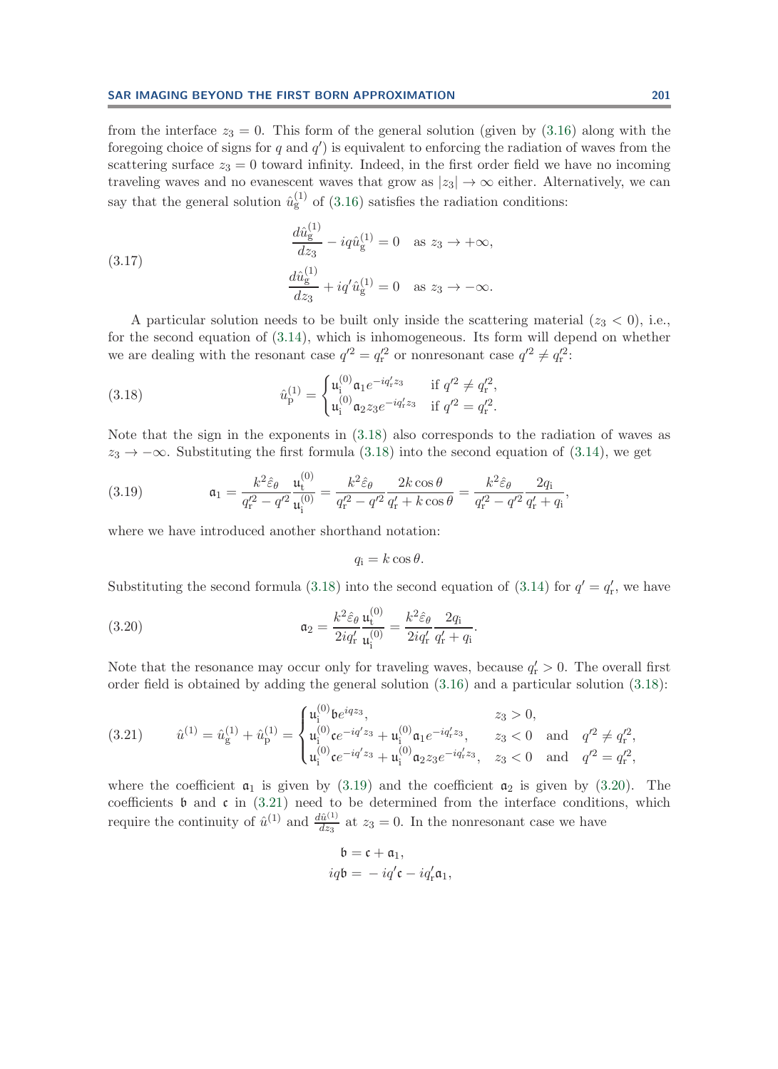from the interface $z_3 = 0$. This form of the general solution (given by (3.16) along with the foregoing choice of signs for $q$ and $q'$) is equivalent to enforcing the radiation of waves from the scattering surface $z_3 = 0$ toward infinity. Indeed, in the first order field we have no incoming traveling waves and no evanescent waves that grow as $|z_3| \to \infty$ either. Alternatively, we can say that the general solution $\hat{u}^{(1)}_{\mathrm{g}}$ of (3.16) satisfies the radiation conditions:

$$
\begin{aligned}
&\frac{d\hat{u}^{(1)}_{\mathrm{g}}}{dz_3} - iq\hat{u}^{(1)}_{\mathrm{g}} = 0 \quad \text{as } z_3 \to +\infty, \\
&\frac{d\hat{u}^{(1)}_{\mathrm{g}}}{dz_3} + iq'\hat{u}^{(1)}_{\mathrm{g}} = 0 \quad \text{as } z_3 \to -\infty.
\end{aligned}
\tag{3.17}
$$

A particular solution needs to be built only inside the scattering material ($z_3 < 0$), i.e., for the second equation of (3.14), which is inhomogeneous. Its form will depend on whether we are dealing with the resonant case $q'^2 = q'^2_{\mathrm{r}}$ or nonresonant case $q'^2 \neq q'^2_{\mathrm{r}}$:

$$
\hat{u}^{(1)}_{\mathrm{p}} = \begin{cases} \mathfrak{u}^{(0)}_{\mathrm{i}} \mathfrak{a}_1 e^{-iq'_{\mathrm{r}} z_3} & \text{if } q'^2 \neq q'^2_{\mathrm{r}}, \\ \mathfrak{u}^{(0)}_{\mathrm{i}} \mathfrak{a}_2 z_3 e^{-iq'_{\mathrm{r}} z_3} & \text{if } q'^2 = q'^2_{\mathrm{r}}. \end{cases}
\tag{3.18}
$$

Note that the sign in the exponents in (3.18) also corresponds to the radiation of waves as $z_3 \to -\infty$. Substituting the first formula (3.18) into the second equation of (3.14), we get

$$
\mathfrak{a}_1 = \frac{k^2 \hat{\varepsilon}_\theta}{q'^2_{\mathrm{r}} - q'^2} \frac{\mathfrak{u}^{(0)}_{\mathrm{t}}}{\mathfrak{u}^{(0)}_{\mathrm{i}}} = \frac{k^2 \hat{\varepsilon}_\theta}{q'^2_{\mathrm{r}} - q'^2} \frac{2k\cos\theta}{q'_{\mathrm{r}} + k\cos\theta} = \frac{k^2 \hat{\varepsilon}_\theta}{q'^2_{\mathrm{r}} - q'^2} \frac{2q_{\mathrm{i}}}{q'_{\mathrm{r}} + q_{\mathrm{i}}},
\tag{3.19}
$$

where we have introduced another shorthand notation:

$$
q_{\mathrm{i}} = k\cos\theta.
$$

Substituting the second formula (3.18) into the second equation of (3.14) for $q' = q'_{\mathrm{r}}$, we have

$$
\mathfrak{a}_2 = \frac{k^2 \hat{\varepsilon}_\theta}{2iq'_{\mathrm{r}}} \frac{\mathfrak{u}^{(0)}_{\mathrm{t}}}{\mathfrak{u}^{(0)}_{\mathrm{i}}} = \frac{k^2 \hat{\varepsilon}_\theta}{2iq'_{\mathrm{r}}} \frac{2q_{\mathrm{i}}}{q'_{\mathrm{r}} + q_{\mathrm{i}}}.
\tag{3.20}
$$

Note that the resonance may occur only for traveling waves, because $q'_{\mathrm{r}} > 0$. The overall first order field is obtained by adding the general solution (3.16) and a particular solution (3.18):

$$
\hat{u}^{(1)} = \hat{u}^{(1)}_{\mathrm{g}} + \hat{u}^{(1)}_{\mathrm{p}} = \begin{cases} \mathfrak{u}^{(0)}_{\mathrm{i}} \mathfrak{b} e^{iqz_3}, & z_3 > 0, \\ \mathfrak{u}^{(0)}_{\mathrm{i}} \mathfrak{c} e^{-iq'z_3} + \mathfrak{u}^{(0)}_{\mathrm{i}} \mathfrak{a}_1 e^{-iq'_{\mathrm{r}} z_3}, & z_3 < 0 \quad \text{and} \quad q'^2 \neq q'^2_{\mathrm{r}}, \\ \mathfrak{u}^{(0)}_{\mathrm{i}} \mathfrak{c} e^{-iq'z_3} + \mathfrak{u}^{(0)}_{\mathrm{i}} \mathfrak{a}_2 z_3 e^{-iq'_{\mathrm{r}} z_3}, & z_3 < 0 \quad \text{and} \quad q'^2 = q'^2_{\mathrm{r}}, \end{cases}
\tag{3.21}
$$

where the coefficient $\mathfrak{a}_1$ is given by (3.19) and the coefficient $\mathfrak{a}_2$ is given by (3.20). The coefficients $\mathfrak{b}$ and $\mathfrak{c}$ in (3.21) need to be determined from the interface conditions, which require the continuity of $\hat{u}^{(1)}$ and $\frac{d\hat{u}^{(1)}}{dz_3}$ at $z_3 = 0$. In the nonresonant case we have

$$
\begin{aligned}
\mathfrak{b} &= \mathfrak{c} + \mathfrak{a}_1, \\
iq\mathfrak{b} &= -iq'\mathfrak{c} - iq'_{\mathrm{r}}\mathfrak{a}_1,
\end{aligned}
$$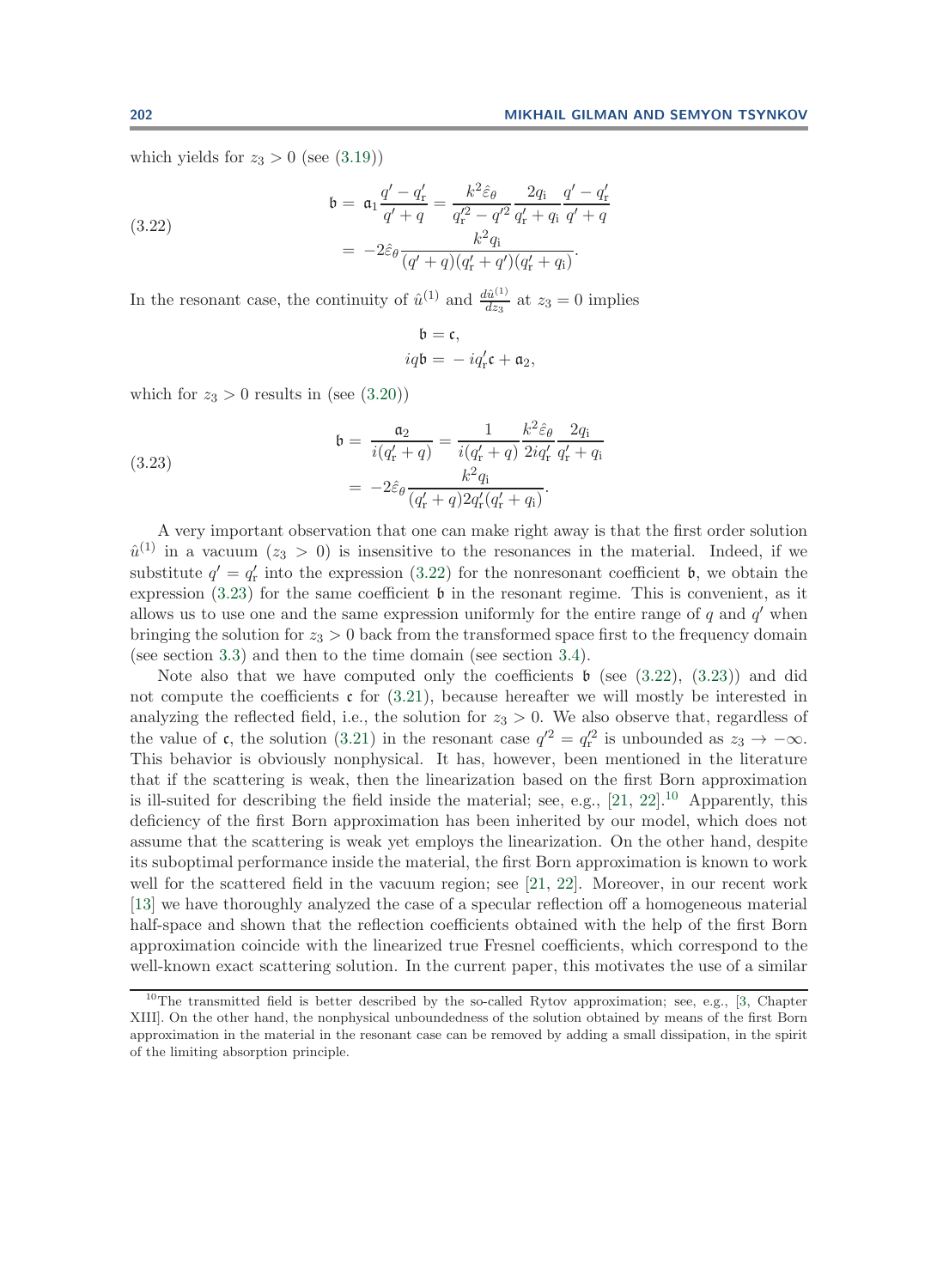which yields for $z_3 > 0$ (see (3.19))

$$
\begin{aligned}
\mathfrak{b} &= \mathfrak{a}_1 \frac{q' - q'_{\mathrm{r}}}{q' + q} = \frac{k^2 \hat{\varepsilon}_\theta}{q_{\mathrm{r}}'^2 - q'^2} \frac{2q_{\mathrm{i}}}{q'_{\mathrm{r}} + q_{\mathrm{i}}} \frac{q' - q'_{\mathrm{r}}}{q' + q} \\
&= -2\hat{\varepsilon}_\theta \frac{k^2 q_{\mathrm{i}}}{(q' + q)(q'_{\mathrm{r}} + q')(q'_{\mathrm{r}} + q_{\mathrm{i}})}.
\end{aligned}
\tag{3.22}
$$

In the resonant case, the continuity of $\hat{u}^{(1)}$ and $\frac{d\hat{u}^{(1)}}{dz_3}$ at $z_3 = 0$ implies

$$
\begin{aligned}
\mathfrak{b} &= \mathfrak{c}, \\
iq\mathfrak{b} &= -iq'_{\mathrm{r}}\mathfrak{c} + \mathfrak{a}_2,
\end{aligned}
$$

which for $z_3 > 0$ results in (see (3.20))

$$
\begin{aligned}
\mathfrak{b} &= \frac{\mathfrak{a}_2}{i(q'_{\mathrm{r}} + q)} = \frac{1}{i(q'_{\mathrm{r}} + q)} \frac{k^2 \hat{\varepsilon}_\theta}{2iq'_{\mathrm{r}}} \frac{2q_{\mathrm{i}}}{q'_{\mathrm{r}} + q_{\mathrm{i}}} \\
&= -2\hat{\varepsilon}_\theta \frac{k^2 q_{\mathrm{i}}}{(q'_{\mathrm{r}} + q)2q'_{\mathrm{r}}(q'_{\mathrm{r}} + q_{\mathrm{i}})}.
\end{aligned}
\tag{3.23}
$$

A very important observation that one can make right away is that the first order solution $\hat{u}^{(1)}$ in a vacuum ($z_3 > 0$) is insensitive to the resonances in the material. Indeed, if we substitute $q' = q'_{\mathrm{r}}$ into the expression (3.22) for the nonresonant coefficient $\mathfrak{b}$, we obtain the expression (3.23) for the same coefficient $\mathfrak{b}$ in the resonant regime. This is convenient, as it allows us to use one and the same expression uniformly for the entire range of $q$ and $q'$ when bringing the solution for $z_3 > 0$ back from the transformed space first to the frequency domain (see section 3.3) and then to the time domain (see section 3.4).

Note also that we have computed only the coefficients $\mathfrak{b}$ (see (3.22), (3.23)) and did not compute the coefficients $\mathfrak{c}$ for (3.21), because hereafter we will mostly be interested in analyzing the reflected field, i.e., the solution for $z_3 > 0$. We also observe that, regardless of the value of $\mathfrak{c}$, the solution (3.21) in the resonant case $q'^2 = q_{\mathrm{r}}'^2$ is unbounded as $z_3 \to -\infty$. This behavior is obviously nonphysical. It has, however, been mentioned in the literature that if the scattering is weak, then the linearization based on the first Born approximation is ill-suited for describing the field inside the material; see, e.g., [21, 22].[10] Apparently, this deficiency of the first Born approximation has been inherited by our model, which does not assume that the scattering is weak yet employs the linearization. On the other hand, despite its suboptimal performance inside the material, the first Born approximation is known to work well for the scattered field in the vacuum region; see [21, 22]. Moreover, in our recent work [13] we have thoroughly analyzed the case of a specular reflection off a homogeneous material half-space and shown that the reflection coefficients obtained with the help of the first Born approximation coincide with the linearized true Fresnel coefficients, which correspond to the well-known exact scattering solution. In the current paper, this motivates the use of a similar

[10] The transmitted field is better described by the so-called Rytov approximation; see, e.g., [3, Chapter XIII]. On the other hand, the nonphysical unboundedness of the solution obtained by means of the first Born approximation in the material in the resonant case can be removed by adding a small dissipation, in the spirit of the limiting absorption principle.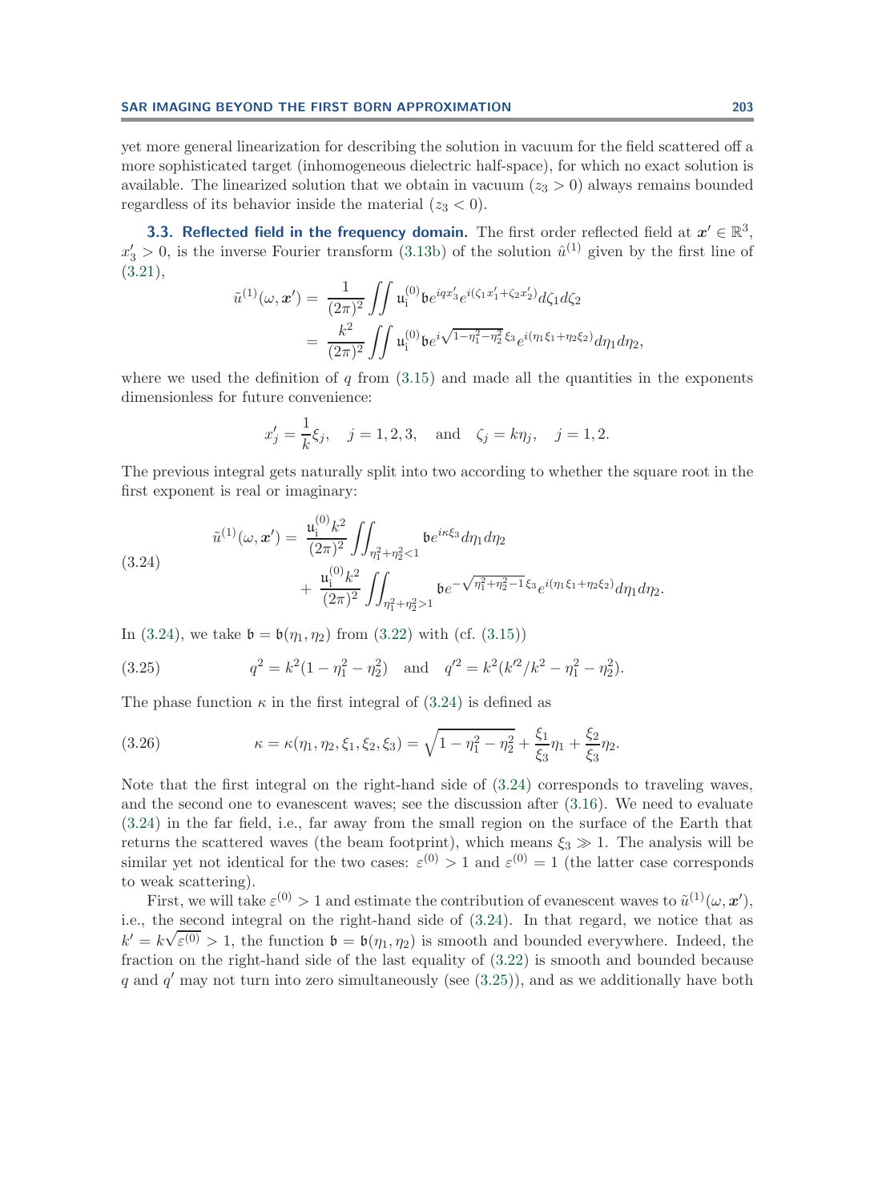yet more general linearization for describing the solution in vacuum for the field scattered off a more sophisticated target (inhomogeneous dielectric half-space), for which no exact solution is available. The linearized solution that we obtain in vacuum ($z_3 > 0$) always remains bounded regardless of its behavior inside the material ($z_3 < 0$).

### 3.3. Reflected field in the frequency domain.

The first order reflected field at $\boldsymbol{x}' \in \mathbb{R}^3$, $x_3' > 0$, is the inverse Fourier transform (3.13b) of the solution $\hat{u}^{(1)}$ given by the first line of (3.21),

$$
\begin{aligned}
\tilde{u}^{(1)}(\omega, \boldsymbol{x}') &= \frac{1}{(2\pi)^2} \iint \mathfrak{u}_{\mathrm{i}}^{(0)} \mathfrak{b} e^{iqx_3'} e^{i(\zeta_1 x_1' + \zeta_2 x_2')} d\zeta_1 d\zeta_2 \\
&= \frac{k^2}{(2\pi)^2} \iint \mathfrak{u}_{\mathrm{i}}^{(0)} \mathfrak{b} e^{i\sqrt{1-\eta_1^2-\eta_2^2}\,\xi_3} e^{i(\eta_1 \xi_1 + \eta_2 \xi_2)} d\eta_1 d\eta_2,
\end{aligned}
$$

where we used the definition of $q$ from (3.15) and made all the quantities in the exponents dimensionless for future convenience:

$$
x_j' = \frac{1}{k}\xi_j, \quad j = 1, 2, 3, \quad \text{and} \quad \zeta_j = k\eta_j, \quad j = 1, 2.
$$

The previous integral gets naturally split into two according to whether the square root in the first exponent is real or imaginary:

$$
\begin{aligned}
\tilde{u}^{(1)}(\omega, \boldsymbol{x}') = \; & \frac{\mathfrak{u}_{\mathrm{i}}^{(0)} k^2}{(2\pi)^2} \iint_{\eta_1^2+\eta_2^2<1} \mathfrak{b} e^{i\kappa \xi_3} d\eta_1 d\eta_2 \\
& + \frac{\mathfrak{u}_{\mathrm{i}}^{(0)} k^2}{(2\pi)^2} \iint_{\eta_1^2+\eta_2^2>1} \mathfrak{b} e^{-\sqrt{\eta_1^2+\eta_2^2-1}\,\xi_3} e^{i(\eta_1 \xi_1 + \eta_2 \xi_2)} d\eta_1 d\eta_2.
\end{aligned} \tag{3.24}
$$

In (3.24), we take $\mathfrak{b} = \mathfrak{b}(\eta_1, \eta_2)$ from (3.22) with (cf. (3.15))

$$
q^2 = k^2(1 - \eta_1^2 - \eta_2^2) \quad \text{and} \quad q'^2 = k^2(k'^2/k^2 - \eta_1^2 - \eta_2^2). \tag{3.25}
$$

The phase function $\kappa$ in the first integral of (3.24) is defined as

$$
\kappa = \kappa(\eta_1, \eta_2, \xi_1, \xi_2, \xi_3) = \sqrt{1 - \eta_1^2 - \eta_2^2} + \frac{\xi_1}{\xi_3}\eta_1 + \frac{\xi_2}{\xi_3}\eta_2. \tag{3.26}
$$

Note that the first integral on the right-hand side of (3.24) corresponds to traveling waves, and the second one to evanescent waves; see the discussion after (3.16). We need to evaluate (3.24) in the far field, i.e., far away from the small region on the surface of the Earth that returns the scattered waves (the beam footprint), which means $\xi_3 \gg 1$. The analysis will be similar yet not identical for the two cases: $\varepsilon^{(0)} > 1$ and $\varepsilon^{(0)} = 1$ (the latter case corresponds to weak scattering).

First, we will take $\varepsilon^{(0)} > 1$ and estimate the contribution of evanescent waves to $\tilde{u}^{(1)}(\omega, \boldsymbol{x}')$, i.e., the second integral on the right-hand side of (3.24). In that regard, we notice that as $k' = k\sqrt{\varepsilon^{(0)}} > 1$, the function $\mathfrak{b} = \mathfrak{b}(\eta_1, \eta_2)$ is smooth and bounded everywhere. Indeed, the fraction on the right-hand side of the last equality of (3.22) is smooth and bounded because $q$ and $q'$ may not turn into zero simultaneously (see (3.25)), and as we additionally have both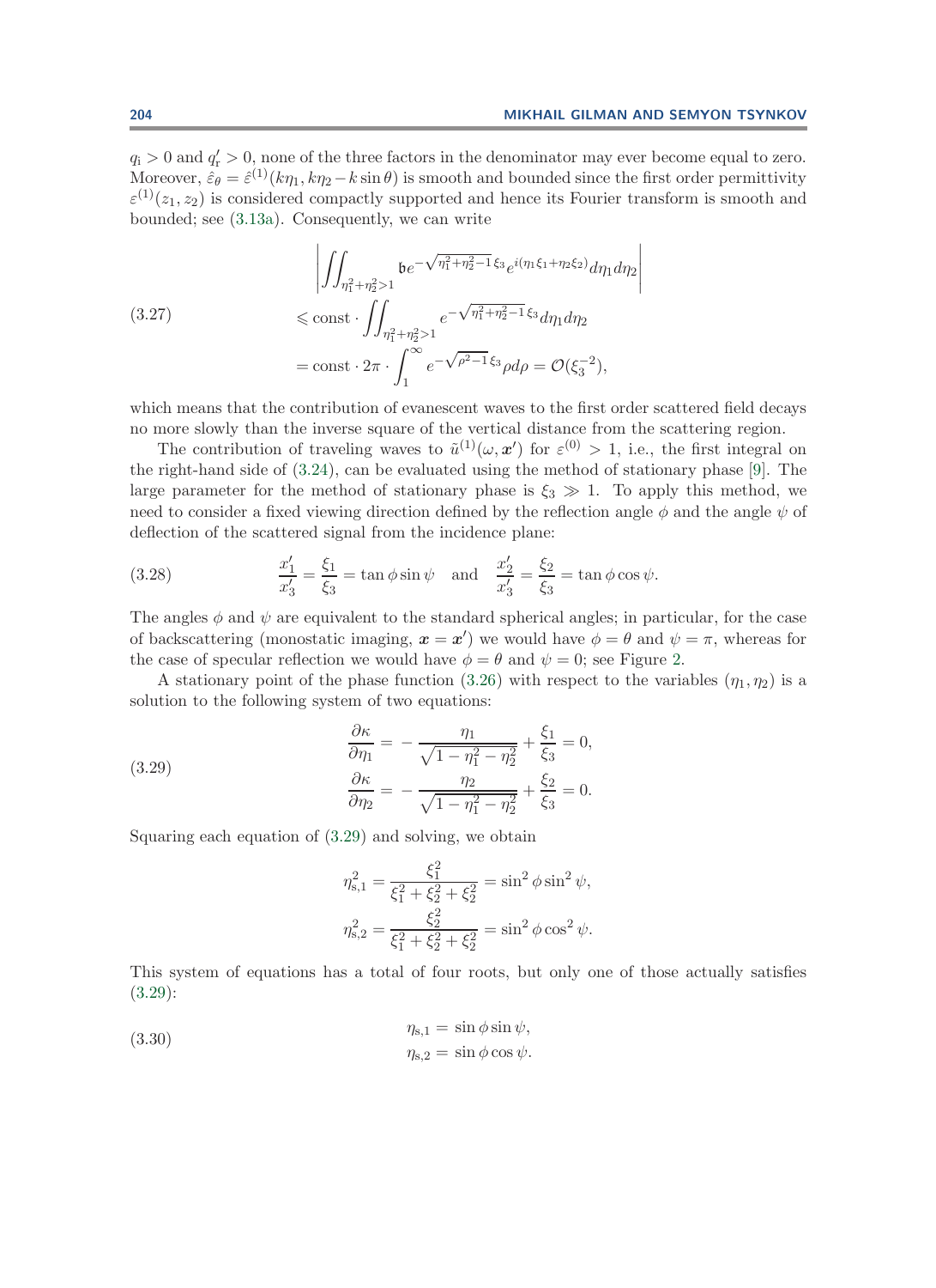$q_{\rm i} > 0$ and $q'_{\rm r} > 0$, none of the three factors in the denominator may ever become equal to zero. Moreover, $\hat{\varepsilon}_\theta = \hat{\varepsilon}^{(1)}(k\eta_1, k\eta_2 - k\sin\theta)$ is smooth and bounded since the first order permittivity $\varepsilon^{(1)}(z_1, z_2)$ is considered compactly supported and hence its Fourier transform is smooth and bounded; see (3.13a). Consequently, we can write

$$
\begin{aligned}
&\left| \iint_{\eta_1^2+\eta_2^2>1} \mathfrak{b} e^{-\sqrt{\eta_1^2+\eta_2^2-1}\,\xi_3} e^{i(\eta_1\xi_1+\eta_2\xi_2)} d\eta_1 d\eta_2 \right| \\
&\quad \leqslant \text{const} \cdot \iint_{\eta_1^2+\eta_2^2>1} e^{-\sqrt{\eta_1^2+\eta_2^2-1}\,\xi_3} d\eta_1 d\eta_2 \\
&\quad = \text{const} \cdot 2\pi \cdot \int_1^\infty e^{-\sqrt{\rho^2-1}\,\xi_3} \rho d\rho = \mathcal{O}(\xi_3^{-2}),
\end{aligned}
\tag{3.27}
$$

which means that the contribution of evanescent waves to the first order scattered field decays no more slowly than the inverse square of the vertical distance from the scattering region.

The contribution of traveling waves to $\tilde{u}^{(1)}(\omega, \boldsymbol{x}')$ for $\varepsilon^{(0)} > 1$, i.e., the first integral on the right-hand side of (3.24), can be evaluated using the method of stationary phase [9]. The large parameter for the method of stationary phase is $\xi_3 \gg 1$. To apply this method, we need to consider a fixed viewing direction defined by the reflection angle $\phi$ and the angle $\psi$ of deflection of the scattered signal from the incidence plane:

$$
\frac{x'_1}{x'_3} = \frac{\xi_1}{\xi_3} = \tan\phi \sin\psi \quad \text{and} \quad \frac{x'_2}{x'_3} = \frac{\xi_2}{\xi_3} = \tan\phi\cos\psi. \tag{3.28}
$$

The angles $\phi$ and $\psi$ are equivalent to the standard spherical angles; in particular, for the case of backscattering (monostatic imaging, $\boldsymbol{x} = \boldsymbol{x}'$) we would have $\phi = \theta$ and $\psi = \pi$, whereas for the case of specular reflection we would have $\phi = \theta$ and $\psi = 0$; see Figure 2.

A stationary point of the phase function (3.26) with respect to the variables $(\eta_1, \eta_2)$ is a solution to the following system of two equations:

$$
\begin{aligned}
\frac{\partial \kappa}{\partial \eta_1} &= -\frac{\eta_1}{\sqrt{1-\eta_1^2-\eta_2^2}} + \frac{\xi_1}{\xi_3} = 0, \\
\frac{\partial \kappa}{\partial \eta_2} &= -\frac{\eta_2}{\sqrt{1-\eta_1^2-\eta_2^2}} + \frac{\xi_2}{\xi_3} = 0.
\end{aligned}
\tag{3.29}
$$

Squaring each equation of (3.29) and solving, we obtain

$$
\begin{aligned}
\eta_{\rm s,1}^2 &= \frac{\xi_1^2}{\xi_1^2+\xi_2^2+\xi_2^2} = \sin^2\phi\sin^2\psi, \\
\eta_{\rm s,2}^2 &= \frac{\xi_2^2}{\xi_1^2+\xi_2^2+\xi_2^2} = \sin^2\phi\cos^2\psi.
\end{aligned}
$$

This system of equations has a total of four roots, but only one of those actually satisfies (3.29):

$$
\begin{aligned}
\eta_{\rm s,1} &= \sin\phi\sin\psi, \\
\eta_{\rm s,2} &= \sin\phi\cos\psi.
\end{aligned}
\tag{3.30}
$$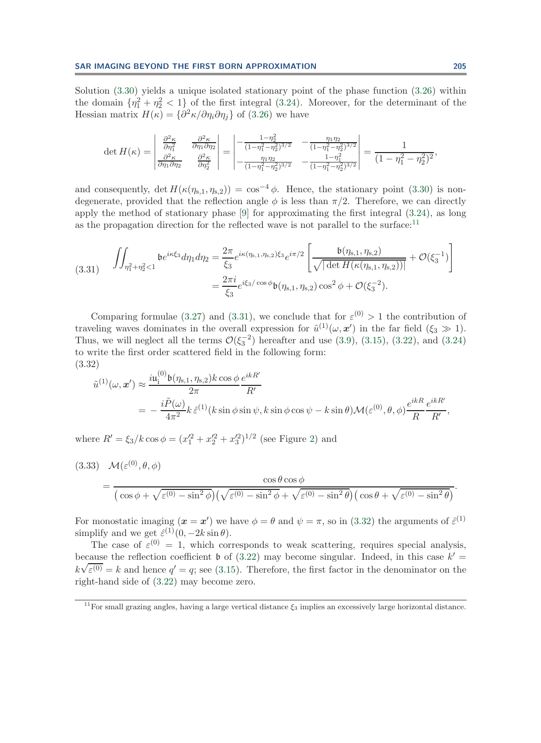Solution (3.30) yields a unique isolated stationary point of the phase function (3.26) within the domain $\{\eta_1^2 + \eta_2^2 < 1\}$ of the first integral (3.24). Moreover, for the determinant of the Hessian matrix $H(\kappa) = \{\partial^2\kappa/\partial\eta_i\partial\eta_j\}$ of (3.26) we have

$$
\det H(\kappa) = \begin{vmatrix} \frac{\partial^2\kappa}{\partial\eta_1^2} & \frac{\partial^2\kappa}{\partial\eta_1\partial\eta_2} \\ \frac{\partial^2\kappa}{\partial\eta_1\partial\eta_2} & \frac{\partial^2\kappa}{\partial\eta_2^2} \end{vmatrix} = \begin{vmatrix} -\frac{1-\eta_2^2}{(1-\eta_1^2-\eta_2^2)^{3/2}} & -\frac{\eta_1\eta_2}{(1-\eta_1^2-\eta_2^2)^{3/2}} \\ -\frac{\eta_1\eta_2}{(1-\eta_1^2-\eta_2^2)^{3/2}} & -\frac{1-\eta_1^2}{(1-\eta_1^2-\eta_2^2)^{3/2}} \end{vmatrix} = \frac{1}{(1-\eta_1^2-\eta_2^2)^2},
$$

and consequently, $\det H(\kappa(\eta_{s,1},\eta_{s,2})) = \cos^{-4}\phi$. Hence, the stationary point (3.30) is nondegenerate, provided that the reflection angle $\phi$ is less than $\pi/2$. Therefore, we can directly apply the method of stationary phase [9] for approximating the first integral (3.24), as long as the propagation direction for the reflected wave is not parallel to the surface:[11]

$$
\begin{aligned}
\text{(3.31)} \quad \iint_{\eta_1^2+\eta_2^2<1} \mathfrak{b} e^{i\kappa\xi_3} d\eta_1 d\eta_2 &= \frac{2\pi}{\xi_3} e^{i\kappa(\eta_{s,1},\eta_{s,2})\xi_3} e^{i\pi/2} \left[ \frac{\mathfrak{b}(\eta_{s,1},\eta_{s,2})}{\sqrt{|\det H(\kappa(\eta_{s,1},\eta_{s,2}))|}} + \mathcal{O}(\xi_3^{-1}) \right] \\
&= \frac{2\pi i}{\xi_3} e^{i\xi_3/\cos\phi} \mathfrak{b}(\eta_{s,1},\eta_{s,2}) \cos^2\phi + \mathcal{O}(\xi_3^{-2}).
\end{aligned}
$$

Comparing formulae (3.27) and (3.31), we conclude that for $\varepsilon^{(0)} > 1$ the contribution of traveling waves dominates in the overall expression for $\tilde{u}^{(1)}(\omega, \boldsymbol{x}')$ in the far field ($\xi_3 \gg 1$). Thus, we will neglect all the terms $\mathcal{O}(\xi_3^{-2})$ hereafter and use (3.9), (3.15), (3.22), and (3.24) to write the first order scattered field in the following form:

(3.32)

$$
\begin{aligned}
\tilde{u}^{(1)}(\omega, \boldsymbol{x}') &\approx \frac{i\mathfrak{u}_{\mathrm{i}}^{(0)} \mathfrak{b}(\eta_{s,1},\eta_{s,2}) k\cos\phi}{2\pi} \frac{e^{ikR'}}{R'} \\
&= -\frac{i\tilde{P}(\omega)}{4\pi^2} k\, \hat{\varepsilon}^{(1)}(k\sin\phi\sin\psi, k\sin\phi\cos\psi - k\sin\theta) \mathcal{M}(\varepsilon^{(0)}, \theta, \phi) \frac{e^{ikR}}{R}\frac{e^{ikR'}}{R'},
\end{aligned}
$$

where $R' = \xi_3/k\cos\phi = (x_1'^2 + x_2'^2 + x_3'^2)^{1/2}$ (see Figure 2) and

$$
\begin{aligned}
\text{(3.33)} \quad & \mathcal{M}(\varepsilon^{(0)}, \theta, \phi) \\
&= \frac{\cos\theta\cos\phi}{\left(\cos\phi + \sqrt{\varepsilon^{(0)} - \sin^2\phi}\right)\left(\sqrt{\varepsilon^{(0)} - \sin^2\phi} + \sqrt{\varepsilon^{(0)} - \sin^2\theta}\right)\left(\cos\theta + \sqrt{\varepsilon^{(0)} - \sin^2\theta}\right)}.
\end{aligned}
$$

For monostatic imaging ($\boldsymbol{x} = \boldsymbol{x}'$) we have $\phi = \theta$ and $\psi = \pi$, so in (3.32) the arguments of $\hat{\varepsilon}^{(1)}$ simplify and we get $\hat{\varepsilon}^{(1)}(0, -2k\sin\theta)$.

The case of $\varepsilon^{(0)} = 1$, which corresponds to weak scattering, requires special analysis, because the reflection coefficient $\mathfrak{b}$ of (3.22) may become singular. Indeed, in this case $k' = k\sqrt{\varepsilon^{(0)}} = k$ and hence $q' = q$; see (3.15). Therefore, the first factor in the denominator on the right-hand side of (3.22) may become zero.

[11] For small grazing angles, having a large vertical distance $\xi_3$ implies an excessively large horizontal distance.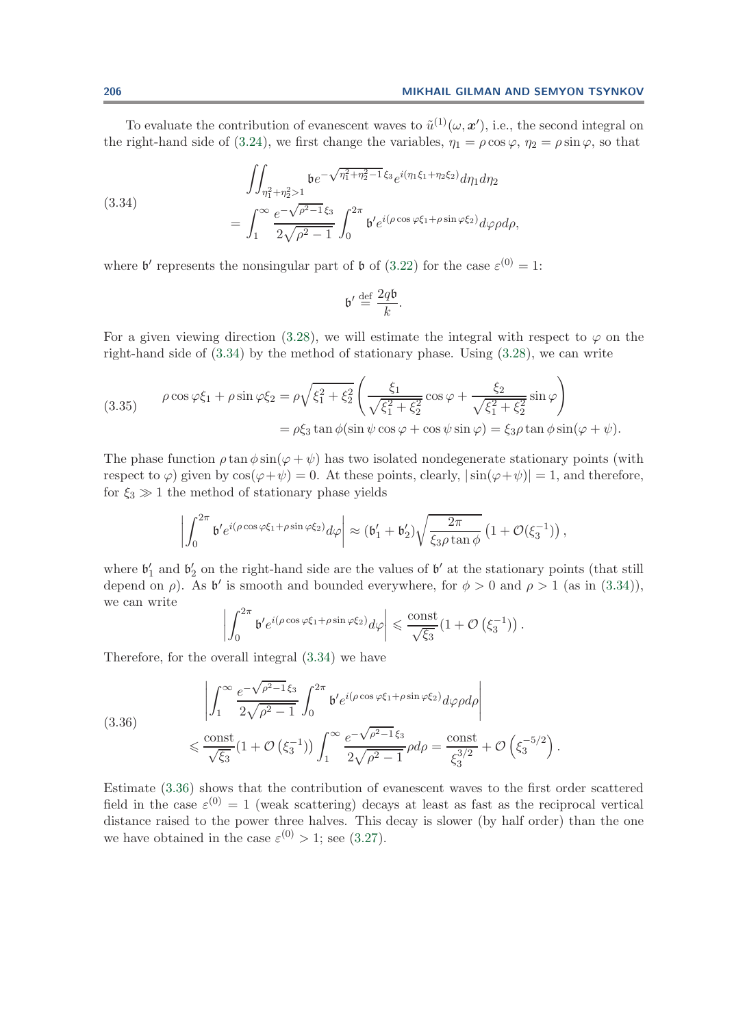To evaluate the contribution of evanescent waves to $\tilde{u}^{(1)}(\omega, \boldsymbol{x}')$, i.e., the second integral on the right-hand side of (3.24), we first change the variables, $\eta_1 = \rho\cos\varphi$, $\eta_2 = \rho\sin\varphi$, so that

$$
\begin{aligned}
&\iint_{\eta_1^2+\eta_2^2>1} \mathfrak{b} e^{-\sqrt{\eta_1^2+\eta_2^2-1}\,\xi_3} e^{i(\eta_1\xi_1+\eta_2\xi_2)} d\eta_1 d\eta_2 \\
&\qquad = \int_1^\infty \frac{e^{-\sqrt{\rho^2-1}\,\xi_3}}{2\sqrt{\rho^2-1}} \int_0^{2\pi} \mathfrak{b}' e^{i(\rho\cos\varphi\xi_1+\rho\sin\varphi\xi_2)} d\varphi \rho d\rho,
\end{aligned}
\tag{3.34}
$$

where $\mathfrak{b}'$ represents the nonsingular part of $\mathfrak{b}$ of (3.22) for the case $\varepsilon^{(0)} = 1$:

$$
\mathfrak{b}' \stackrel{\text{def}}{=} \frac{2q\mathfrak{b}}{k}.
$$

For a given viewing direction (3.28), we will estimate the integral with respect to $\varphi$ on the right-hand side of (3.34) by the method of stationary phase. Using (3.28), we can write

$$
\begin{aligned}
\rho\cos\varphi\xi_1 + \rho\sin\varphi\xi_2 &= \rho\sqrt{\xi_1^2+\xi_2^2}\left(\frac{\xi_1}{\sqrt{\xi_1^2+\xi_2^2}}\cos\varphi + \frac{\xi_2}{\sqrt{\xi_1^2+\xi_2^2}}\sin\varphi\right) \\
&= \rho\xi_3\tan\phi(\sin\psi\cos\varphi + \cos\psi\sin\varphi) = \xi_3\rho\tan\phi\sin(\varphi+\psi).
\end{aligned}
\tag{3.35}
$$

The phase function $\rho\tan\phi\sin(\varphi+\psi)$ has two isolated nondegenerate stationary points (with respect to $\varphi$) given by $\cos(\varphi+\psi) = 0$. At these points, clearly, $|\sin(\varphi+\psi)| = 1$, and therefore, for $\xi_3 \gg 1$ the method of stationary phase yields

$$
\left|\int_0^{2\pi} \mathfrak{b}' e^{i(\rho\cos\varphi\xi_1+\rho\sin\varphi\xi_2)} d\varphi\right| \approx (\mathfrak{b}_1' + \mathfrak{b}_2')\sqrt{\frac{2\pi}{\xi_3\rho\tan\phi}}\left(1 + \mathcal{O}(\xi_3^{-1})\right),
$$

where $\mathfrak{b}_1'$ and $\mathfrak{b}_2'$ on the right-hand side are the values of $\mathfrak{b}'$ at the stationary points (that still depend on $\rho$). As $\mathfrak{b}'$ is smooth and bounded everywhere, for $\phi > 0$ and $\rho > 1$ (as in (3.34)), we can write

$$
\left|\int_0^{2\pi} \mathfrak{b}' e^{i(\rho\cos\varphi\xi_1+\rho\sin\varphi\xi_2)} d\varphi\right| \leqslant \frac{\text{const}}{\sqrt{\xi_3}}\left(1 + \mathcal{O}\left(\xi_3^{-1}\right)\right).
$$

Therefore, for the overall integral (3.34) we have

$$
\begin{aligned}
&\left|\int_1^\infty \frac{e^{-\sqrt{\rho^2-1}\,\xi_3}}{2\sqrt{\rho^2-1}} \int_0^{2\pi} \mathfrak{b}' e^{i(\rho\cos\varphi\xi_1+\rho\sin\varphi\xi_2)} d\varphi \rho d\rho\right| \\
&\qquad \leqslant \frac{\text{const}}{\sqrt{\xi_3}}\left(1 + \mathcal{O}\left(\xi_3^{-1}\right)\right) \int_1^\infty \frac{e^{-\sqrt{\rho^2-1}\,\xi_3}}{2\sqrt{\rho^2-1}} \rho d\rho = \frac{\text{const}}{\xi_3^{3/2}} + \mathcal{O}\left(\xi_3^{-5/2}\right).
\end{aligned}
\tag{3.36}
$$

Estimate (3.36) shows that the contribution of evanescent waves to the first order scattered field in the case $\varepsilon^{(0)} = 1$ (weak scattering) decays at least as fast as the reciprocal vertical distance raised to the power three halves. This decay is slower (by half order) than the one we have obtained in the case $\varepsilon^{(0)} > 1$; see (3.27).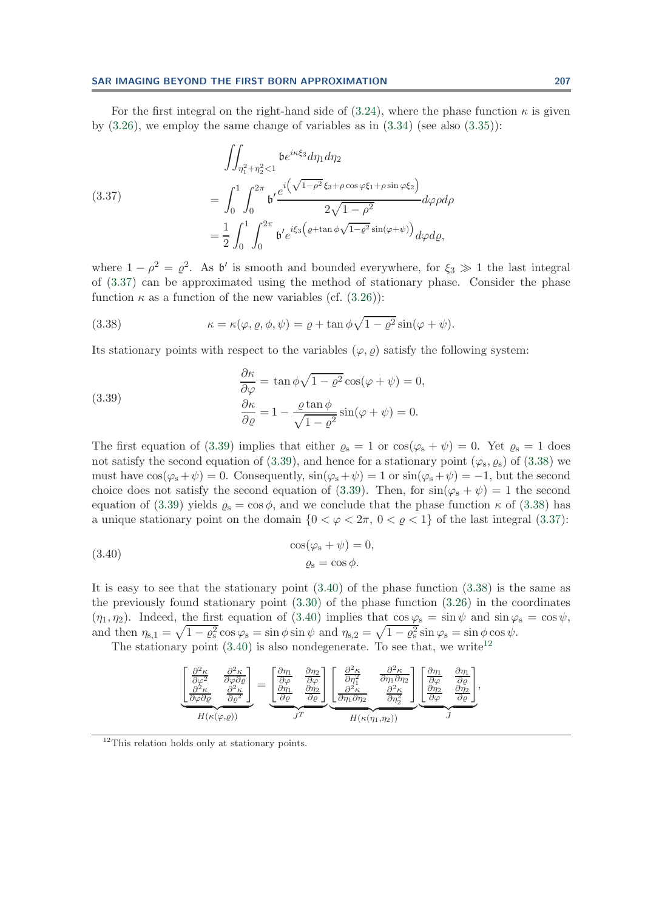For the first integral on the right-hand side of (3.24), where the phase function $\kappa$ is given by (3.26), we employ the same change of variables as in (3.34) (see also (3.35)):

$$
\begin{aligned}
&\iint_{\eta_1^2+\eta_2^2<1} \mathfrak{b} e^{i\kappa\xi_3} d\eta_1 d\eta_2 \\
&= \int_0^1 \int_0^{2\pi} \mathfrak{b}' \frac{e^{i\left(\sqrt{1-\rho^2}\,\xi_3 + \rho\cos\varphi\xi_1 + \rho\sin\varphi\xi_2\right)}}{2\sqrt{1-\rho^2}} d\varphi \rho d\rho \\
&= \frac{1}{2}\int_0^1 \int_0^{2\pi} \mathfrak{b}' e^{i\xi_3\left(\varrho + \tan\phi\sqrt{1-\varrho^2}\sin(\varphi+\psi)\right)} d\varphi d\varrho,
\end{aligned}
\tag{3.37}
$$

where $1-\rho^2 = \varrho^2$. As $\mathfrak{b}'$ is smooth and bounded everywhere, for $\xi_3 \gg 1$ the last integral of (3.37) can be approximated using the method of stationary phase. Consider the phase function $\kappa$ as a function of the new variables (cf. (3.26)):

$$
\kappa = \kappa(\varphi, \varrho, \phi, \psi) = \varrho + \tan\phi\sqrt{1-\varrho^2}\sin(\varphi+\psi). \tag{3.38}
$$

Its stationary points with respect to the variables $(\varphi, \varrho)$ satisfy the following system:

$$
\begin{aligned}
\frac{\partial\kappa}{\partial\varphi} &= \tan\phi\sqrt{1-\varrho^2}\cos(\varphi+\psi) = 0, \\
\frac{\partial\kappa}{\partial\varrho} &= 1 - \frac{\varrho\tan\phi}{\sqrt{1-\varrho^2}}\sin(\varphi+\psi) = 0.
\end{aligned}
\tag{3.39}
$$

The first equation of (3.39) implies that either $\varrho_\mathrm{s} = 1$ or $\cos(\varphi_\mathrm{s}+\psi) = 0$. Yet $\varrho_\mathrm{s} = 1$ does not satisfy the second equation of (3.39), and hence for a stationary point $(\varphi_\mathrm{s}, \varrho_\mathrm{s})$ of (3.38) we must have $\cos(\varphi_\mathrm{s}+\psi) = 0$. Consequently, $\sin(\varphi_\mathrm{s}+\psi) = 1$ or $\sin(\varphi_\mathrm{s}+\psi) = -1$, but the second choice does not satisfy the second equation of (3.39). Then, for $\sin(\varphi_\mathrm{s}+\psi) = 1$ the second equation of (3.39) yields $\varrho_\mathrm{s} = \cos\phi$, and we conclude that the phase function $\kappa$ of (3.38) has a unique stationary point on the domain $\{0 < \varphi < 2\pi,\ 0 < \varrho < 1\}$ of the last integral (3.37):

$$
\begin{aligned}
&\cos(\varphi_\mathrm{s}+\psi) = 0, \\
&\varrho_\mathrm{s} = \cos\phi.
\end{aligned}
\tag{3.40}
$$

It is easy to see that the stationary point (3.40) of the phase function (3.38) is the same as the previously found stationary point (3.30) of the phase function (3.26) in the coordinates $(\eta_1, \eta_2)$. Indeed, the first equation of (3.40) implies that $\cos\varphi_\mathrm{s} = \sin\psi$ and $\sin\varphi_\mathrm{s} = \cos\psi$, and then $\eta_{\mathrm{s},1} = \sqrt{1-\varrho_\mathrm{s}^2}\cos\varphi_\mathrm{s} = \sin\phi\sin\psi$ and $\eta_{\mathrm{s},2} = \sqrt{1-\varrho_\mathrm{s}^2}\sin\varphi_\mathrm{s} = \sin\phi\cos\psi$.

The stationary point (3.40) is also nondegenerate. To see that, we write[12]

$$
\underbrace{\begin{bmatrix} \frac{\partial^2\kappa}{\partial\varphi^2} & \frac{\partial^2\kappa}{\partial\varphi\partial\varrho} \\ \frac{\partial^2\kappa}{\partial\varphi\partial\varrho} & \frac{\partial^2\kappa}{\partial\varrho^2} \end{bmatrix}}_{H(\kappa(\varphi,\varrho))} = \underbrace{\begin{bmatrix} \frac{\partial\eta_1}{\partial\varphi} & \frac{\partial\eta_2}{\partial\varphi} \\ \frac{\partial\eta_1}{\partial\varrho} & \frac{\partial\eta_2}{\partial\varrho} \end{bmatrix}}_{J^T} \underbrace{\begin{bmatrix} \frac{\partial^2\kappa}{\partial\eta_1^2} & \frac{\partial^2\kappa}{\partial\eta_1\partial\eta_2} \\ \frac{\partial^2\kappa}{\partial\eta_1\partial\eta_2} & \frac{\partial^2\kappa}{\partial\eta_2^2} \end{bmatrix}}_{H(\kappa(\eta_1,\eta_2))} \underbrace{\begin{bmatrix} \frac{\partial\eta_1}{\partial\varphi} & \frac{\partial\eta_1}{\partial\varrho} \\ \frac{\partial\eta_2}{\partial\varphi} & \frac{\partial\eta_2}{\partial\varrho} \end{bmatrix}}_{J},
$$

[12] This relation holds only at stationary points.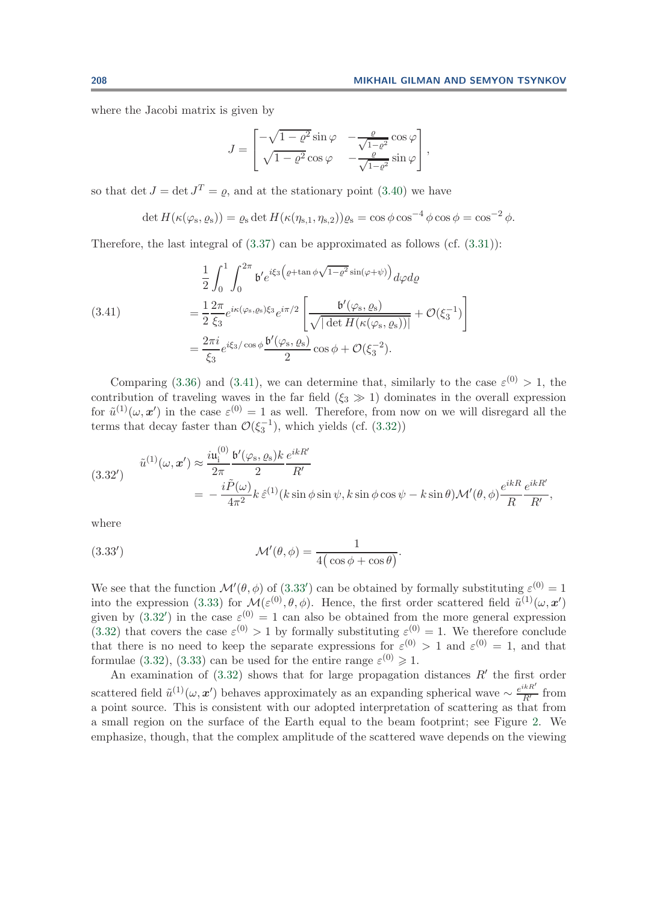where the Jacobi matrix is given by

$$J = \begin{bmatrix} -\sqrt{1-\varrho^2}\sin\varphi & -\frac{\varrho}{\sqrt{1-\varrho^2}}\cos\varphi \\ \sqrt{1-\varrho^2}\cos\varphi & -\frac{\varrho}{\sqrt{1-\varrho^2}}\sin\varphi \end{bmatrix},$$

so that $\det J = \det J^T = \varrho$, and at the stationary point (3.40) we have

$$\det H(\kappa(\varphi_{\rm s},\varrho_{\rm s})) = \varrho_{\rm s} \det H(\kappa(\eta_{{\rm s},1},\eta_{{\rm s},2}))\varrho_{\rm s} = \cos\phi\cos^{-4}\phi\cos\phi = \cos^{-2}\phi.$$

Therefore, the last integral of (3.37) can be approximated as follows (cf. (3.31)):

$$\begin{aligned}
&\frac{1}{2}\int_0^1\int_0^{2\pi} \mathfrak{b}' e^{i\xi_3\left(\varrho+\tan\phi\sqrt{1-\varrho^2}\sin(\varphi+\psi)\right)}d\varphi d\varrho \\
(3.41)\qquad &= \frac{1}{2}\frac{2\pi}{\xi_3}e^{i\kappa(\varphi_{\rm s},\varrho_{\rm s})\xi_3}e^{i\pi/2}\left[\frac{\mathfrak{b}'(\varphi_{\rm s},\varrho_{\rm s})}{\sqrt{|\det H(\kappa(\varphi_{\rm s},\varrho_{\rm s}))|}} + \mathcal{O}(\xi_3^{-1})\right] \\
&= \frac{2\pi i}{\xi_3}e^{i\xi_3/\cos\phi}\frac{\mathfrak{b}'(\varphi_{\rm s},\varrho_{\rm s})}{2}\cos\phi + \mathcal{O}(\xi_3^{-2}).
\end{aligned}$$

Comparing (3.36) and (3.41), we can determine that, similarly to the case $\varepsilon^{(0)} > 1$, the contribution of traveling waves in the far field ($\xi_3 \gg 1$) dominates in the overall expression for $\tilde{u}^{(1)}(\omega,\boldsymbol{x}')$ in the case $\varepsilon^{(0)} = 1$ as well. Therefore, from now on we will disregard all the terms that decay faster than $\mathcal{O}(\xi_3^{-1})$, which yields (cf. (3.32))

$$\begin{aligned}
(3.32')\qquad \tilde{u}^{(1)}(\omega,\boldsymbol{x}') &\approx \frac{i\mathfrak{u}_{\rm i}^{(0)}}{2\pi}\frac{\mathfrak{b}'(\varphi_{\rm s},\varrho_{\rm s})k}{2}\frac{e^{ikR'}}{R'} \\
&= -\frac{i\tilde{P}(\omega)}{4\pi^2}k\,\hat{\varepsilon}^{(1)}(k\sin\phi\sin\psi, k\sin\phi\cos\psi - k\sin\theta)\mathcal{M}'(\theta,\phi)\frac{e^{ikR}}{R}\frac{e^{ikR'}}{R'},
\end{aligned}$$

where

$$(3.33')\qquad \mathcal{M}'(\theta,\phi) = \frac{1}{4\big(\cos\phi+\cos\theta\big)}.$$

We see that the function $\mathcal{M}'(\theta,\phi)$ of (3.33′) can be obtained by formally substituting $\varepsilon^{(0)} = 1$ into the expression (3.33) for $\mathcal{M}(\varepsilon^{(0)},\theta,\phi)$. Hence, the first order scattered field $\tilde{u}^{(1)}(\omega,\boldsymbol{x}')$ given by (3.32′) in the case $\varepsilon^{(0)} = 1$ can also be obtained from the more general expression (3.32) that covers the case $\varepsilon^{(0)} > 1$ by formally substituting $\varepsilon^{(0)} = 1$. We therefore conclude that there is no need to keep the separate expressions for $\varepsilon^{(0)} > 1$ and $\varepsilon^{(0)} = 1$, and that formulae (3.32), (3.33) can be used for the entire range $\varepsilon^{(0)} \geqslant 1$.

An examination of (3.32) shows that for large propagation distances $R'$ the first order scattered field $\tilde{u}^{(1)}(\omega,\boldsymbol{x}')$ behaves approximately as an expanding spherical wave $\sim \frac{e^{ikR'}}{R'}$ from a point source. This is consistent with our adopted interpretation of scattering as that from a small region on the surface of the Earth equal to the beam footprint; see Figure 2. We emphasize, though, that the complex amplitude of the scattered wave depends on the viewing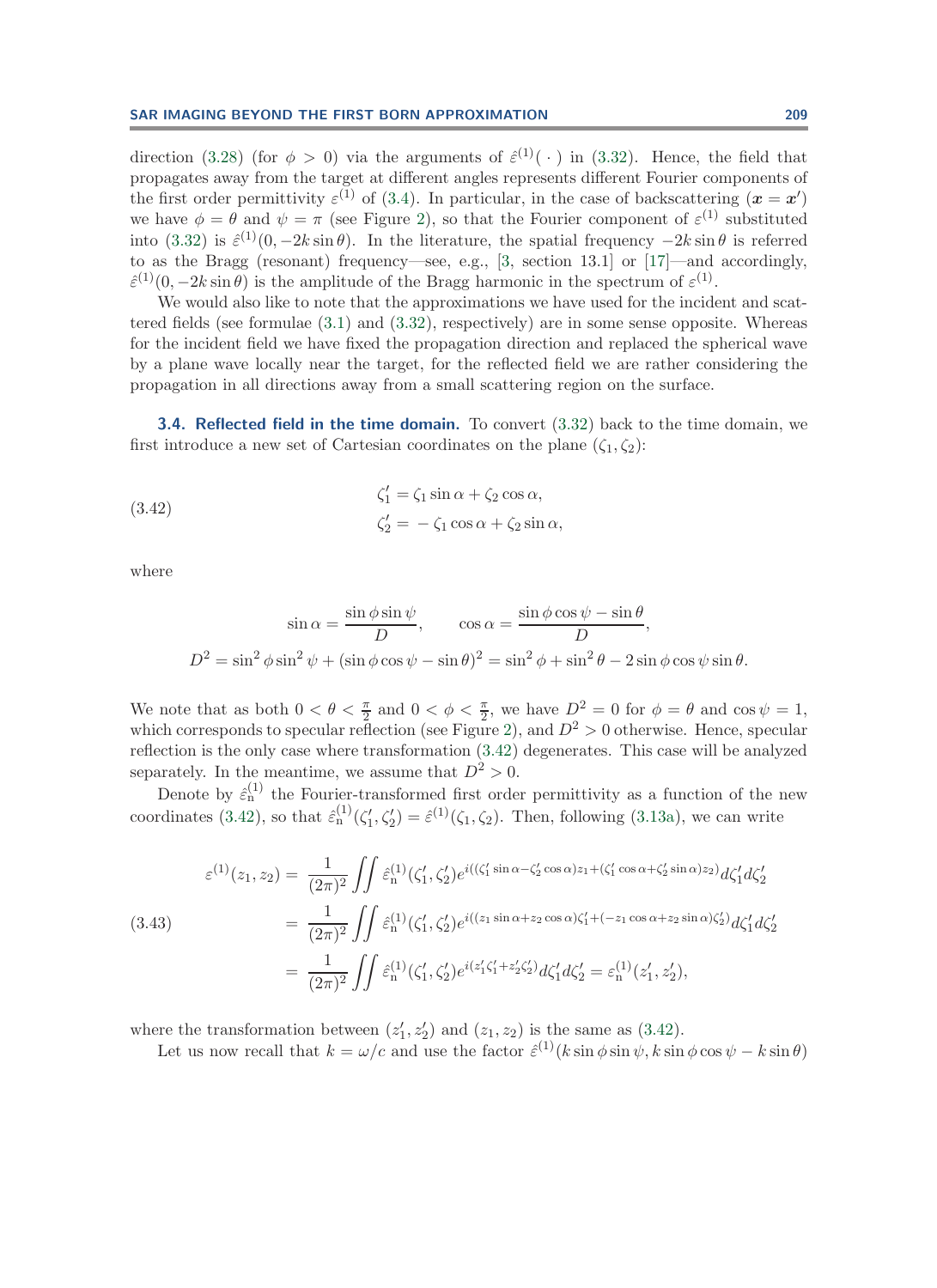direction (3.28) (for $\phi > 0$) via the arguments of $\hat{\varepsilon}^{(1)}(\,\cdot\,)$ in (3.32). Hence, the field that propagates away from the target at different angles represents different Fourier components of the first order permittivity $\varepsilon^{(1)}$ of (3.4). In particular, in the case of backscattering ($\boldsymbol{x} = \boldsymbol{x}'$) we have $\phi = \theta$ and $\psi = \pi$ (see Figure 2), so that the Fourier component of $\varepsilon^{(1)}$ substituted into (3.32) is $\hat{\varepsilon}^{(1)}(0, -2k\sin\theta)$. In the literature, the spatial frequency $-2k\sin\theta$ is referred to as the Bragg (resonant) frequency—see, e.g., [3, section 13.1] or [17]—and accordingly, $\hat{\varepsilon}^{(1)}(0, -2k\sin\theta)$ is the amplitude of the Bragg harmonic in the spectrum of $\varepsilon^{(1)}$.

We would also like to note that the approximations we have used for the incident and scattered fields (see formulae (3.1) and (3.32), respectively) are in some sense opposite. Whereas for the incident field we have fixed the propagation direction and replaced the spherical wave by a plane wave locally near the target, for the reflected field we are rather considering the propagation in all directions away from a small scattering region on the surface.

### 3.4. Reflected field in the time domain.

To convert (3.32) back to the time domain, we first introduce a new set of Cartesian coordinates on the plane $(\zeta_1, \zeta_2)$:

$$
\begin{aligned}
\zeta_1' &= \zeta_1 \sin\alpha + \zeta_2 \cos\alpha, \\
\zeta_2' &= -\zeta_1 \cos\alpha + \zeta_2 \sin\alpha,
\end{aligned}
\tag{3.42}
$$

where

$$
\sin\alpha = \frac{\sin\phi\sin\psi}{D}, \qquad \cos\alpha = \frac{\sin\phi\cos\psi - \sin\theta}{D},
$$
$$
D^2 = \sin^2\phi\sin^2\psi + (\sin\phi\cos\psi - \sin\theta)^2 = \sin^2\phi + \sin^2\theta - 2\sin\phi\cos\psi\sin\theta.
$$

We note that as both $0 < \theta < \frac{\pi}{2}$ and $0 < \phi < \frac{\pi}{2}$, we have $D^2 = 0$ for $\phi = \theta$ and $\cos\psi = 1$, which corresponds to specular reflection (see Figure 2), and $D^2 > 0$ otherwise. Hence, specular reflection is the only case where transformation (3.42) degenerates. This case will be analyzed separately. In the meantime, we assume that $D^2 > 0$.

Denote by $\hat{\varepsilon}_{\mathrm{n}}^{(1)}$ the Fourier-transformed first order permittivity as a function of the new coordinates (3.42), so that $\hat{\varepsilon}_{\mathrm{n}}^{(1)}(\zeta_1', \zeta_2') = \hat{\varepsilon}^{(1)}(\zeta_1, \zeta_2)$. Then, following (3.13a), we can write

$$
\begin{aligned}
\varepsilon^{(1)}(z_1, z_2) &= \frac{1}{(2\pi)^2} \iint \hat{\varepsilon}_{\mathrm{n}}^{(1)}(\zeta_1', \zeta_2') e^{i((\zeta_1'\sin\alpha - \zeta_2'\cos\alpha)z_1 + (\zeta_1'\cos\alpha + \zeta_2'\sin\alpha)z_2)} d\zeta_1' d\zeta_2' \\
&= \frac{1}{(2\pi)^2} \iint \hat{\varepsilon}_{\mathrm{n}}^{(1)}(\zeta_1', \zeta_2') e^{i((z_1\sin\alpha + z_2\cos\alpha)\zeta_1' + (-z_1\cos\alpha + z_2\sin\alpha)\zeta_2')} d\zeta_1' d\zeta_2' \\
&= \frac{1}{(2\pi)^2} \iint \hat{\varepsilon}_{\mathrm{n}}^{(1)}(\zeta_1', \zeta_2') e^{i(z_1'\zeta_1' + z_2'\zeta_2')} d\zeta_1' d\zeta_2' = \varepsilon_{\mathrm{n}}^{(1)}(z_1', z_2'),
\end{aligned}
\tag{3.43}
$$

where the transformation between $(z_1', z_2')$ and $(z_1, z_2)$ is the same as (3.42).

Let us now recall that $k = \omega/c$ and use the factor $\hat{\varepsilon}^{(1)}(k\sin\phi\sin\psi, k\sin\phi\cos\psi - k\sin\theta)$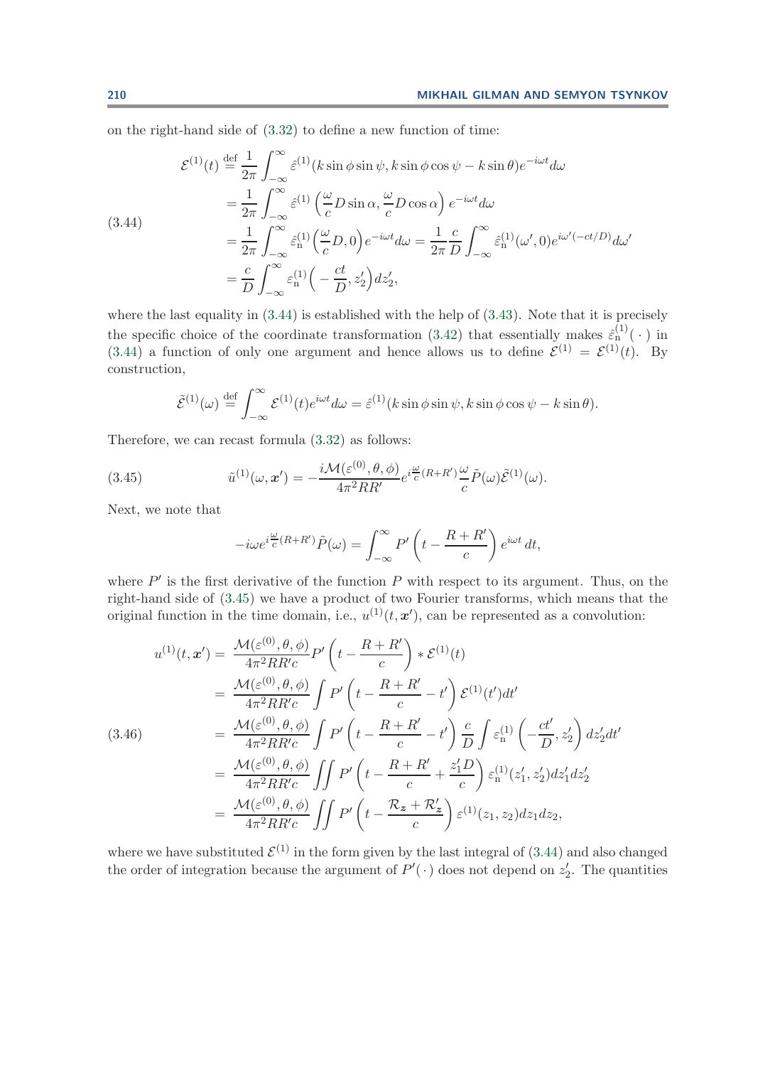on the right-hand side of (3.32) to define a new function of time:

$$
\begin{aligned}
\mathcal{E}^{(1)}(t) &\stackrel{\text{def}}{=} \frac{1}{2\pi}\int_{-\infty}^{\infty} \hat{\varepsilon}^{(1)}(k\sin\phi\sin\psi, k\sin\phi\cos\psi - k\sin\theta)e^{-i\omega t}d\omega \\
&= \frac{1}{2\pi}\int_{-\infty}^{\infty} \hat{\varepsilon}^{(1)}\left(\frac{\omega}{c}D\sin\alpha, \frac{\omega}{c}D\cos\alpha\right)e^{-i\omega t}d\omega \\
&= \frac{1}{2\pi}\int_{-\infty}^{\infty} \hat{\varepsilon}^{(1)}_{\rm n}\Big(\frac{\omega}{c}D, 0\Big)e^{-i\omega t}d\omega = \frac{1}{2\pi}\frac{c}{D}\int_{-\infty}^{\infty} \hat{\varepsilon}^{(1)}_{\rm n}(\omega', 0)e^{i\omega'(-ct/D)}d\omega' \\
&= \frac{c}{D}\int_{-\infty}^{\infty} \varepsilon^{(1)}_{\rm n}\Big(-\frac{ct}{D}, z_2'\Big)dz_2',
\end{aligned} \tag{3.44}
$$

where the last equality in (3.44) is established with the help of (3.43). Note that it is precisely the specific choice of the coordinate transformation (3.42) that essentially makes $\hat{\varepsilon}^{(1)}_{\rm n}(\,\cdot\,)$ in (3.44) a function of only one argument and hence allows us to define $\mathcal{E}^{(1)} = \mathcal{E}^{(1)}(t)$. By construction,

$$
\tilde{\mathcal{E}}^{(1)}(\omega) \stackrel{\text{def}}{=} \int_{-\infty}^{\infty} \mathcal{E}^{(1)}(t)e^{i\omega t}d\omega = \hat{\varepsilon}^{(1)}(k\sin\phi\sin\psi, k\sin\phi\cos\psi - k\sin\theta).
$$

Therefore, we can recast formula (3.32) as follows:

$$
\tilde{u}^{(1)}(\omega, \boldsymbol{x}') = -\frac{i\mathcal{M}(\varepsilon^{(0)}, \theta, \phi)}{4\pi^2 RR'}e^{i\frac{\omega}{c}(R+R')}\frac{\omega}{c}\tilde{P}(\omega)\tilde{\mathcal{E}}^{(1)}(\omega). \tag{3.45}
$$

Next, we note that

$$
-i\omega e^{i\frac{\omega}{c}(R+R')}\tilde{P}(\omega) = \int_{-\infty}^{\infty} P'\left(t - \frac{R+R'}{c}\right)e^{i\omega t}\,dt,
$$

where $P'$ is the first derivative of the function $P$ with respect to its argument. Thus, on the right-hand side of (3.45) we have a product of two Fourier transforms, which means that the original function in the time domain, i.e., $u^{(1)}(t, \boldsymbol{x}')$, can be represented as a convolution:

$$
\begin{aligned}
u^{(1)}(t, \boldsymbol{x}') &= \frac{\mathcal{M}(\varepsilon^{(0)}, \theta, \phi)}{4\pi^2 RR'c}P'\left(t - \frac{R+R'}{c}\right) * \mathcal{E}^{(1)}(t) \\
&= \frac{\mathcal{M}(\varepsilon^{(0)}, \theta, \phi)}{4\pi^2 RR'c}\int P'\left(t - \frac{R+R'}{c} - t'\right)\mathcal{E}^{(1)}(t')dt' \\
&= \frac{\mathcal{M}(\varepsilon^{(0)}, \theta, \phi)}{4\pi^2 RR'c}\int P'\left(t - \frac{R+R'}{c} - t'\right)\frac{c}{D}\int \varepsilon^{(1)}_{\rm n}\left(-\frac{ct'}{D}, z_2'\right)dz_2'dt' \\
&= \frac{\mathcal{M}(\varepsilon^{(0)}, \theta, \phi)}{4\pi^2 RR'c}\iint P'\left(t - \frac{R+R'}{c} + \frac{z_1'D}{c}\right)\varepsilon^{(1)}_{\rm n}(z_1', z_2')dz_1'dz_2' \\
&= \frac{\mathcal{M}(\varepsilon^{(0)}, \theta, \phi)}{4\pi^2 RR'c}\iint P'\left(t - \frac{\mathcal{R}_{\boldsymbol{z}} + \mathcal{R}'_{\boldsymbol{z}}}{c}\right)\varepsilon^{(1)}(z_1, z_2)dz_1dz_2,
\end{aligned} \tag{3.46}
$$

where we have substituted $\mathcal{E}^{(1)}$ in the form given by the last integral of (3.44) and also changed the order of integration because the argument of $P'(\,\cdot\,)$ does not depend on $z_2'$. The quantities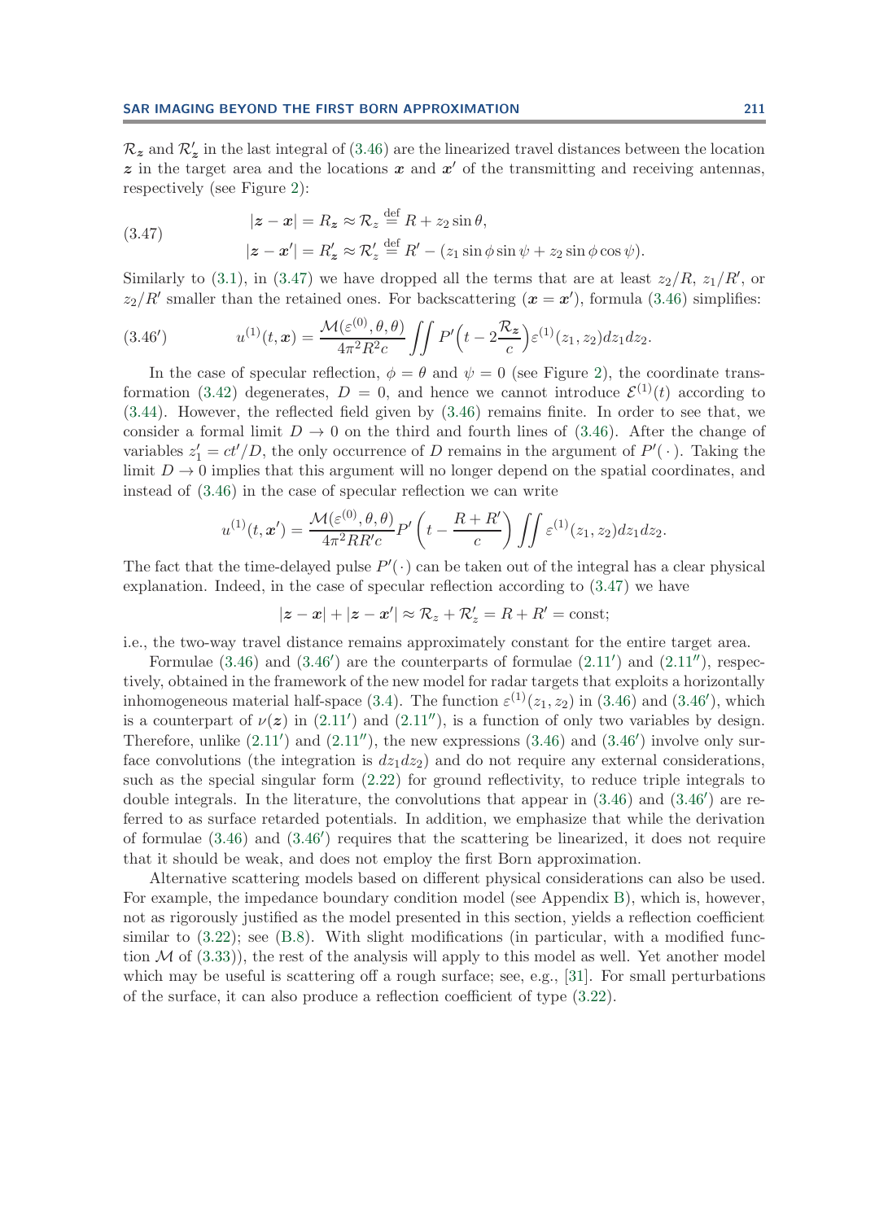$\mathcal{R}_{\boldsymbol{z}}$ and $\mathcal{R}'_{\boldsymbol{z}}$ in the last integral of (3.46) are the linearized travel distances between the location $\boldsymbol{z}$ in the target area and the locations $\boldsymbol{x}$ and $\boldsymbol{x}'$ of the transmitting and receiving antennas, respectively (see Figure 2):

$$
\begin{aligned}
|\boldsymbol{z} - \boldsymbol{x}| &= R_{\boldsymbol{z}} \approx \mathcal{R}_z \stackrel{\text{def}}{=} R + z_2 \sin\theta, \\
|\boldsymbol{z} - \boldsymbol{x}'| &= R'_{\boldsymbol{z}} \approx \mathcal{R}'_z \stackrel{\text{def}}{=} R' - (z_1 \sin\phi \sin\psi + z_2 \sin\phi \cos\psi).
\end{aligned}
\tag{3.47}
$$

Similarly to (3.1), in (3.47) we have dropped all the terms that are at least $z_2/R$, $z_1/R'$, or $z_2/R'$ smaller than the retained ones. For backscattering ($\boldsymbol{x} = \boldsymbol{x}'$), formula (3.46) simplifies:

$$
u^{(1)}(t, \boldsymbol{x}) = \frac{\mathcal{M}(\varepsilon^{(0)}, \theta, \theta)}{4\pi^2 R^2 c} \iint P'\Big(t - 2\frac{\mathcal{R}_{\boldsymbol{z}}}{c}\Big) \varepsilon^{(1)}(z_1, z_2) dz_1 dz_2. \tag{3.46$'$}
$$

In the case of specular reflection, $\phi = \theta$ and $\psi = 0$ (see Figure 2), the coordinate transformation (3.42) degenerates, $D = 0$, and hence we cannot introduce $\mathcal{E}^{(1)}(t)$ according to (3.44). However, the reflected field given by (3.46) remains finite. In order to see that, we consider a formal limit $D \to 0$ on the third and fourth lines of (3.46). After the change of variables $z'_1 = ct'/D$, the only occurrence of $D$ remains in the argument of $P'(\,\cdot\,)$. Taking the limit $D \to 0$ implies that this argument will no longer depend on the spatial coordinates, and instead of (3.46) in the case of specular reflection we can write

$$
u^{(1)}(t, \boldsymbol{x}') = \frac{\mathcal{M}(\varepsilon^{(0)}, \theta, \theta)}{4\pi^2 R R' c} P'\left(t - \frac{R + R'}{c}\right) \iint \varepsilon^{(1)}(z_1, z_2) dz_1 dz_2.
$$

The fact that the time-delayed pulse $P'(\,\cdot\,)$ can be taken out of the integral has a clear physical explanation. Indeed, in the case of specular reflection according to (3.47) we have

$$
|\boldsymbol{z} - \boldsymbol{x}| + |\boldsymbol{z} - \boldsymbol{x}'| \approx \mathcal{R}_z + \mathcal{R}'_z = R + R' = \text{const};
$$

i.e., the two-way travel distance remains approximately constant for the entire target area.

Formulae (3.46) and (3.46$'$) are the counterparts of formulae (2.11$'$) and (2.11$''$), respectively, obtained in the framework of the new model for radar targets that exploits a horizontally inhomogeneous material half-space (3.4). The function $\varepsilon^{(1)}(z_1, z_2)$ in (3.46) and (3.46$'$), which is a counterpart of $\nu(\boldsymbol{z})$ in (2.11$'$) and (2.11$''$), is a function of only two variables by design. Therefore, unlike (2.11$'$) and (2.11$''$), the new expressions (3.46) and (3.46$'$) involve only surface convolutions (the integration is $dz_1 dz_2$) and do not require any external considerations, such as the special singular form (2.22) for ground reflectivity, to reduce triple integrals to double integrals. In the literature, the convolutions that appear in (3.46) and (3.46$'$) are referred to as surface retarded potentials. In addition, we emphasize that while the derivation of formulae (3.46) and (3.46$'$) requires that the scattering be linearized, it does not require that it should be weak, and does not employ the first Born approximation.

Alternative scattering models based on different physical considerations can also be used. For example, the impedance boundary condition model (see Appendix B), which is, however, not as rigorously justified as the model presented in this section, yields a reflection coefficient similar to (3.22); see (B.8). With slight modifications (in particular, with a modified function $\mathcal{M}$ of (3.33)), the rest of the analysis will apply to this model as well. Yet another model which may be useful is scattering off a rough surface; see, e.g., [31]. For small perturbations of the surface, it can also produce a reflection coefficient of type (3.22).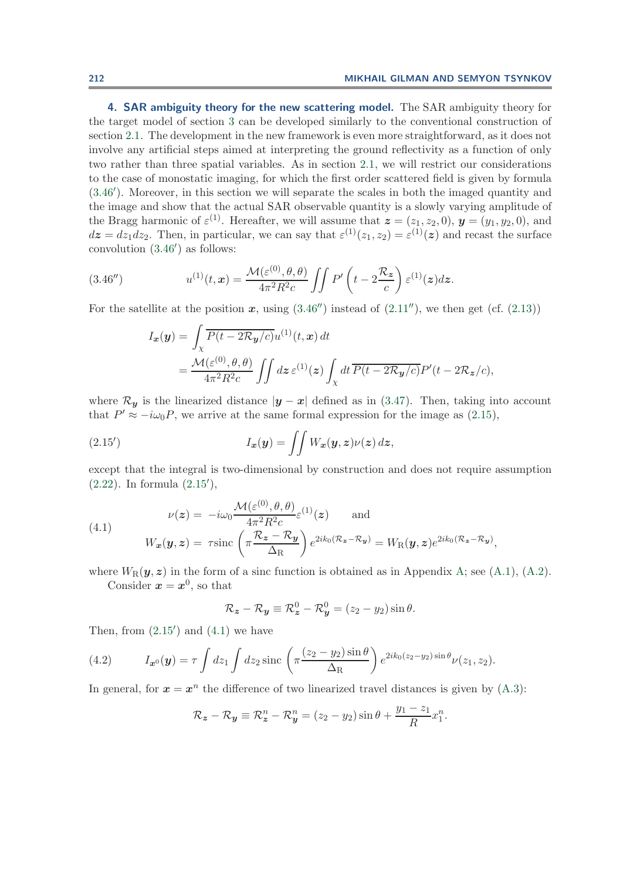**4. SAR ambiguity theory for the new scattering model.** The SAR ambiguity theory for the target model of section 3 can be developed similarly to the conventional construction of section 2.1. The development in the new framework is even more straightforward, as it does not involve any artificial steps aimed at interpreting the ground reflectivity as a function of only two rather than three spatial variables. As in section 2.1, we will restrict our considerations to the case of monostatic imaging, for which the first order scattered field is given by formula (3.46′). Moreover, in this section we will separate the scales in both the imaged quantity and the image and show that the actual SAR observable quantity is a slowly varying amplitude of the Bragg harmonic of $\varepsilon^{(1)}$. Hereafter, we will assume that $\boldsymbol{z} = (z_1, z_2, 0)$, $\boldsymbol{y} = (y_1, y_2, 0)$, and $d\boldsymbol{z} = dz_1 dz_2$. Then, in particular, we can say that $\varepsilon^{(1)}(z_1, z_2) = \varepsilon^{(1)}(\boldsymbol{z})$ and recast the surface convolution (3.46′) as follows:

$$
u^{(1)}(t, \boldsymbol{x}) = \frac{\mathcal{M}(\varepsilon^{(0)}, \theta, \theta)}{4\pi^2 R^2 c} \iint P'\left(t - 2\frac{\mathcal{R}_{\boldsymbol{z}}}{c}\right) \varepsilon^{(1)}(\boldsymbol{z}) d\boldsymbol{z}. \tag{3.46″}
$$

For the satellite at the position $\boldsymbol{x}$, using (3.46″) instead of (2.11″), we then get (cf. (2.13))

$$
\begin{aligned}
I_{\boldsymbol{x}}(\boldsymbol{y}) &= \int_\chi \overline{P(t - 2\mathcal{R}_{\boldsymbol{y}}/c)} u^{(1)}(t, \boldsymbol{x})\, dt \\
&= \frac{\mathcal{M}(\varepsilon^{(0)}, \theta, \theta)}{4\pi^2 R^2 c} \iint d\boldsymbol{z}\, \varepsilon^{(1)}(\boldsymbol{z}) \int_\chi dt\, \overline{P(t - 2\mathcal{R}_{\boldsymbol{y}}/c)} P'(t - 2\mathcal{R}_{\boldsymbol{z}}/c),
\end{aligned}
$$

where $\mathcal{R}_{\boldsymbol{y}}$ is the linearized distance $|\boldsymbol{y} - \boldsymbol{x}|$ defined as in (3.47). Then, taking into account that $P' \approx -i\omega_0 P$, we arrive at the same formal expression for the image as (2.15),

$$
I_{\boldsymbol{x}}(\boldsymbol{y}) = \iint W_{\boldsymbol{x}}(\boldsymbol{y}, \boldsymbol{z}) \nu(\boldsymbol{z})\, d\boldsymbol{z}, \tag{2.15′}
$$

except that the integral is two-dimensional by construction and does not require assumption (2.22). In formula (2.15′),

$$
\begin{aligned}
\nu(\boldsymbol{z}) &= -i\omega_0 \frac{\mathcal{M}(\varepsilon^{(0)}, \theta, \theta)}{4\pi^2 R^2 c} \varepsilon^{(1)}(\boldsymbol{z}) \qquad \text{and} \\
W_{\boldsymbol{x}}(\boldsymbol{y}, \boldsymbol{z}) &= \tau \operatorname{sinc}\left(\pi \frac{\mathcal{R}_{\boldsymbol{z}} - \mathcal{R}_{\boldsymbol{y}}}{\Delta_{\mathrm{R}}}\right) e^{2ik_0(\mathcal{R}_{\boldsymbol{z}} - \mathcal{R}_{\boldsymbol{y}})} = W_{\mathrm{R}}(\boldsymbol{y}, \boldsymbol{z}) e^{2ik_0(\mathcal{R}_{\boldsymbol{z}} - \mathcal{R}_{\boldsymbol{y}})},
\end{aligned} \tag{4.1}
$$

where $W_{\mathrm{R}}(\boldsymbol{y}, \boldsymbol{z})$ in the form of a sinc function is obtained as in Appendix A; see (A.1), (A.2).

Consider $\boldsymbol{x} = \boldsymbol{x}^0$, so that

$$
\mathcal{R}_{\boldsymbol{z}} - \mathcal{R}_{\boldsymbol{y}} \equiv \mathcal{R}^0_{\boldsymbol{z}} - \mathcal{R}^0_{\boldsymbol{y}} = (z_2 - y_2)\sin\theta.
$$

Then, from (2.15′) and (4.1) we have

$$
I_{\boldsymbol{x}^0}(\boldsymbol{y}) = \tau \int dz_1 \int dz_2 \operatorname{sinc}\left(\pi \frac{(z_2 - y_2)\sin\theta}{\Delta_{\mathrm{R}}}\right) e^{2ik_0(z_2 - y_2)\sin\theta} \nu(z_1, z_2). \tag{4.2}
$$

In general, for $\boldsymbol{x} = \boldsymbol{x}^n$ the difference of two linearized travel distances is given by (A.3):

$$
\mathcal{R}_{\boldsymbol{z}} - \mathcal{R}_{\boldsymbol{y}} \equiv \mathcal{R}^n_{\boldsymbol{z}} - \mathcal{R}^n_{\boldsymbol{y}} = (z_2 - y_2)\sin\theta + \frac{y_1 - z_1}{R} x^n_1.
$$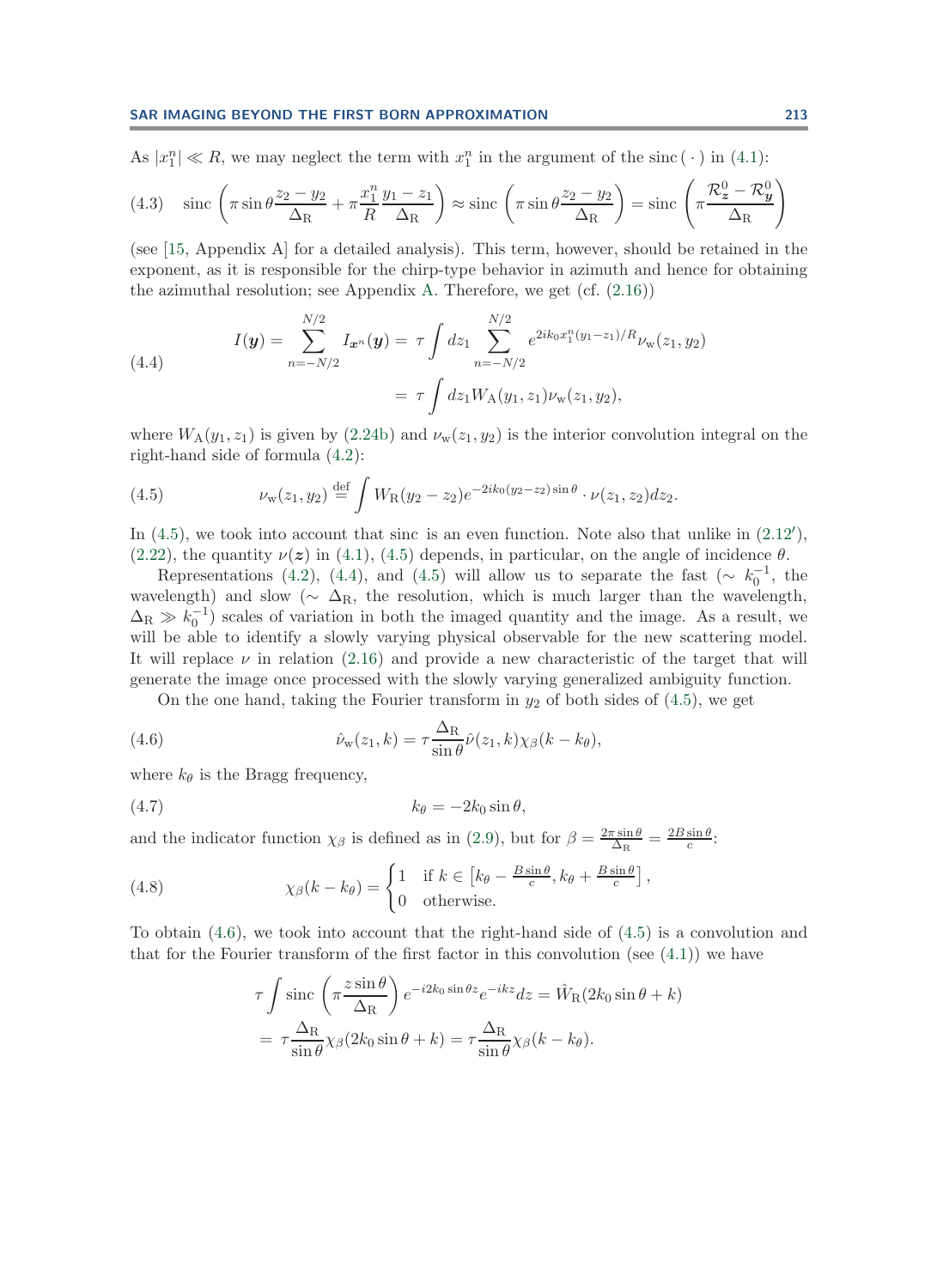As $|x_1^n| \ll R$, we may neglect the term with $x_1^n$ in the argument of the sinc$(\,\cdot\,)$ in (4.1):

$$\text{(4.3)}\quad \operatorname{sinc}\left(\pi \sin\theta \frac{z_2 - y_2}{\Delta_\mathrm{R}} + \pi \frac{x_1^n}{R}\frac{y_1 - z_1}{\Delta_\mathrm{R}}\right) \approx \operatorname{sinc}\left(\pi \sin\theta \frac{z_2 - y_2}{\Delta_\mathrm{R}}\right) = \operatorname{sinc}\left(\pi \frac{\mathcal{R}_{\boldsymbol{z}}^0 - \mathcal{R}_{\boldsymbol{y}}^0}{\Delta_\mathrm{R}}\right)$$

(see [15, Appendix A] for a detailed analysis). This term, however, should be retained in the exponent, as it is responsible for the chirp-type behavior in azimuth and hence for obtaining the azimuthal resolution; see Appendix A. Therefore, we get (cf. (2.16))

$$\text{(4.4)}\quad \begin{aligned} I(\boldsymbol{y}) = \sum_{n=-N/2}^{N/2} I_{\boldsymbol{x}^n}(\boldsymbol{y}) &= \tau \int dz_1 \sum_{n=-N/2}^{N/2} e^{2ik_0 x_1^n (y_1 - z_1)/R} \nu_\mathrm{w}(z_1, y_2) \\ &= \tau \int dz_1 W_\mathrm{A}(y_1, z_1) \nu_\mathrm{w}(z_1, y_2), \end{aligned}$$

where $W_\mathrm{A}(y_1, z_1)$ is given by (2.24b) and $\nu_\mathrm{w}(z_1, y_2)$ is the interior convolution integral on the right-hand side of formula (4.2):

$$\text{(4.5)}\quad \nu_\mathrm{w}(z_1, y_2) \overset{\text{def}}{=} \int W_\mathrm{R}(y_2 - z_2) e^{-2ik_0(y_2 - z_2)\sin\theta} \cdot \nu(z_1, z_2) dz_2.$$

In (4.5), we took into account that sinc is an even function. Note also that unlike in (2.12′), (2.22), the quantity $\nu(\boldsymbol{z})$ in (4.1), (4.5) depends, in particular, on the angle of incidence $\theta$.

Representations (4.2), (4.4), and (4.5) will allow us to separate the fast ($\sim k_0^{-1}$, the wavelength) and slow ($\sim \Delta_\mathrm{R}$, the resolution, which is much larger than the wavelength, $\Delta_\mathrm{R} \gg k_0^{-1}$) scales of variation in both the imaged quantity and the image. As a result, we will be able to identify a slowly varying physical observable for the new scattering model. It will replace $\nu$ in relation (2.16) and provide a new characteristic of the target that will generate the image once processed with the slowly varying generalized ambiguity function.

On the one hand, taking the Fourier transform in $y_2$ of both sides of (4.5), we get

$$\text{(4.6)}\quad \hat{\nu}_\mathrm{w}(z_1, k) = \tau \frac{\Delta_\mathrm{R}}{\sin\theta} \hat{\nu}(z_1, k) \chi_\beta(k - k_\theta),$$

where $k_\theta$ is the Bragg frequency,

$$\text{(4.7)}\quad k_\theta = -2k_0 \sin\theta,$$

and the indicator function $\chi_\beta$ is defined as in (2.9), but for $\beta = \frac{2\pi \sin\theta}{\Delta_\mathrm{R}} = \frac{2B\sin\theta}{c}$:

$$\text{(4.8)}\quad \chi_\beta(k - k_\theta) = \begin{cases} 1 & \text{if } k \in \left[k_\theta - \frac{B\sin\theta}{c}, k_\theta + \frac{B\sin\theta}{c}\right], \\ 0 & \text{otherwise.} \end{cases}$$

To obtain (4.6), we took into account that the right-hand side of (4.5) is a convolution and that for the Fourier transform of the first factor in this convolution (see (4.1)) we have

$$\begin{aligned} \tau \int \operatorname{sinc}\left(\pi \frac{z\sin\theta}{\Delta_\mathrm{R}}\right) e^{-i2k_0 \sin\theta z} e^{-ikz} dz &= \hat{W}_\mathrm{R}(2k_0 \sin\theta + k) \\ = \tau \frac{\Delta_\mathrm{R}}{\sin\theta} \chi_\beta(2k_0 \sin\theta + k) &= \tau \frac{\Delta_\mathrm{R}}{\sin\theta} \chi_\beta(k - k_\theta). \end{aligned}$$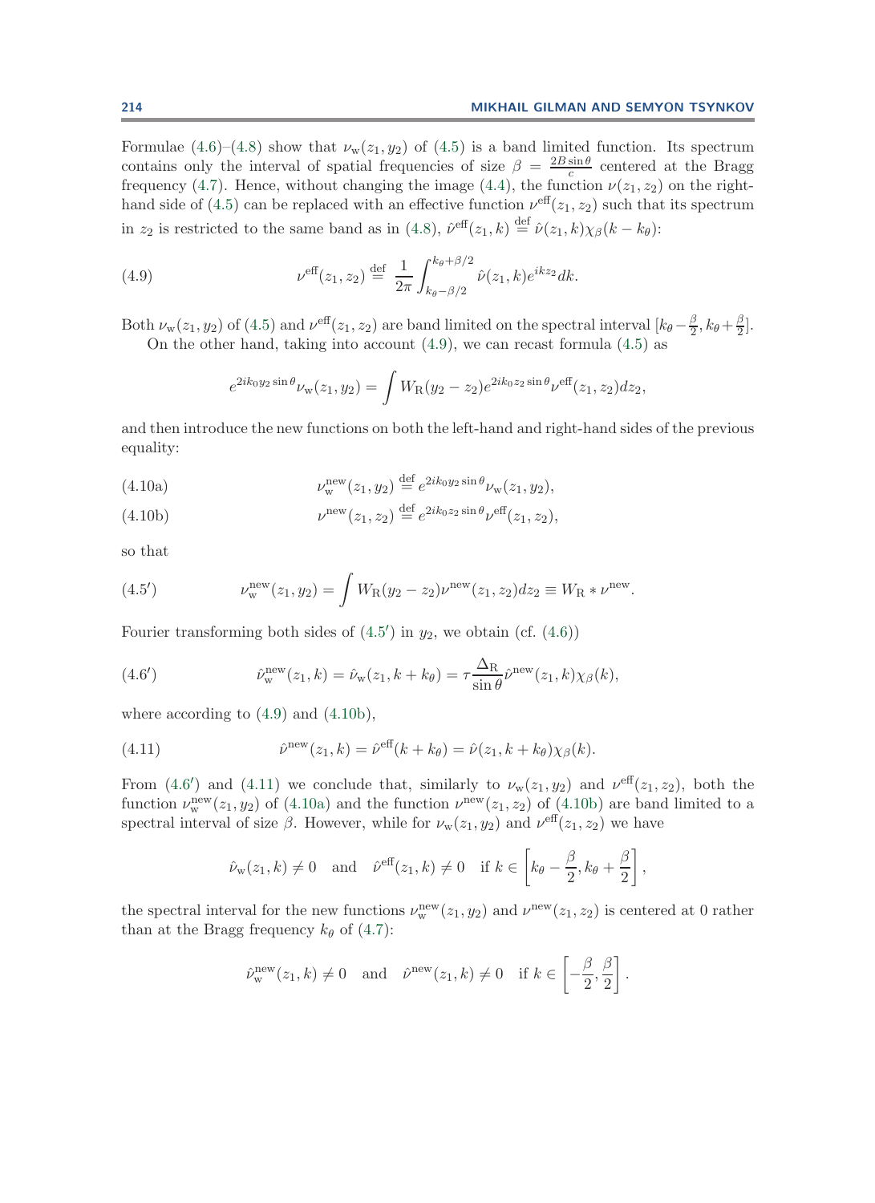Formulae (4.6)–(4.8) show that $\nu_{\rm w}(z_1, y_2)$ of (4.5) is a band limited function. Its spectrum contains only the interval of spatial frequencies of size $\beta = \frac{2B\sin\theta}{c}$ centered at the Bragg frequency (4.7). Hence, without changing the image (4.4), the function $\nu(z_1, z_2)$ on the right-hand side of (4.5) can be replaced with an effective function $\nu^{\rm eff}(z_1, z_2)$ such that its spectrum in $z_2$ is restricted to the same band as in (4.8), $\hat{\nu}^{\rm eff}(z_1, k) \stackrel{\rm def}{=} \hat{\nu}(z_1, k)\chi_\beta(k - k_\theta)$:

$$\nu^{\rm eff}(z_1, z_2) \stackrel{\rm def}{=} \frac{1}{2\pi}\int_{k_\theta - \beta/2}^{k_\theta + \beta/2} \hat{\nu}(z_1, k)e^{ikz_2}dk. \tag{4.9}$$

Both $\nu_{\rm w}(z_1, y_2)$ of (4.5) and $\nu^{\rm eff}(z_1, z_2)$ are band limited on the spectral interval $[k_\theta - \frac{\beta}{2}, k_\theta + \frac{\beta}{2}]$.

On the other hand, taking into account (4.9), we can recast formula (4.5) as

$$e^{2ik_0 y_2 \sin\theta}\nu_{\rm w}(z_1, y_2) = \int W_{\rm R}(y_2 - z_2)e^{2ik_0 z_2 \sin\theta}\nu^{\rm eff}(z_1, z_2)dz_2,$$

and then introduce the new functions on both the left-hand and right-hand sides of the previous equality:

$$\nu_{\rm w}^{\rm new}(z_1, y_2) \stackrel{\rm def}{=} e^{2ik_0 y_2 \sin\theta}\nu_{\rm w}(z_1, y_2), \tag{4.10a}$$

$$\nu^{\rm new}(z_1, z_2) \stackrel{\rm def}{=} e^{2ik_0 z_2 \sin\theta}\nu^{\rm eff}(z_1, z_2), \tag{4.10b}$$

so that

$$\nu_{\rm w}^{\rm new}(z_1, y_2) = \int W_{\rm R}(y_2 - z_2)\nu^{\rm new}(z_1, z_2)dz_2 \equiv W_{\rm R} * \nu^{\rm new}. \tag{4.5$'$}$$

Fourier transforming both sides of (4.5$'$) in $y_2$, we obtain (cf. (4.6))

$$\hat{\nu}_{\rm w}^{\rm new}(z_1, k) = \hat{\nu}_{\rm w}(z_1, k + k_\theta) = \tau\frac{\Delta_{\rm R}}{\sin\theta}\hat{\nu}^{\rm new}(z_1, k)\chi_\beta(k), \tag{4.6$'$}$$

where according to (4.9) and (4.10b),

$$\hat{\nu}^{\rm new}(z_1, k) = \hat{\nu}^{\rm eff}(k + k_\theta) = \hat{\nu}(z_1, k + k_\theta)\chi_\beta(k). \tag{4.11}$$

From (4.6$'$) and (4.11) we conclude that, similarly to $\nu_{\rm w}(z_1, y_2)$ and $\nu^{\rm eff}(z_1, z_2)$, both the function $\nu_{\rm w}^{\rm new}(z_1, y_2)$ of (4.10a) and the function $\nu^{\rm new}(z_1, z_2)$ of (4.10b) are band limited to a spectral interval of size $\beta$. However, while for $\nu_{\rm w}(z_1, y_2)$ and $\nu^{\rm eff}(z_1, z_2)$ we have

$$\hat{\nu}_{\rm w}(z_1, k) \neq 0 \quad \text{and} \quad \hat{\nu}^{\rm eff}(z_1, k) \neq 0 \quad \text{if } k \in \left[k_\theta - \frac{\beta}{2}, k_\theta + \frac{\beta}{2}\right],$$

the spectral interval for the new functions $\nu_{\rm w}^{\rm new}(z_1, y_2)$ and $\nu^{\rm new}(z_1, z_2)$ is centered at 0 rather than at the Bragg frequency $k_\theta$ of (4.7):

$$\hat{\nu}_{\rm w}^{\rm new}(z_1, k) \neq 0 \quad \text{and} \quad \hat{\nu}^{\rm new}(z_1, k) \neq 0 \quad \text{if } k \in \left[-\frac{\beta}{2}, \frac{\beta}{2}\right].$$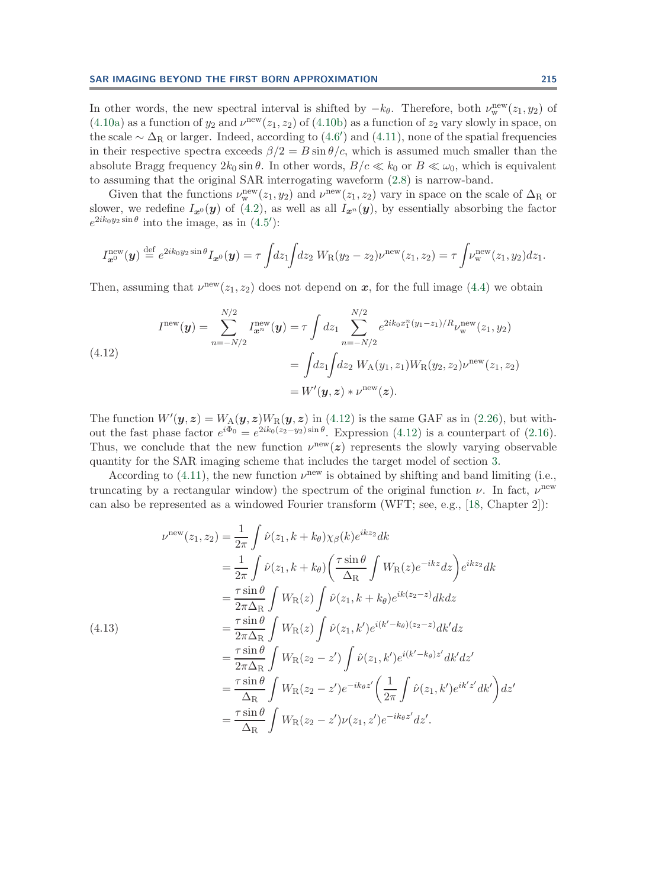In other words, the new spectral interval is shifted by $-k_\theta$. Therefore, both $\nu_{\rm w}^{\rm new}(z_1, y_2)$ of (4.10a) as a function of $y_2$ and $\nu^{\rm new}(z_1, z_2)$ of (4.10b) as a function of $z_2$ vary slowly in space, on the scale $\sim \Delta_{\rm R}$ or larger. Indeed, according to (4.6′) and (4.11), none of the spatial frequencies in their respective spectra exceeds $\beta/2 = B\sin\theta/c$, which is assumed much smaller than the absolute Bragg frequency $2k_0 \sin\theta$. In other words, $B/c \ll k_0$ or $B \ll \omega_0$, which is equivalent to assuming that the original SAR interrogating waveform (2.8) is narrow-band.

Given that the functions $\nu_{\rm w}^{\rm new}(z_1, y_2)$ and $\nu^{\rm new}(z_1, z_2)$ vary in space on the scale of $\Delta_{\rm R}$ or slower, we redefine $I_{\boldsymbol{x}^0}(\boldsymbol{y})$ of (4.2), as well as all $I_{\boldsymbol{x}^n}(\boldsymbol{y})$, by essentially absorbing the factor $e^{2ik_0 y_2 \sin\theta}$ into the image, as in (4.5′):

$$I_{\boldsymbol{x}^0}^{\rm new}(\boldsymbol{y}) \stackrel{\rm def}{=} e^{2ik_0 y_2 \sin\theta} I_{\boldsymbol{x}^0}(\boldsymbol{y}) = \tau \int dz_1 \int dz_2 \; W_{\rm R}(y_2 - z_2)\nu^{\rm new}(z_1, z_2) = \tau \int \nu_{\rm w}^{\rm new}(z_1, y_2) dz_1.$$

Then, assuming that $\nu^{\rm new}(z_1, z_2)$ does not depend on $\boldsymbol{x}$, for the full image (4.4) we obtain

$$\begin{aligned}
I^{\rm new}(\boldsymbol{y}) = \sum_{n=-N/2}^{N/2} I_{\boldsymbol{x}^n}^{\rm new}(\boldsymbol{y}) &= \tau \int dz_1 \sum_{n=-N/2}^{N/2} e^{2ik_0 x_1^n (y_1 - z_1)/R} \nu_{\rm w}^{\rm new}(z_1, y_2) \\
&= \int dz_1 \int dz_2 \; W_{\rm A}(y_1, z_1) W_{\rm R}(y_2, z_2) \nu^{\rm new}(z_1, z_2) \\
&= W'(\boldsymbol{y}, \boldsymbol{z}) * \nu^{\rm new}(\boldsymbol{z}).
\end{aligned} \tag{4.12}$$

The function $W'(\boldsymbol{y}, \boldsymbol{z}) = W_{\rm A}(\boldsymbol{y}, \boldsymbol{z}) W_{\rm R}(\boldsymbol{y}, \boldsymbol{z})$ in (4.12) is the same GAF as in (2.26), but without the fast phase factor $e^{i\Phi_0} = e^{2ik_0(z_2 - y_2)\sin\theta}$. Expression (4.12) is a counterpart of (2.16). Thus, we conclude that the new function $\nu^{\rm new}(\boldsymbol{z})$ represents the slowly varying observable quantity for the SAR imaging scheme that includes the target model of section 3.

According to (4.11), the new function $\nu^{\rm new}$ is obtained by shifting and band limiting (i.e., truncating by a rectangular window) the spectrum of the original function $\nu$. In fact, $\nu^{\rm new}$ can also be represented as a windowed Fourier transform (WFT; see, e.g., [18, Chapter 2]):

$$\begin{aligned}
\nu^{\rm new}(z_1, z_2) &= \frac{1}{2\pi} \int \hat{\nu}(z_1, k + k_\theta) \chi_\beta(k) e^{ikz_2} dk \\
&= \frac{1}{2\pi} \int \hat{\nu}(z_1, k + k_\theta) \left( \frac{\tau \sin\theta}{\Delta_{\rm R}} \int W_{\rm R}(z) e^{-ikz} dz \right) e^{ikz_2} dk \\
&= \frac{\tau \sin\theta}{2\pi \Delta_{\rm R}} \int W_{\rm R}(z) \int \hat{\nu}(z_1, k + k_\theta) e^{ik(z_2 - z)} dk dz \\
&= \frac{\tau \sin\theta}{2\pi \Delta_{\rm R}} \int W_{\rm R}(z) \int \hat{\nu}(z_1, k') e^{i(k' - k_\theta)(z_2 - z)} dk' dz \\
&= \frac{\tau \sin\theta}{2\pi \Delta_{\rm R}} \int W_{\rm R}(z_2 - z') \int \hat{\nu}(z_1, k') e^{i(k' - k_\theta) z'} dk' dz' \\
&= \frac{\tau \sin\theta}{\Delta_{\rm R}} \int W_{\rm R}(z_2 - z') e^{-ik_\theta z'} \left( \frac{1}{2\pi} \int \hat{\nu}(z_1, k') e^{ik' z'} dk' \right) dz' \\
&= \frac{\tau \sin\theta}{\Delta_{\rm R}} \int W_{\rm R}(z_2 - z') \nu(z_1, z') e^{-ik_\theta z'} dz'.
\end{aligned} \tag{4.13}$$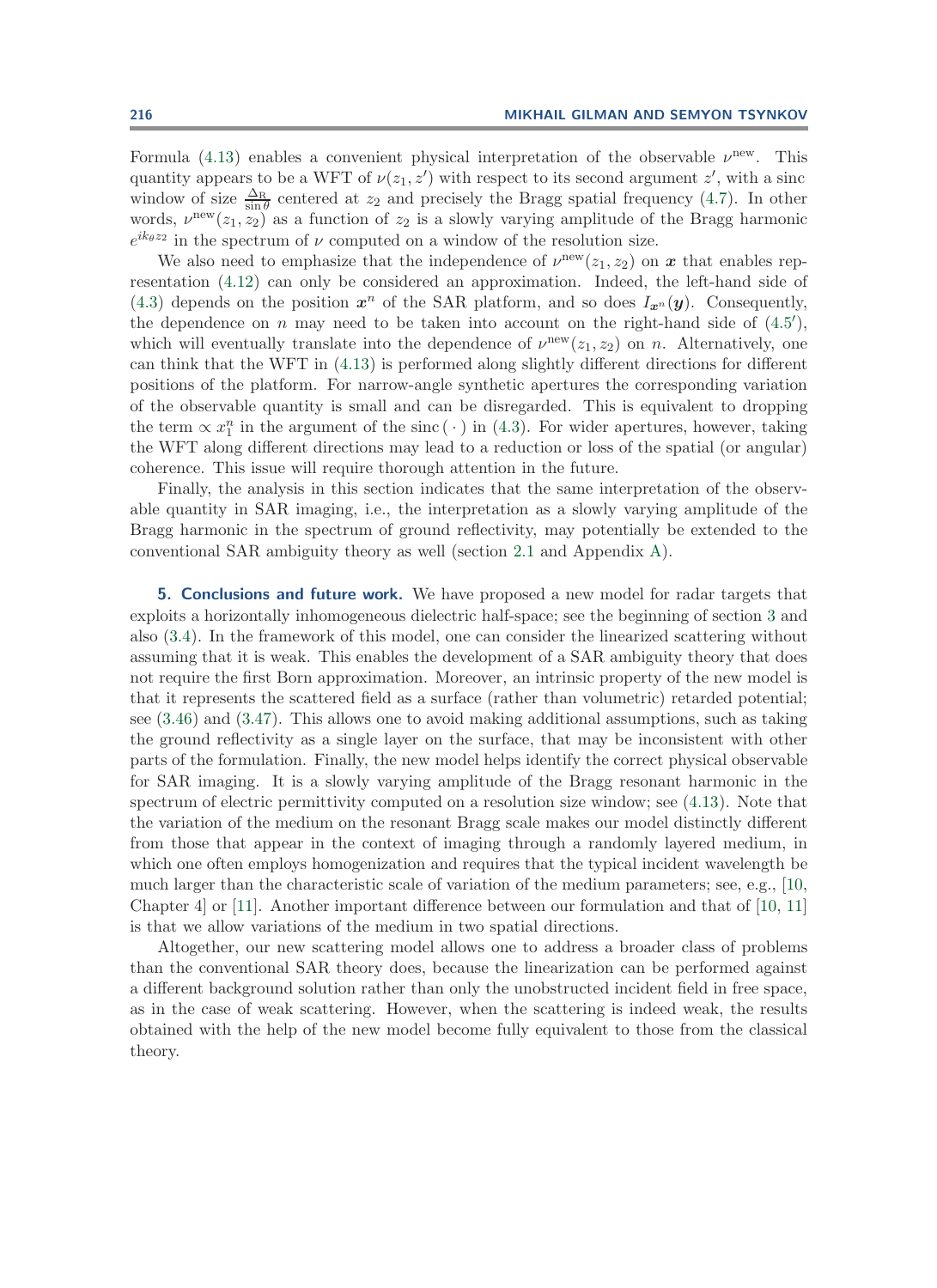Formula (4.13) enables a convenient physical interpretation of the observable $\nu^{\text{new}}$. This quantity appears to be a WFT of $\nu(z_1, z')$ with respect to its second argument $z'$, with a sinc window of size $\frac{\Delta_{\text{R}}}{\sin\theta}$ centered at $z_2$ and precisely the Bragg spatial frequency (4.7). In other words, $\nu^{\text{new}}(z_1, z_2)$ as a function of $z_2$ is a slowly varying amplitude of the Bragg harmonic $e^{ik_\theta z_2}$ in the spectrum of $\nu$ computed on a window of the resolution size.

We also need to emphasize that the independence of $\nu^{\text{new}}(z_1, z_2)$ on $\boldsymbol{x}$ that enables representation (4.12) can only be considered an approximation. Indeed, the left-hand side of (4.3) depends on the position $\boldsymbol{x}^n$ of the SAR platform, and so does $I_{\boldsymbol{x}^n}(\boldsymbol{y})$. Consequently, the dependence on $n$ may need to be taken into account on the right-hand side of (4.5′), which will eventually translate into the dependence of $\nu^{\text{new}}(z_1, z_2)$ on $n$. Alternatively, one can think that the WFT in (4.13) is performed along slightly different directions for different positions of the platform. For narrow-angle synthetic apertures the corresponding variation of the observable quantity is small and can be disregarded. This is equivalent to dropping the term $\propto x_1^n$ in the argument of the sinc$(\,\cdot\,)$ in (4.3). For wider apertures, however, taking the WFT along different directions may lead to a reduction or loss of the spatial (or angular) coherence. This issue will require thorough attention in the future.

Finally, the analysis in this section indicates that the same interpretation of the observable quantity in SAR imaging, i.e., the interpretation as a slowly varying amplitude of the Bragg harmonic in the spectrum of ground reflectivity, may potentially be extended to the conventional SAR ambiguity theory as well (section 2.1 and Appendix A).

## 5. Conclusions and future work.

We have proposed a new model for radar targets that exploits a horizontally inhomogeneous dielectric half-space; see the beginning of section 3 and also (3.4). In the framework of this model, one can consider the linearized scattering without assuming that it is weak. This enables the development of a SAR ambiguity theory that does not require the first Born approximation. Moreover, an intrinsic property of the new model is that it represents the scattered field as a surface (rather than volumetric) retarded potential; see (3.46) and (3.47). This allows one to avoid making additional assumptions, such as taking the ground reflectivity as a single layer on the surface, that may be inconsistent with other parts of the formulation. Finally, the new model helps identify the correct physical observable for SAR imaging. It is a slowly varying amplitude of the Bragg resonant harmonic in the spectrum of electric permittivity computed on a resolution size window; see (4.13). Note that the variation of the medium on the resonant Bragg scale makes our model distinctly different from those that appear in the context of imaging through a randomly layered medium, in which one often employs homogenization and requires that the typical incident wavelength be much larger than the characteristic scale of variation of the medium parameters; see, e.g., [10, Chapter 4] or [11]. Another important difference between our formulation and that of [10, 11] is that we allow variations of the medium in two spatial directions.

Altogether, our new scattering model allows one to address a broader class of problems than the conventional SAR theory does, because the linearization can be performed against a different background solution rather than only the unobstructed incident field in free space, as in the case of weak scattering. However, when the scattering is indeed weak, the results obtained with the help of the new model become fully equivalent to those from the classical theory.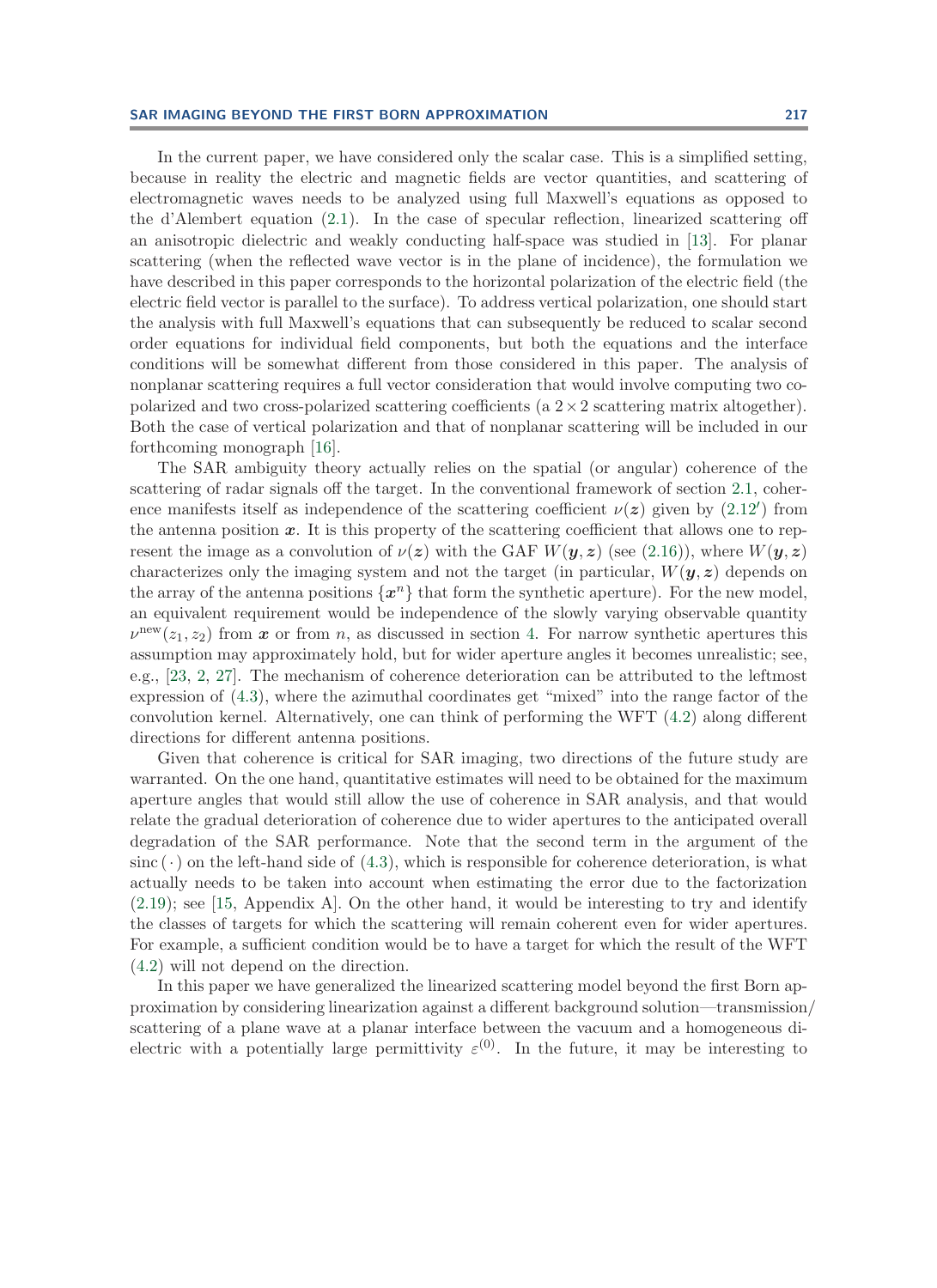In the current paper, we have considered only the scalar case. This is a simplified setting, because in reality the electric and magnetic fields are vector quantities, and scattering of electromagnetic waves needs to be analyzed using full Maxwell's equations as opposed to the d'Alembert equation (2.1). In the case of specular reflection, linearized scattering off an anisotropic dielectric and weakly conducting half-space was studied in [13]. For planar scattering (when the reflected wave vector is in the plane of incidence), the formulation we have described in this paper corresponds to the horizontal polarization of the electric field (the electric field vector is parallel to the surface). To address vertical polarization, one should start the analysis with full Maxwell's equations that can subsequently be reduced to scalar second order equations for individual field components, but both the equations and the interface conditions will be somewhat different from those considered in this paper. The analysis of nonplanar scattering requires a full vector consideration that would involve computing two co-polarized and two cross-polarized scattering coefficients (a $2 \times 2$ scattering matrix altogether). Both the case of vertical polarization and that of nonplanar scattering will be included in our forthcoming monograph [16].

The SAR ambiguity theory actually relies on the spatial (or angular) coherence of the scattering of radar signals off the target. In the conventional framework of section 2.1, coherence manifests itself as independence of the scattering coefficient $\nu(\boldsymbol{z})$ given by (2.12′) from the antenna position $\boldsymbol{x}$. It is this property of the scattering coefficient that allows one to represent the image as a convolution of $\nu(\boldsymbol{z})$ with the GAF $W(\boldsymbol{y}, \boldsymbol{z})$ (see (2.16)), where $W(\boldsymbol{y}, \boldsymbol{z})$ characterizes only the imaging system and not the target (in particular, $W(\boldsymbol{y}, \boldsymbol{z})$ depends on the array of the antenna positions $\{\boldsymbol{x}^n\}$ that form the synthetic aperture). For the new model, an equivalent requirement would be independence of the slowly varying observable quantity $\nu^{\text{new}}(z_1, z_2)$ from $\boldsymbol{x}$ or from $n$, as discussed in section 4. For narrow synthetic apertures this assumption may approximately hold, but for wider aperture angles it becomes unrealistic; see, e.g., [23, 2, 27]. The mechanism of coherence deterioration can be attributed to the leftmost expression of (4.3), where the azimuthal coordinates get "mixed" into the range factor of the convolution kernel. Alternatively, one can think of performing the WFT (4.2) along different directions for different antenna positions.

Given that coherence is critical for SAR imaging, two directions of the future study are warranted. On the one hand, quantitative estimates will need to be obtained for the maximum aperture angles that would still allow the use of coherence in SAR analysis, and that would relate the gradual deterioration of coherence due to wider apertures to the anticipated overall degradation of the SAR performance. Note that the second term in the argument of the $\operatorname{sinc}(\cdot)$ on the left-hand side of (4.3), which is responsible for coherence deterioration, is what actually needs to be taken into account when estimating the error due to the factorization (2.19); see [15, Appendix A]. On the other hand, it would be interesting to try and identify the classes of targets for which the scattering will remain coherent even for wider apertures. For example, a sufficient condition would be to have a target for which the result of the WFT (4.2) will not depend on the direction.

In this paper we have generalized the linearized scattering model beyond the first Born approximation by considering linearization against a different background solution—transmission/scattering of a plane wave at a planar interface between the vacuum and a homogeneous dielectric with a potentially large permittivity $\varepsilon^{(0)}$. In the future, it may be interesting to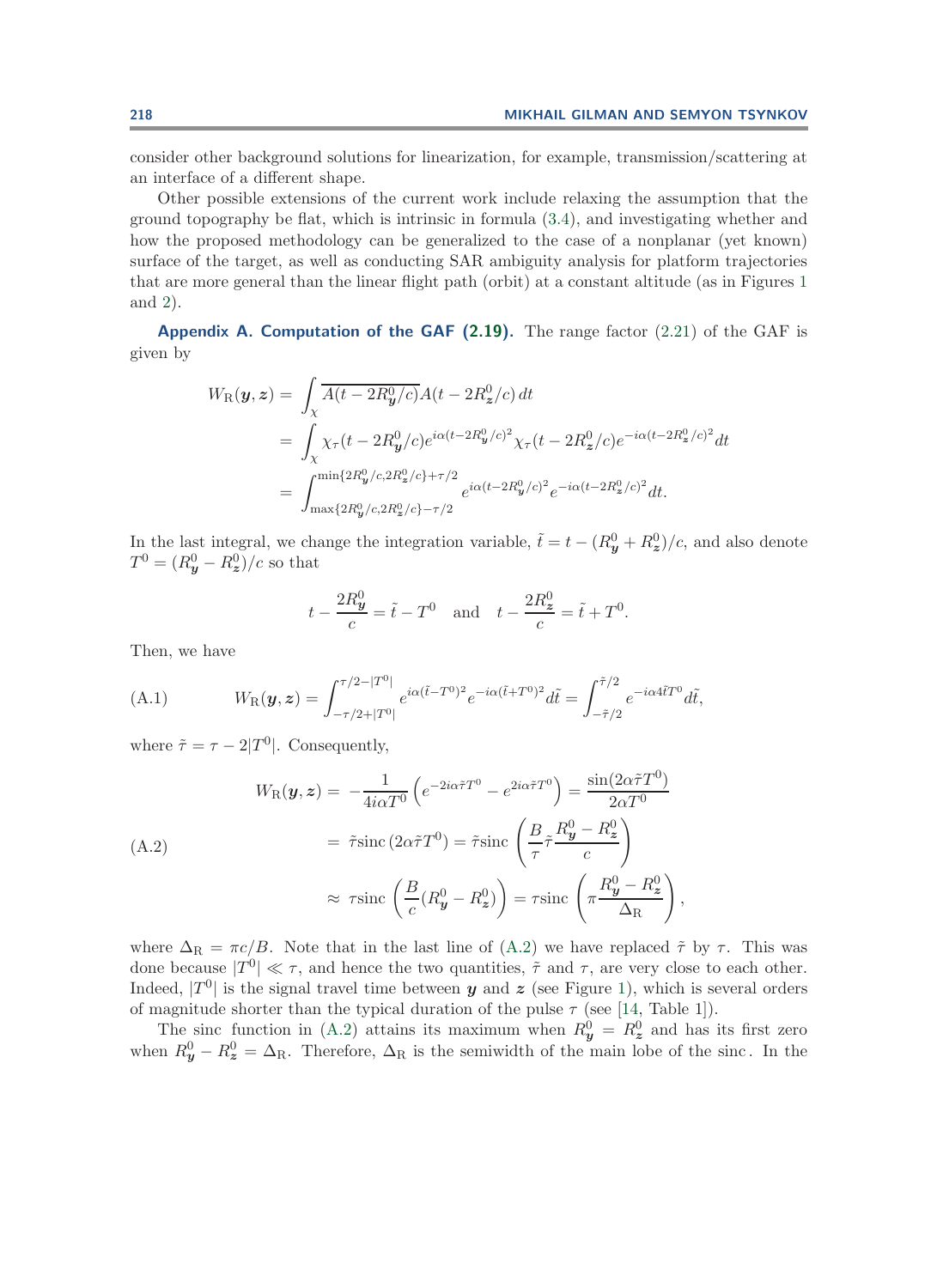consider other background solutions for linearization, for example, transmission/scattering at an interface of a different shape.

Other possible extensions of the current work include relaxing the assumption that the ground topography be flat, which is intrinsic in formula (3.4), and investigating whether and how the proposed methodology can be generalized to the case of a nonplanar (yet known) surface of the target, as well as conducting SAR ambiguity analysis for platform trajectories that are more general than the linear flight path (orbit) at a constant altitude (as in Figures 1 and 2).

## Appendix A. Computation of the GAF (2.19).

The range factor (2.21) of the GAF is given by

$$
\begin{aligned}
W_{\mathrm{R}}(\boldsymbol{y},\boldsymbol{z}) &= \int_{\chi} \overline{A(t-2R^0_{\boldsymbol{y}}/c)}A(t-2R^0_{\boldsymbol{z}}/c)\,dt \\
&= \int_{\chi} \chi_\tau(t-2R^0_{\boldsymbol{y}}/c)e^{i\alpha(t-2R^0_{\boldsymbol{y}}/c)^2}\chi_\tau(t-2R^0_{\boldsymbol{z}}/c)e^{-i\alpha(t-2R^0_{\boldsymbol{z}}/c)^2}dt \\
&= \int_{\max\{2R^0_{\boldsymbol{y}}/c,2R^0_{\boldsymbol{z}}/c\}-\tau/2}^{\min\{2R^0_{\boldsymbol{y}}/c,2R^0_{\boldsymbol{z}}/c\}+\tau/2} e^{i\alpha(t-2R^0_{\boldsymbol{y}}/c)^2}e^{-i\alpha(t-2R^0_{\boldsymbol{z}}/c)^2}dt.
\end{aligned}
$$

In the last integral, we change the integration variable, $\tilde{t} = t-(R^0_{\boldsymbol{y}}+R^0_{\boldsymbol{z}})/c$, and also denote $T^0 = (R^0_{\boldsymbol{y}}-R^0_{\boldsymbol{z}})/c$ so that

$$
t-\frac{2R^0_{\boldsymbol{y}}}{c} = \tilde{t}-T^0 \quad \text{and} \quad t-\frac{2R^0_{\boldsymbol{z}}}{c} = \tilde{t}+T^0.
$$

Then, we have

$$
W_{\mathrm{R}}(\boldsymbol{y},\boldsymbol{z}) = \int_{-\tau/2+|T^0|}^{\tau/2-|T^0|} e^{i\alpha(\tilde{t}-T^0)^2}e^{-i\alpha(\tilde{t}+T^0)^2}d\tilde{t} = \int_{-\tilde{\tau}/2}^{\tilde{\tau}/2} e^{-i\alpha 4\tilde{t}T^0}\,d\tilde{t}, \tag{A.1}
$$

where $\tilde{\tau} = \tau - 2|T^0|$. Consequently,

$$
\begin{aligned}
W_{\mathrm{R}}(\boldsymbol{y},\boldsymbol{z}) &= -\frac{1}{4i\alpha T^0}\left(e^{-2i\alpha\tilde{\tau}T^0}-e^{2i\alpha\tilde{\tau}T^0}\right) = \frac{\sin(2\alpha\tilde{\tau}T^0)}{2\alpha T^0} \\
&= \tilde{\tau}\operatorname{sinc}(2\alpha\tilde{\tau}T^0) = \tilde{\tau}\operatorname{sinc}\left(\frac{B}{\tau}\tilde{\tau}\frac{R^0_{\boldsymbol{y}}-R^0_{\boldsymbol{z}}}{c}\right) \\
&\approx \tau\operatorname{sinc}\left(\frac{B}{c}(R^0_{\boldsymbol{y}}-R^0_{\boldsymbol{z}})\right) = \tau\operatorname{sinc}\left(\pi\frac{R^0_{\boldsymbol{y}}-R^0_{\boldsymbol{z}}}{\Delta_{\mathrm{R}}}\right),
\end{aligned} \tag{A.2}
$$

where $\Delta_{\mathrm{R}} = \pi c/B$. Note that in the last line of (A.2) we have replaced $\tilde{\tau}$ by $\tau$. This was done because $|T^0| \ll \tau$, and hence the two quantities, $\tilde{\tau}$ and $\tau$, are very close to each other. Indeed, $|T^0|$ is the signal travel time between $\boldsymbol{y}$ and $\boldsymbol{z}$ (see Figure 1), which is several orders of magnitude shorter than the typical duration of the pulse $\tau$ (see [14, Table 1]).

The sinc function in (A.2) attains its maximum when $R^0_{\boldsymbol{y}} = R^0_{\boldsymbol{z}}$ and has its first zero when $R^0_{\boldsymbol{y}} - R^0_{\boldsymbol{z}} = \Delta_{\mathrm{R}}$. Therefore, $\Delta_{\mathrm{R}}$ is the semiwidth of the main lobe of the sinc. In the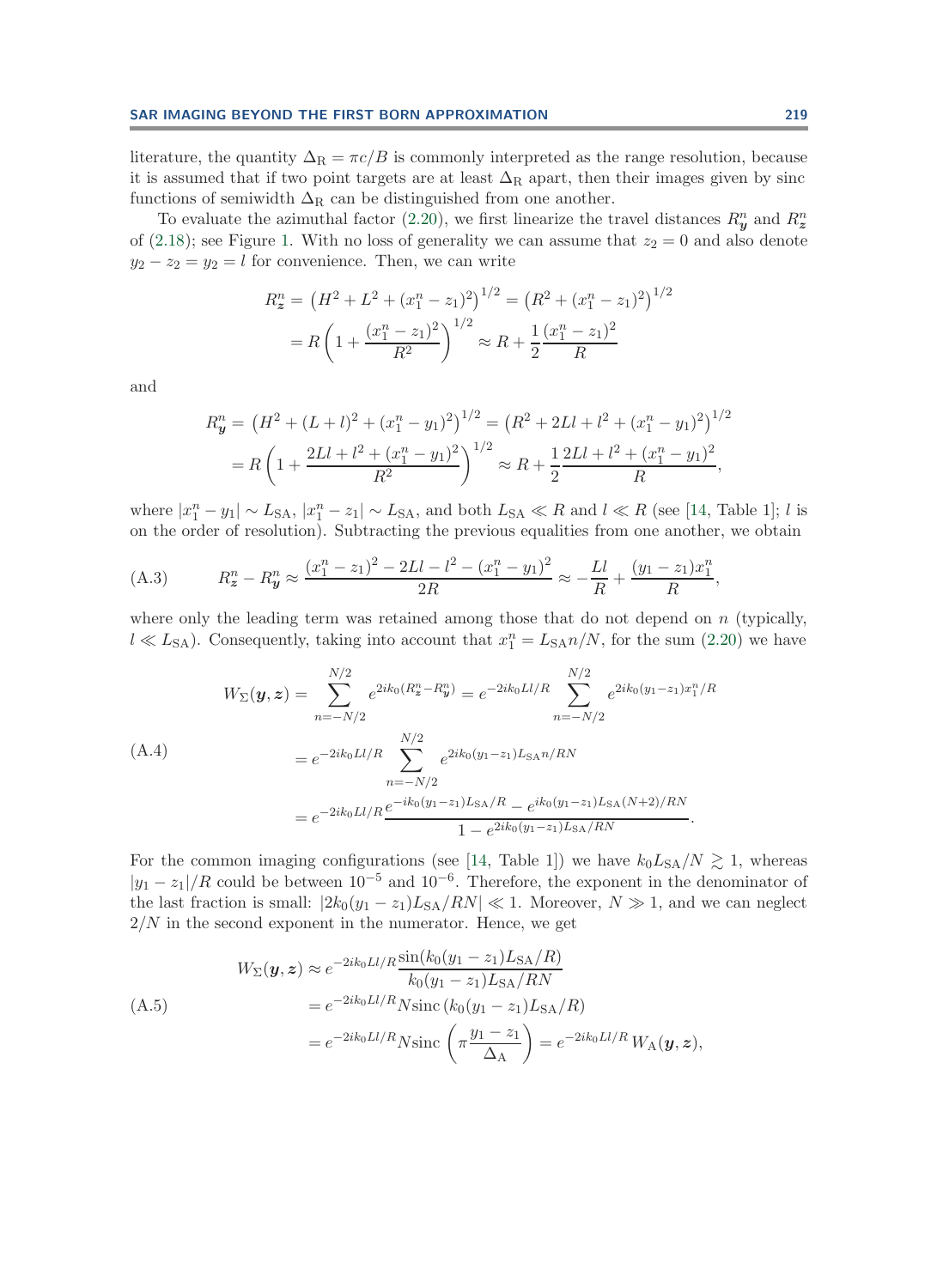literature, the quantity $\Delta_{\rm R} = \pi c/B$ is commonly interpreted as the range resolution, because it is assumed that if two point targets are at least $\Delta_{\rm R}$ apart, then their images given by sinc functions of semiwidth $\Delta_{\rm R}$ can be distinguished from one another.

To evaluate the azimuthal factor (2.20), we first linearize the travel distances $R^n_{\boldsymbol{y}}$ and $R^n_{\boldsymbol{z}}$ of (2.18); see Figure 1. With no loss of generality we can assume that $z_2 = 0$ and also denote $y_2 - z_2 = y_2 = l$ for convenience. Then, we can write

$$
\begin{aligned}
R^n_{\boldsymbol{z}} &= \left(H^2 + L^2 + (x^n_1 - z_1)^2\right)^{1/2} = \left(R^2 + (x^n_1 - z_1)^2\right)^{1/2} \\
&= R\left(1 + \frac{(x^n_1 - z_1)^2}{R^2}\right)^{1/2} \approx R + \frac{1}{2}\frac{(x^n_1 - z_1)^2}{R}
\end{aligned}
$$

and

$$
\begin{aligned}
R^n_{\boldsymbol{y}} &= \left(H^2 + (L+l)^2 + (x^n_1 - y_1)^2\right)^{1/2} = \left(R^2 + 2Ll + l^2 + (x^n_1 - y_1)^2\right)^{1/2} \\
&= R\left(1 + \frac{2Ll + l^2 + (x^n_1 - y_1)^2}{R^2}\right)^{1/2} \approx R + \frac{1}{2}\frac{2Ll + l^2 + (x^n_1 - y_1)^2}{R},
\end{aligned}
$$

where $|x^n_1 - y_1| \sim L_{\rm SA}$, $|x^n_1 - z_1| \sim L_{\rm SA}$, and both $L_{\rm SA} \ll R$ and $l \ll R$ (see [14, Table 1]; $l$ is on the order of resolution). Subtracting the previous equalities from one another, we obtain

$$
R^n_{\boldsymbol{z}} - R^n_{\boldsymbol{y}} \approx \frac{(x^n_1 - z_1)^2 - 2Ll - l^2 - (x^n_1 - y_1)^2}{2R} \approx -\frac{Ll}{R} + \frac{(y_1 - z_1)x^n_1}{R}, \tag{A.3}
$$

where only the leading term was retained among those that do not depend on $n$ (typically, $l \ll L_{\rm SA}$). Consequently, taking into account that $x^n_1 = L_{\rm SA}n/N$, for the sum (2.20) we have

$$
\begin{aligned}
W_\Sigma(\boldsymbol{y}, \boldsymbol{z}) &= \sum_{n=-N/2}^{N/2} e^{2ik_0(R^n_{\boldsymbol{z}} - R^n_{\boldsymbol{y}})} = e^{-2ik_0Ll/R} \sum_{n=-N/2}^{N/2} e^{2ik_0(y_1 - z_1)x^n_1/R} \\
&= e^{-2ik_0Ll/R} \sum_{n=-N/2}^{N/2} e^{2ik_0(y_1 - z_1)L_{\rm SA}n/RN} \\
&= e^{-2ik_0Ll/R} \frac{e^{-ik_0(y_1 - z_1)L_{\rm SA}/R} - e^{ik_0(y_1 - z_1)L_{\rm SA}(N+2)/RN}}{1 - e^{2ik_0(y_1 - z_1)L_{\rm SA}/RN}}.
\end{aligned} \tag{A.4}
$$

For the common imaging configurations (see [14, Table 1]) we have $k_0L_{\rm SA}/N \gtrsim 1$, whereas $|y_1 - z_1|/R$ could be between $10^{-5}$ and $10^{-6}$. Therefore, the exponent in the denominator of the last fraction is small: $|2k_0(y_1 - z_1)L_{\rm SA}/RN| \ll 1$. Moreover, $N \gg 1$, and we can neglect $2/N$ in the second exponent in the numerator. Hence, we get

$$
\begin{aligned}
W_\Sigma(\boldsymbol{y}, \boldsymbol{z}) &\approx e^{-2ik_0Ll/R} \frac{\sin(k_0(y_1 - z_1)L_{\rm SA}/R)}{k_0(y_1 - z_1)L_{\rm SA}/RN} \\
&= e^{-2ik_0Ll/R} N \operatorname{sinc}\left(k_0(y_1 - z_1)L_{\rm SA}/R\right) \\
&= e^{-2ik_0Ll/R} N \operatorname{sinc}\left(\pi\frac{y_1 - z_1}{\Delta_{\rm A}}\right) = e^{-2ik_0Ll/R}\, W_{\rm A}(\boldsymbol{y}, \boldsymbol{z}),
\end{aligned} \tag{A.5}
$$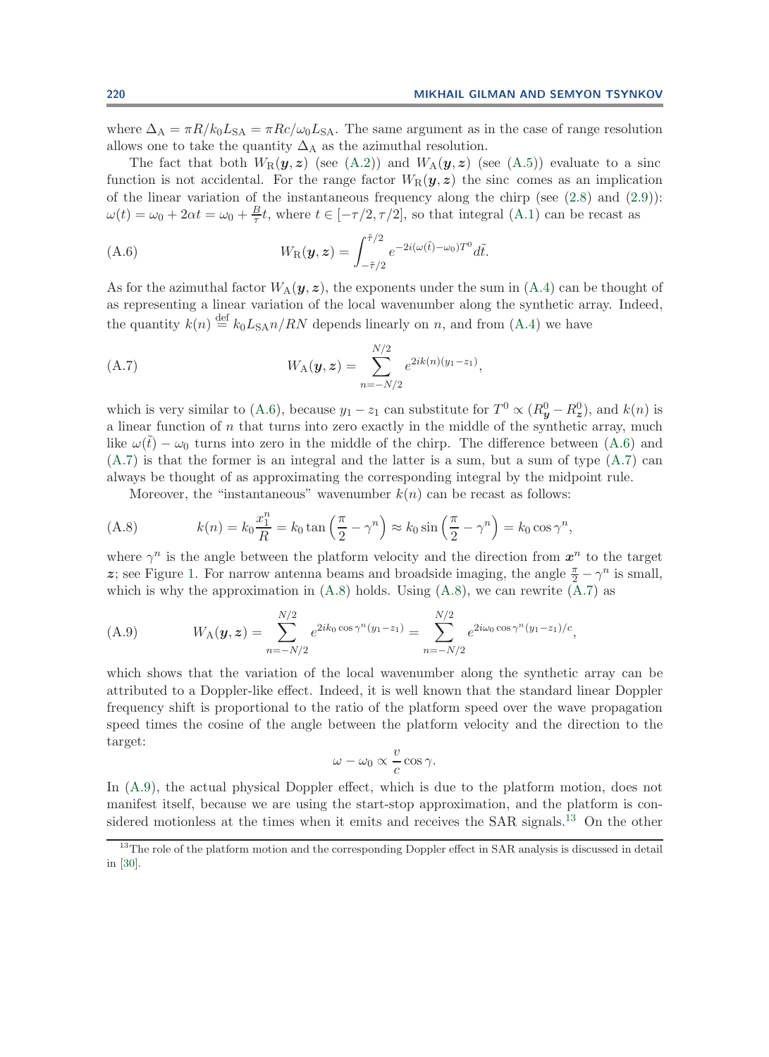where $\Delta_{\mathrm{A}} = \pi R / k_0 L_{\mathrm{SA}} = \pi R c / \omega_0 L_{\mathrm{SA}}$. The same argument as in the case of range resolution allows one to take the quantity $\Delta_{\mathrm{A}}$ as the azimuthal resolution.

The fact that both $W_{\mathrm{R}}(\boldsymbol{y}, \boldsymbol{z})$ (see (A.2)) and $W_{\mathrm{A}}(\boldsymbol{y}, \boldsymbol{z})$ (see (A.5)) evaluate to a sinc function is not accidental. For the range factor $W_{\mathrm{R}}(\boldsymbol{y}, \boldsymbol{z})$ the sinc comes as an implication of the linear variation of the instantaneous frequency along the chirp (see (2.8) and (2.9)): $\omega(t) = \omega_0 + 2\alpha t = \omega_0 + \frac{B}{\tau} t$, where $t \in [-\tau/2, \tau/2]$, so that integral (A.1) can be recast as

$$W_{\mathrm{R}}(\boldsymbol{y}, \boldsymbol{z}) = \int_{-\tilde{\tau}/2}^{\tilde{\tau}/2} e^{-2i(\omega(\tilde{t}) - \omega_0) T^0} d\tilde{t}. \tag{A.6}$$

As for the azimuthal factor $W_{\mathrm{A}}(\boldsymbol{y}, \boldsymbol{z})$, the exponents under the sum in (A.4) can be thought of as representing a linear variation of the local wavenumber along the synthetic array. Indeed, the quantity $k(n) \stackrel{\mathrm{def}}{=} k_0 L_{\mathrm{SA}} n / RN$ depends linearly on $n$, and from (A.4) we have

$$W_{\mathrm{A}}(\boldsymbol{y}, \boldsymbol{z}) = \sum_{n=-N/2}^{N/2} e^{2ik(n)(y_1 - z_1)}, \tag{A.7}$$

which is very similar to (A.6), because $y_1 - z_1$ can substitute for $T^0 \propto (R^0_{\boldsymbol{y}} - R^0_{\boldsymbol{z}})$, and $k(n)$ is a linear function of $n$ that turns into zero exactly in the middle of the synthetic array, much like $\omega(\tilde{t}) - \omega_0$ turns into zero in the middle of the chirp. The difference between (A.6) and (A.7) is that the former is an integral and the latter is a sum, but a sum of type (A.7) can always be thought of as approximating the corresponding integral by the midpoint rule.

Moreover, the "instantaneous" wavenumber $k(n)$ can be recast as follows:

$$k(n) = k_0 \frac{x_1^n}{R} = k_0 \tan\left(\frac{\pi}{2} - \gamma^n\right) \approx k_0 \sin\left(\frac{\pi}{2} - \gamma^n\right) = k_0 \cos \gamma^n, \tag{A.8}$$

where $\gamma^n$ is the angle between the platform velocity and the direction from $\boldsymbol{x}^n$ to the target $\boldsymbol{z}$; see Figure 1. For narrow antenna beams and broadside imaging, the angle $\frac{\pi}{2} - \gamma^n$ is small, which is why the approximation in (A.8) holds. Using (A.8), we can rewrite (A.7) as

$$W_{\mathrm{A}}(\boldsymbol{y}, \boldsymbol{z}) = \sum_{n=-N/2}^{N/2} e^{2ik_0 \cos \gamma^n (y_1 - z_1)} = \sum_{n=-N/2}^{N/2} e^{2i\omega_0 \cos \gamma^n (y_1 - z_1)/c}, \tag{A.9}$$

which shows that the variation of the local wavenumber along the synthetic array can be attributed to a Doppler-like effect. Indeed, it is well known that the standard linear Doppler frequency shift is proportional to the ratio of the platform speed over the wave propagation speed times the cosine of the angle between the platform velocity and the direction to the target:

$$\omega - \omega_0 \propto \frac{v}{c} \cos \gamma.$$

In (A.9), the actual physical Doppler effect, which is due to the platform motion, does not manifest itself, because we are using the start-stop approximation, and the platform is considered motionless at the times when it emits and receives the SAR signals.[13] On the other

[13] The role of the platform motion and the corresponding Doppler effect in SAR analysis is discussed in detail in [30].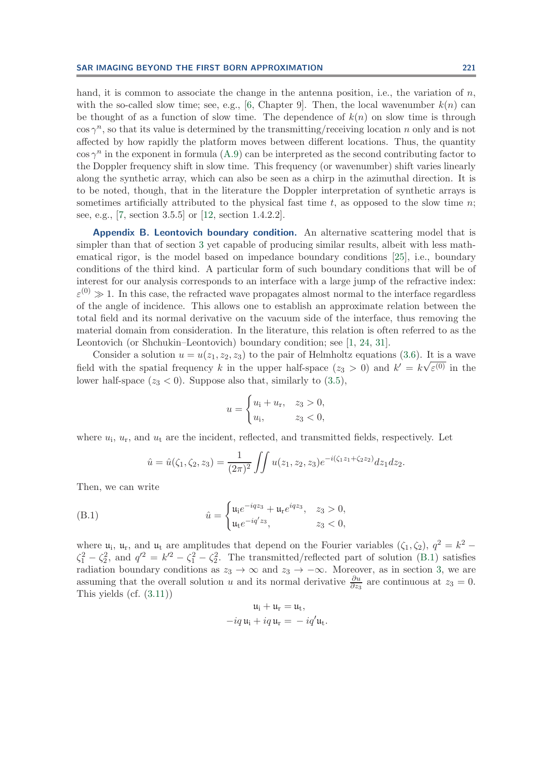hand, it is common to associate the change in the antenna position, i.e., the variation of $n$, with the so-called slow time; see, e.g., [6, Chapter 9]. Then, the local wavenumber $k(n)$ can be thought of as a function of slow time. The dependence of $k(n)$ on slow time is through $\cos\gamma^n$, so that its value is determined by the transmitting/receiving location $n$ only and is not affected by how rapidly the platform moves between different locations. Thus, the quantity $\cos\gamma^n$ in the exponent in formula (A.9) can be interpreted as the second contributing factor to the Doppler frequency shift in slow time. This frequency (or wavenumber) shift varies linearly along the synthetic array, which can also be seen as a chirp in the azimuthal direction. It is to be noted, though, that in the literature the Doppler interpretation of synthetic arrays is sometimes artificially attributed to the physical fast time $t$, as opposed to the slow time $n$; see, e.g., [7, section 3.5.5] or [12, section 1.4.2.2].

**Appendix B. Leontovich boundary condition.** An alternative scattering model that is simpler than that of section 3 yet capable of producing similar results, albeit with less mathematical rigor, is the model based on impedance boundary conditions [25], i.e., boundary conditions of the third kind. A particular form of such boundary conditions that will be of interest for our analysis corresponds to an interface with a large jump of the refractive index: $\varepsilon^{(0)} \gg 1$. In this case, the refracted wave propagates almost normal to the interface regardless of the angle of incidence. This allows one to establish an approximate relation between the total field and its normal derivative on the vacuum side of the interface, thus removing the material domain from consideration. In the literature, this relation is often referred to as the Leontovich (or Shchukin–Leontovich) boundary condition; see [1, 24, 31].

Consider a solution $u = u(z_1, z_2, z_3)$ to the pair of Helmholtz equations (3.6). It is a wave field with the spatial frequency $k$ in the upper half-space ($z_3 > 0$) and $k' = k\sqrt{\varepsilon^{(0)}}$ in the lower half-space ($z_3 < 0$). Suppose also that, similarly to (3.5),

$$u = \begin{cases} u_{\mathrm{i}} + u_{\mathrm{r}}, & z_3 > 0, \\ u_{\mathrm{i}}, & z_3 < 0, \end{cases}$$

where $u_{\mathrm{i}}$, $u_{\mathrm{r}}$, and $u_{\mathrm{t}}$ are the incident, reflected, and transmitted fields, respectively. Let

$$\hat{u} = \hat{u}(\zeta_1, \zeta_2, z_3) = \frac{1}{(2\pi)^2} \iint u(z_1, z_2, z_3) e^{-i(\zeta_1 z_1 + \zeta_2 z_2)} dz_1 dz_2.$$

Then, we can write

$$\hat{u} = \begin{cases} \mathfrak{u}_{\mathrm{i}} e^{-iqz_3} + \mathfrak{u}_{\mathrm{r}} e^{iqz_3}, & z_3 > 0, \\ \mathfrak{u}_{\mathrm{t}} e^{-iq'z_3}, & z_3 < 0, \end{cases} \tag{B.1}$$

where $\mathfrak{u}_{\mathrm{i}}$, $\mathfrak{u}_{\mathrm{r}}$, and $\mathfrak{u}_{\mathrm{t}}$ are amplitudes that depend on the Fourier variables $(\zeta_1, \zeta_2)$, $q^2 = k^2 - \zeta_1^2 - \zeta_2^2$, and $q'^2 = k'^2 - \zeta_1^2 - \zeta_2^2$. The transmitted/reflected part of solution (B.1) satisfies radiation boundary conditions as $z_3 \to \infty$ and $z_3 \to -\infty$. Moreover, as in section 3, we are assuming that the overall solution $u$ and its normal derivative $\frac{\partial u}{\partial z_3}$ are continuous at $z_3 = 0$. This yields (cf. (3.11))

$$\begin{aligned} \mathfrak{u}_{\mathrm{i}} + \mathfrak{u}_{\mathrm{r}} &= \mathfrak{u}_{\mathrm{t}}, \\ -iq\,\mathfrak{u}_{\mathrm{i}} + iq\,\mathfrak{u}_{\mathrm{r}} &= -iq'\mathfrak{u}_{\mathrm{t}}. \end{aligned}$$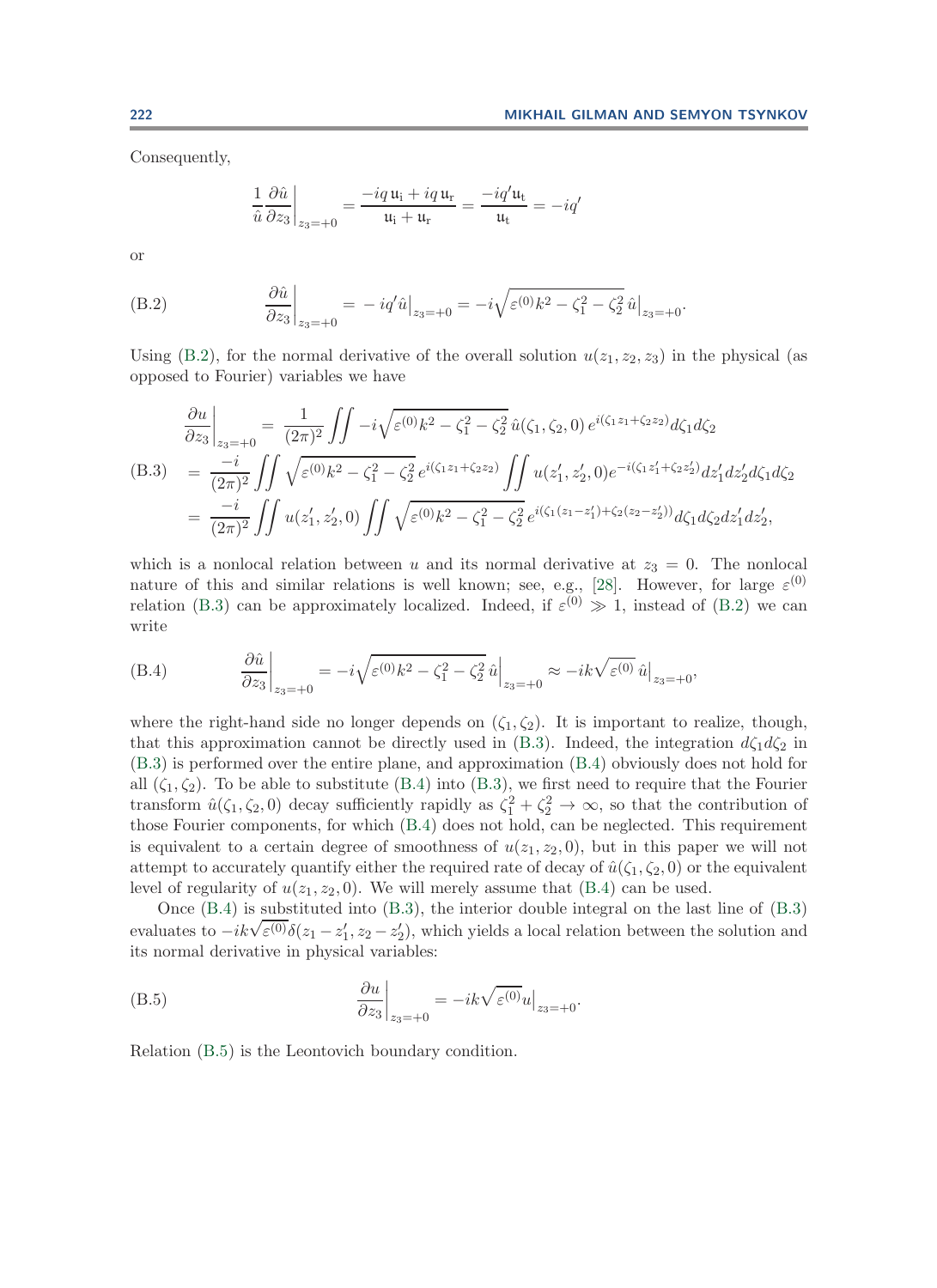Consequently,

$$\frac{1}{\hat{u}}\frac{\partial \hat{u}}{\partial z_3}\bigg|_{z_3=+0} = \frac{-iq\,\mathfrak{u}_{\mathrm{i}} + iq\,\mathfrak{u}_{\mathrm{r}}}{\mathfrak{u}_{\mathrm{i}} + \mathfrak{u}_{\mathrm{r}}} = \frac{-iq'\mathfrak{u}_{\mathrm{t}}}{\mathfrak{u}_{\mathrm{t}}} = -iq'$$

or

$$\frac{\partial \hat{u}}{\partial z_3}\bigg|_{z_3=+0} = -iq'\hat{u}\big|_{z_3=+0} = -i\sqrt{\varepsilon^{(0)}k^2 - \zeta_1^2 - \zeta_2^2}\,\hat{u}\big|_{z_3=+0}. \tag{B.2}$$

Using (B.2), for the normal derivative of the overall solution $u(z_1, z_2, z_3)$ in the physical (as opposed to Fourier) variables we have

$$\begin{aligned}
\frac{\partial u}{\partial z_3}\bigg|_{z_3=+0} &= \frac{1}{(2\pi)^2}\iint -i\sqrt{\varepsilon^{(0)}k^2 - \zeta_1^2 - \zeta_2^2}\,\hat{u}(\zeta_1, \zeta_2, 0)\, e^{i(\zeta_1 z_1 + \zeta_2 z_2)} d\zeta_1 d\zeta_2 \\
&= \frac{-i}{(2\pi)^2}\iint \sqrt{\varepsilon^{(0)}k^2 - \zeta_1^2 - \zeta_2^2}\, e^{i(\zeta_1 z_1 + \zeta_2 z_2)} \iint u(z_1', z_2', 0) e^{-i(\zeta_1 z_1' + \zeta_2 z_2')} dz_1' dz_2' d\zeta_1 d\zeta_2 \\
&= \frac{-i}{(2\pi)^2}\iint u(z_1', z_2', 0) \iint \sqrt{\varepsilon^{(0)}k^2 - \zeta_1^2 - \zeta_2^2}\, e^{i(\zeta_1(z_1 - z_1') + \zeta_2(z_2 - z_2'))} d\zeta_1 d\zeta_2 dz_1' dz_2',
\end{aligned} \tag{B.3}$$

which is a nonlocal relation between $u$ and its normal derivative at $z_3 = 0$. The nonlocal nature of this and similar relations is well known; see, e.g., [28]. However, for large $\varepsilon^{(0)}$ relation (B.3) can be approximately localized. Indeed, if $\varepsilon^{(0)} \gg 1$, instead of (B.2) we can write

$$\frac{\partial \hat{u}}{\partial z_3}\bigg|_{z_3=+0} = -i\sqrt{\varepsilon^{(0)}k^2 - \zeta_1^2 - \zeta_2^2}\,\hat{u}\Big|_{z_3=+0} \approx -ik\sqrt{\varepsilon^{(0)}}\,\hat{u}\Big|_{z_3=+0}, \tag{B.4}$$

where the right-hand side no longer depends on $(\zeta_1, \zeta_2)$. It is important to realize, though, that this approximation cannot be directly used in (B.3). Indeed, the integration $d\zeta_1 d\zeta_2$ in (B.3) is performed over the entire plane, and approximation (B.4) obviously does not hold for all $(\zeta_1, \zeta_2)$. To be able to substitute (B.4) into (B.3), we first need to require that the Fourier transform $\hat{u}(\zeta_1, \zeta_2, 0)$ decay sufficiently rapidly as $\zeta_1^2 + \zeta_2^2 \to \infty$, so that the contribution of those Fourier components, for which (B.4) does not hold, can be neglected. This requirement is equivalent to a certain degree of smoothness of $u(z_1, z_2, 0)$, but in this paper we will not attempt to accurately quantify either the required rate of decay of $\hat{u}(\zeta_1, \zeta_2, 0)$ or the equivalent level of regularity of $u(z_1, z_2, 0)$. We will merely assume that (B.4) can be used.

Once (B.4) is substituted into (B.3), the interior double integral on the last line of (B.3) evaluates to $-ik\sqrt{\varepsilon^{(0)}}\delta(z_1 - z_1', z_2 - z_2')$, which yields a local relation between the solution and its normal derivative in physical variables:

$$\frac{\partial u}{\partial z_3}\bigg|_{z_3=+0} = -ik\sqrt{\varepsilon^{(0)}}u\big|_{z_3=+0}. \tag{B.5}$$

Relation (B.5) is the Leontovich boundary condition.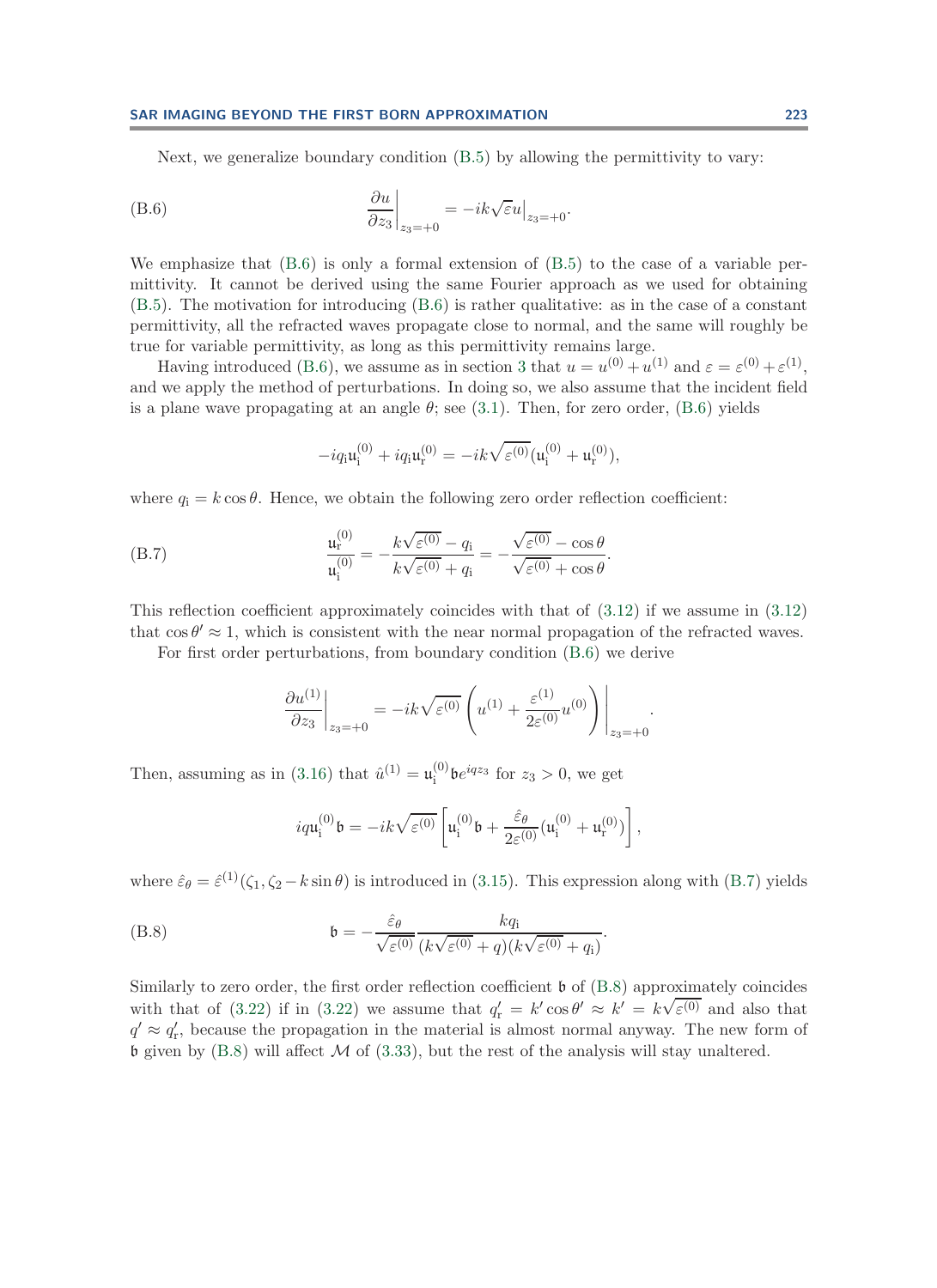Next, we generalize boundary condition (B.5) by allowing the permittivity to vary:

$$\left.\frac{\partial u}{\partial z_3}\right|_{z_3=+0} = -ik\sqrt{\varepsilon}u\big|_{z_3=+0}. \tag{B.6}$$

We emphasize that (B.6) is only a formal extension of (B.5) to the case of a variable permittivity. It cannot be derived using the same Fourier approach as we used for obtaining (B.5). The motivation for introducing (B.6) is rather qualitative: as in the case of a constant permittivity, all the refracted waves propagate close to normal, and the same will roughly be true for variable permittivity, as long as this permittivity remains large.

Having introduced (B.6), we assume as in section 3 that $u = u^{(0)} + u^{(1)}$ and $\varepsilon = \varepsilon^{(0)} + \varepsilon^{(1)}$, and we apply the method of perturbations. In doing so, we also assume that the incident field is a plane wave propagating at an angle $\theta$; see (3.1). Then, for zero order, (B.6) yields

$$-iq_{\rm i}\mathfrak{u}_{\rm i}^{(0)} + iq_{\rm i}\mathfrak{u}_{\rm r}^{(0)} = -ik\sqrt{\varepsilon^{(0)}}(\mathfrak{u}_{\rm i}^{(0)} + \mathfrak{u}_{\rm r}^{(0)}),$$

where $q_{\rm i} = k\cos\theta$. Hence, we obtain the following zero order reflection coefficient:

$$\frac{\mathfrak{u}_{\rm r}^{(0)}}{\mathfrak{u}_{\rm i}^{(0)}} = -\frac{k\sqrt{\varepsilon^{(0)}} - q_{\rm i}}{k\sqrt{\varepsilon^{(0)}} + q_{\rm i}} = -\frac{\sqrt{\varepsilon^{(0)}} - \cos\theta}{\sqrt{\varepsilon^{(0)}} + \cos\theta}. \tag{B.7}$$

This reflection coefficient approximately coincides with that of (3.12) if we assume in (3.12) that $\cos\theta' \approx 1$, which is consistent with the near normal propagation of the refracted waves.

For first order perturbations, from boundary condition (B.6) we derive

$$\left.\frac{\partial u^{(1)}}{\partial z_3}\right|_{z_3=+0} = -ik\sqrt{\varepsilon^{(0)}}\left(u^{(1)} + \frac{\varepsilon^{(1)}}{2\varepsilon^{(0)}}u^{(0)}\right)\Bigg|_{z_3=+0}.$$

Then, assuming as in (3.16) that $\hat{u}^{(1)} = \mathfrak{u}_{\rm i}^{(0)}\mathfrak{b}e^{iqz_3}$ for $z_3 > 0$, we get

$$iq\mathfrak{u}_{\rm i}^{(0)}\mathfrak{b} = -ik\sqrt{\varepsilon^{(0)}}\left[\mathfrak{u}_{\rm i}^{(0)}\mathfrak{b} + \frac{\hat{\varepsilon}_\theta}{2\varepsilon^{(0)}}(\mathfrak{u}_{\rm i}^{(0)} + \mathfrak{u}_{\rm r}^{(0)})\right],$$

where $\hat{\varepsilon}_\theta = \hat{\varepsilon}^{(1)}(\zeta_1, \zeta_2 - k\sin\theta)$ is introduced in (3.15). This expression along with (B.7) yields

$$\mathfrak{b} = -\frac{\hat{\varepsilon}_\theta}{\sqrt{\varepsilon^{(0)}}}\frac{kq_{\rm i}}{(k\sqrt{\varepsilon^{(0)}} + q)(k\sqrt{\varepsilon^{(0)}} + q_{\rm i})}. \tag{B.8}$$

Similarly to zero order, the first order reflection coefficient $\mathfrak{b}$ of (B.8) approximately coincides with that of (3.22) if in (3.22) we assume that $q_{\rm r}' = k'\cos\theta' \approx k' = k\sqrt{\varepsilon^{(0)}}$ and also that $q' \approx q_{\rm r}'$, because the propagation in the material is almost normal anyway. The new form of $\mathfrak{b}$ given by (B.8) will affect $\mathcal{M}$ of (3.33), but the rest of the analysis will stay unaltered.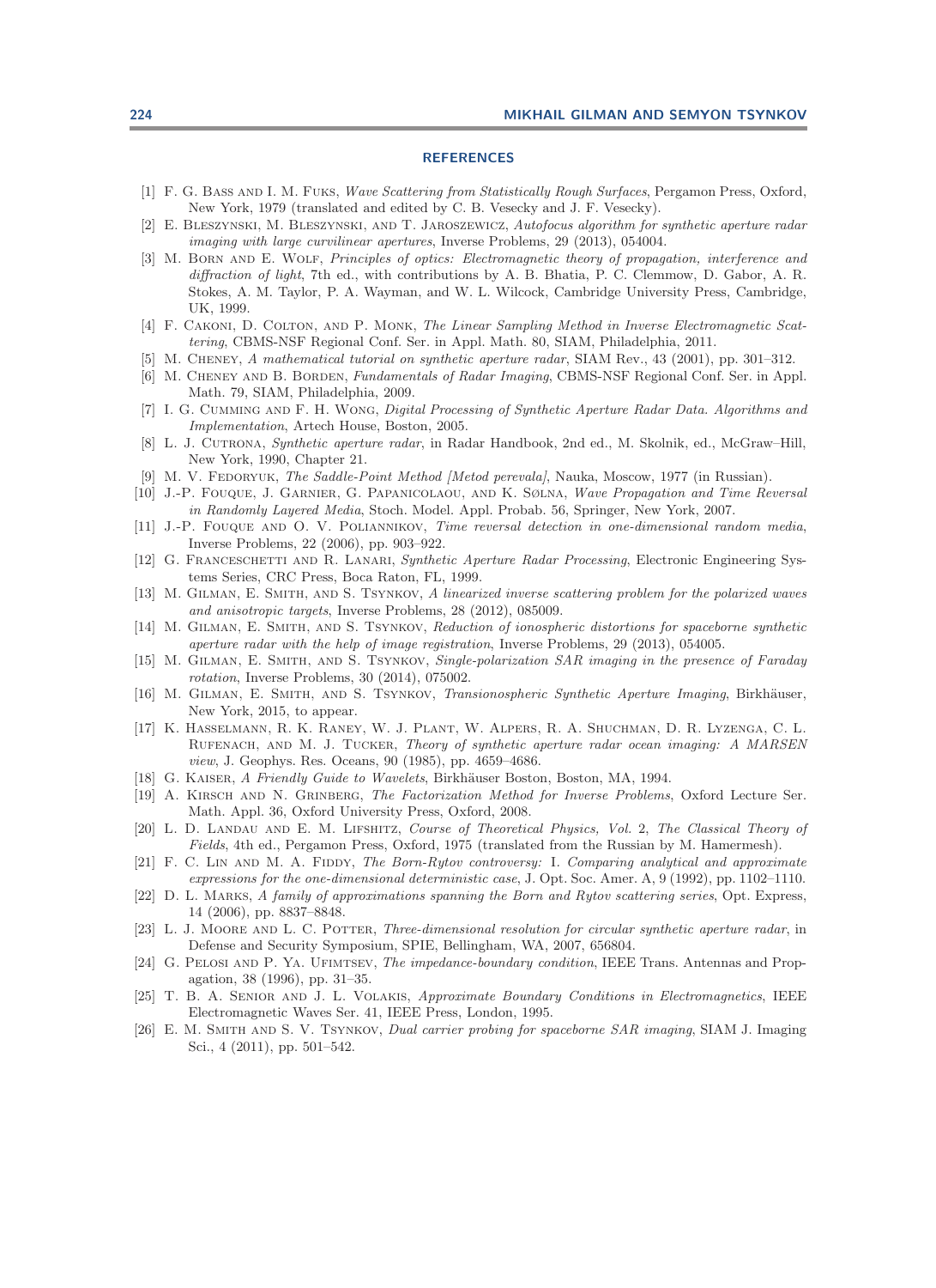## REFERENCES

[1] F. G. Bass and I. M. Fuks, *Wave Scattering from Statistically Rough Surfaces*, Pergamon Press, Oxford, New York, 1979 (translated and edited by C. B. Vesecky and J. F. Vesecky).

[2] E. Bleszynski, M. Bleszynski, and T. Jaroszewicz, *Autofocus algorithm for synthetic aperture radar imaging with large curvilinear apertures*, Inverse Problems, 29 (2013), 054004.

[3] M. Born and E. Wolf, *Principles of optics: Electromagnetic theory of propagation, interference and diffraction of light*, 7th ed., with contributions by A. B. Bhatia, P. C. Clemmow, D. Gabor, A. R. Stokes, A. M. Taylor, P. A. Wayman, and W. L. Wilcock, Cambridge University Press, Cambridge, UK, 1999.

[4] F. Cakoni, D. Colton, and P. Monk, *The Linear Sampling Method in Inverse Electromagnetic Scattering*, CBMS-NSF Regional Conf. Ser. in Appl. Math. 80, SIAM, Philadelphia, 2011.

[5] M. Cheney, *A mathematical tutorial on synthetic aperture radar*, SIAM Rev., 43 (2001), pp. 301–312.

[6] M. Cheney and B. Borden, *Fundamentals of Radar Imaging*, CBMS-NSF Regional Conf. Ser. in Appl. Math. 79, SIAM, Philadelphia, 2009.

[7] I. G. Cumming and F. H. Wong, *Digital Processing of Synthetic Aperture Radar Data. Algorithms and Implementation*, Artech House, Boston, 2005.

[8] L. J. Cutrona, *Synthetic aperture radar*, in Radar Handbook, 2nd ed., M. Skolnik, ed., McGraw–Hill, New York, 1990, Chapter 21.

[9] M. V. Fedoryuk, *The Saddle-Point Method [Metod perevala]*, Nauka, Moscow, 1977 (in Russian).

[10] J.-P. Fouque, J. Garnier, G. Papanicolaou, and K. Sølna, *Wave Propagation and Time Reversal in Randomly Layered Media*, Stoch. Model. Appl. Probab. 56, Springer, New York, 2007.

[11] J.-P. Fouque and O. V. Poliannikov, *Time reversal detection in one-dimensional random media*, Inverse Problems, 22 (2006), pp. 903–922.

[12] G. Franceschetti and R. Lanari, *Synthetic Aperture Radar Processing*, Electronic Engineering Systems Series, CRC Press, Boca Raton, FL, 1999.

[13] M. Gilman, E. Smith, and S. Tsynkov, *A linearized inverse scattering problem for the polarized waves and anisotropic targets*, Inverse Problems, 28 (2012), 085009.

[14] M. Gilman, E. Smith, and S. Tsynkov, *Reduction of ionospheric distortions for spaceborne synthetic aperture radar with the help of image registration*, Inverse Problems, 29 (2013), 054005.

[15] M. Gilman, E. Smith, and S. Tsynkov, *Single-polarization SAR imaging in the presence of Faraday rotation*, Inverse Problems, 30 (2014), 075002.

[16] M. Gilman, E. Smith, and S. Tsynkov, *Transionospheric Synthetic Aperture Imaging*, Birkhäuser, New York, 2015, to appear.

[17] K. Hasselmann, R. K. Raney, W. J. Plant, W. Alpers, R. A. Shuchman, D. R. Lyzenga, C. L. Rufenach, and M. J. Tucker, *Theory of synthetic aperture radar ocean imaging: A MARSEN view*, J. Geophys. Res. Oceans, 90 (1985), pp. 4659–4686.

[18] G. Kaiser, *A Friendly Guide to Wavelets*, Birkhäuser Boston, Boston, MA, 1994.

[19] A. Kirsch and N. Grinberg, *The Factorization Method for Inverse Problems*, Oxford Lecture Ser. Math. Appl. 36, Oxford University Press, Oxford, 2008.

[20] L. D. Landau and E. M. Lifshitz, *Course of Theoretical Physics, Vol. 2, The Classical Theory of Fields*, 4th ed., Pergamon Press, Oxford, 1975 (translated from the Russian by M. Hamermesh).

[21] F. C. Lin and M. A. Fiddy, *The Born-Rytov controversy: I. Comparing analytical and approximate expressions for the one-dimensional deterministic case*, J. Opt. Soc. Amer. A, 9 (1992), pp. 1102–1110.

[22] D. L. Marks, *A family of approximations spanning the Born and Rytov scattering series*, Opt. Express, 14 (2006), pp. 8837–8848.

[23] L. J. Moore and L. C. Potter, *Three-dimensional resolution for circular synthetic aperture radar*, in Defense and Security Symposium, SPIE, Bellingham, WA, 2007, 656804.

[24] G. Pelosi and P. Ya. Ufimtsev, *The impedance-boundary condition*, IEEE Trans. Antennas and Propagation, 38 (1996), pp. 31–35.

[25] T. B. A. Senior and J. L. Volakis, *Approximate Boundary Conditions in Electromagnetics*, IEEE Electromagnetic Waves Ser. 41, IEEE Press, London, 1995.

[26] E. M. Smith and S. V. Tsynkov, *Dual carrier probing for spaceborne SAR imaging*, SIAM J. Imaging Sci., 4 (2011), pp. 501–542.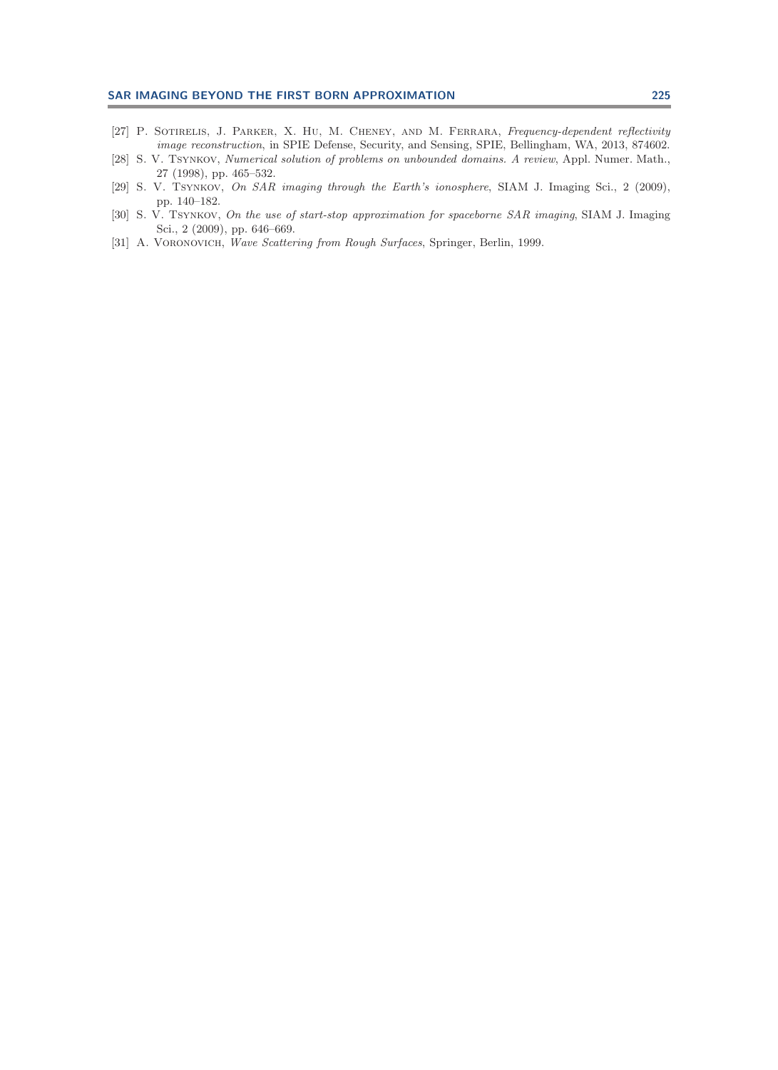[27] P. Sotirelis, J. Parker, X. Hu, M. Cheney, and M. Ferrara, *Frequency-dependent reflectivity image reconstruction*, in SPIE Defense, Security, and Sensing, SPIE, Bellingham, WA, 2013, 874602.

[28] S. V. Tsynkov, *Numerical solution of problems on unbounded domains. A review*, Appl. Numer. Math., 27 (1998), pp. 465–532.

[29] S. V. Tsynkov, *On SAR imaging through the Earth's ionosphere*, SIAM J. Imaging Sci., 2 (2009), pp. 140–182.

[30] S. V. Tsynkov, *On the use of start-stop approximation for spaceborne SAR imaging*, SIAM J. Imaging Sci., 2 (2009), pp. 646–669.

[31] A. Voronovich, *Wave Scattering from Rough Surfaces*, Springer, Berlin, 1999.